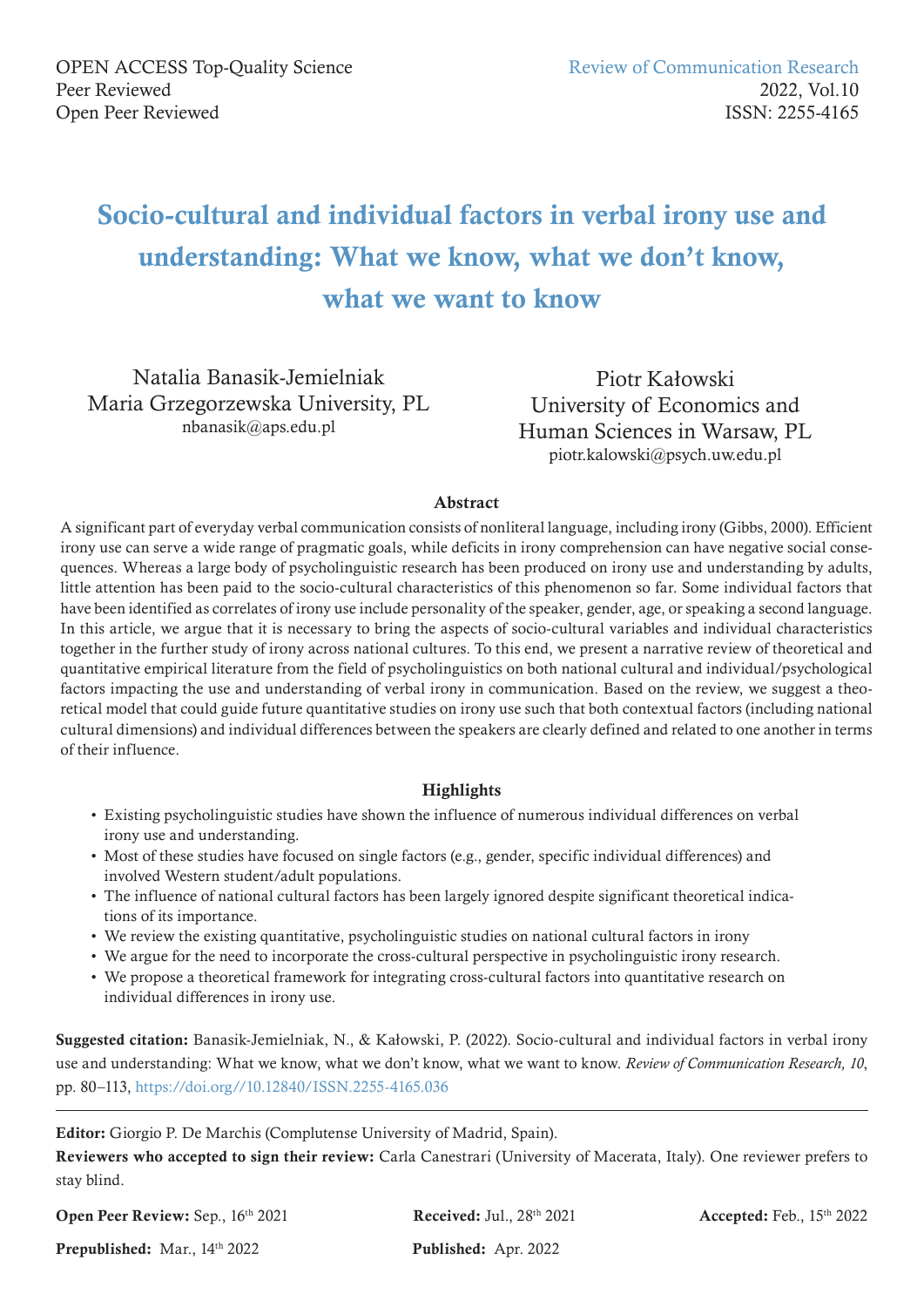OPEN ACCESS Top-Quality Science
Peer Reviewed
Open Peer Reviewed

Review of Communication Research
2022, Vol.10
ISSN: 2255-4165

# Socio-cultural and individual factors in verbal irony use and understanding: What we know, what we don't know, what we want to know

Natalia Banasik-Jemielniak
Maria Grzegorzewska University, PL
nbanasik@aps.edu.pl

Piotr Kałowski
University of Economics and Human Sciences in Warsaw, PL
piotr.kalowski@psych.uw.edu.pl

## Abstract

A significant part of everyday verbal communication consists of nonliteral language, including irony (Gibbs, 2000). Efficient irony use can serve a wide range of pragmatic goals, while deficits in irony comprehension can have negative social consequences. Whereas a large body of psycholinguistic research has been produced on irony use and understanding by adults, little attention has been paid to the socio-cultural characteristics of this phenomenon so far. Some individual factors that have been identified as correlates of irony use include personality of the speaker, gender, age, or speaking a second language. In this article, we argue that it is necessary to bring the aspects of socio-cultural variables and individual characteristics together in the further study of irony across national cultures. To this end, we present a narrative review of theoretical and quantitative empirical literature from the field of psycholinguistics on both national cultural and individual/psychological factors impacting the use and understanding of verbal irony in communication. Based on the review, we suggest a theoretical model that could guide future quantitative studies on irony use such that both contextual factors (including national cultural dimensions) and individual differences between the speakers are clearly defined and related to one another in terms of their influence.

## Highlights

- Existing psycholinguistic studies have shown the influence of numerous individual differences on verbal irony use and understanding.
- Most of these studies have focused on single factors (e.g., gender, specific individual differences) and involved Western student/adult populations.
- The influence of national cultural factors has been largely ignored despite significant theoretical indications of its importance.
- We review the existing quantitative, psycholinguistic studies on national cultural factors in irony
- We argue for the need to incorporate the cross-cultural perspective in psycholinguistic irony research.
- We propose a theoretical framework for integrating cross-cultural factors into quantitative research on individual differences in irony use.

**Suggested citation:** Banasik-Jemielniak, N., & Kałowski, P. (2022). Socio-cultural and individual factors in verbal irony use and understanding: What we know, what we don't know, what we want to know. *Review of Communication Research, 10*, pp. 80–113, https://doi.org//10.12840/ISSN.2255-4165.036

---

**Editor:** Giorgio P. De Marchis (Complutense University of Madrid, Spain).

**Reviewers who accepted to sign their review:** Carla Canestrari (University of Macerata, Italy). One reviewer prefers to stay blind.

**Open Peer Review:** Sep., 16th 2021 **Received:** Jul., 28th 2021 **Accepted:** Feb., 15th 2022

**Prepublished:** Mar., 14th 2022 **Published:** Apr. 2022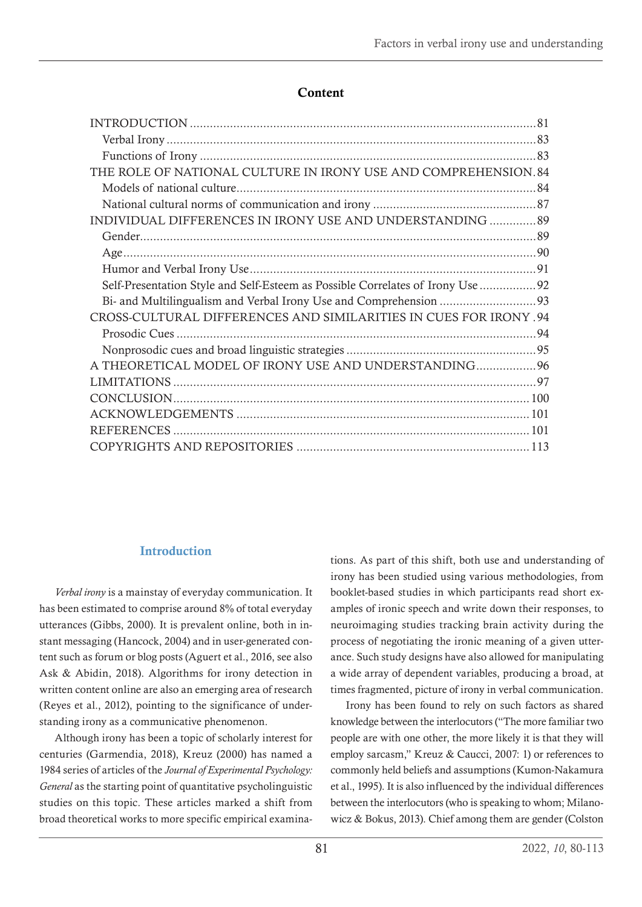## Content

- INTRODUCTION ... 81
  - Verbal Irony ... 83
  - Functions of Irony ... 83
- THE ROLE OF NATIONAL CULTURE IN IRONY USE AND COMPREHENSION ... 84
  - Models of national culture ... 84
  - National cultural norms of communication and irony ... 87
- INDIVIDUAL DIFFERENCES IN IRONY USE AND UNDERSTANDING ... 89
  - Gender ... 89
  - Age ... 90
  - Humor and Verbal Irony Use ... 91
  - Self-Presentation Style and Self-Esteem as Possible Correlates of Irony Use ... 92
  - Bi- and Multilingualism and Verbal Irony Use and Comprehension ... 93
- CROSS-CULTURAL DIFFERENCES AND SIMILARITIES IN CUES FOR IRONY ... 94
  - Prosodic Cues ... 94
  - Nonprosodic cues and broad linguistic strategies ... 95
- A THEORETICAL MODEL OF IRONY USE AND UNDERSTANDING ... 96
- LIMITATIONS ... 97
- CONCLUSION ... 100
- ACKNOWLEDGEMENTS ... 101
- REFERENCES ... 101
- COPYRIGHTS AND REPOSITORIES ... 113

## Introduction

*Verbal irony* is a mainstay of everyday communication. It has been estimated to comprise around 8% of total everyday utterances (Gibbs, 2000). It is prevalent online, both in instant messaging (Hancock, 2004) and in user-generated content such as forum or blog posts (Aguert et al., 2016, see also Ask & Abidin, 2018). Algorithms for irony detection in written content online are also an emerging area of research (Reyes et al., 2012), pointing to the significance of understanding irony as a communicative phenomenon.

Although irony has been a topic of scholarly interest for centuries (Garmendia, 2018), Kreuz (2000) has named a 1984 series of articles of the *Journal of Experimental Psychology: General* as the starting point of quantitative psycholinguistic studies on this topic. These articles marked a shift from broad theoretical works to more specific empirical examinations. As part of this shift, both use and understanding of irony has been studied using various methodologies, from booklet-based studies in which participants read short examples of ironic speech and write down their responses, to neuroimaging studies tracking brain activity during the process of negotiating the ironic meaning of a given utterance. Such study designs have also allowed for manipulating a wide array of dependent variables, producing a broad, at times fragmented, picture of irony in verbal communication.

Irony has been found to rely on such factors as shared knowledge between the interlocutors ("The more familiar two people are with one other, the more likely it is that they will employ sarcasm," Kreuz & Caucci, 2007: 1) or references to commonly held beliefs and assumptions (Kumon-Nakamura et al., 1995). It is also influenced by the individual differences between the interlocutors (who is speaking to whom; Milanowicz & Bokus, 2013). Chief among them are gender (Colston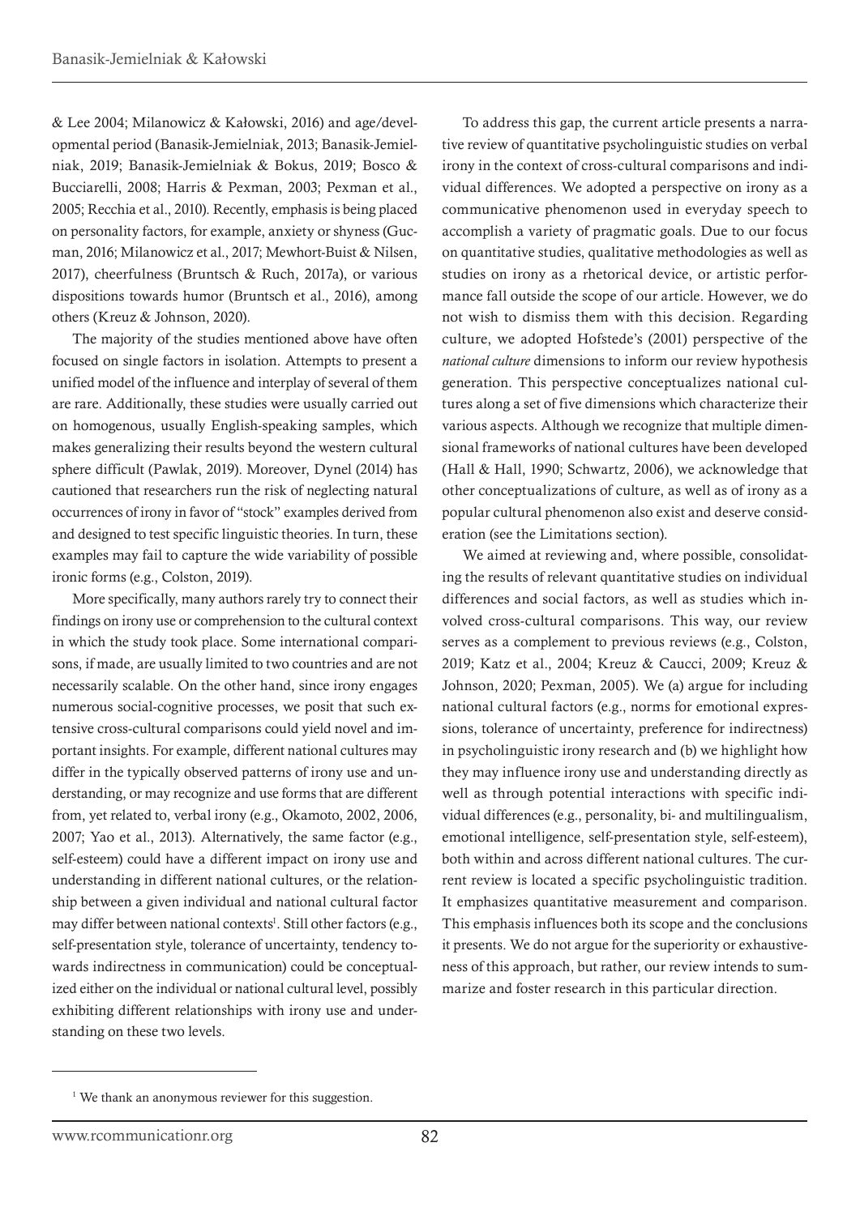& Lee 2004; Milanowicz & Kałowski, 2016) and age/developmental period (Banasik-Jemielniak, 2013; Banasik-Jemielniak, 2019; Banasik-Jemielniak & Bokus, 2019; Bosco & Bucciarelli, 2008; Harris & Pexman, 2003; Pexman et al., 2005; Recchia et al., 2010). Recently, emphasis is being placed on personality factors, for example, anxiety or shyness (Gucman, 2016; Milanowicz et al., 2017; Mewhort-Buist & Nilsen, 2017), cheerfulness (Bruntsch & Ruch, 2017a), or various dispositions towards humor (Bruntsch et al., 2016), among others (Kreuz & Johnson, 2020).

The majority of the studies mentioned above have often focused on single factors in isolation. Attempts to present a unified model of the influence and interplay of several of them are rare. Additionally, these studies were usually carried out on homogenous, usually English-speaking samples, which makes generalizing their results beyond the western cultural sphere difficult (Pawlak, 2019). Moreover, Dynel (2014) has cautioned that researchers run the risk of neglecting natural occurrences of irony in favor of "stock" examples derived from and designed to test specific linguistic theories. In turn, these examples may fail to capture the wide variability of possible ironic forms (e.g., Colston, 2019).

More specifically, many authors rarely try to connect their findings on irony use or comprehension to the cultural context in which the study took place. Some international comparisons, if made, are usually limited to two countries and are not necessarily scalable. On the other hand, since irony engages numerous social-cognitive processes, we posit that such extensive cross-cultural comparisons could yield novel and important insights. For example, different national cultures may differ in the typically observed patterns of irony use and understanding, or may recognize and use forms that are different from, yet related to, verbal irony (e.g., Okamoto, 2002, 2006, 2007; Yao et al., 2013). Alternatively, the same factor (e.g., self-esteem) could have a different impact on irony use and understanding in different national cultures, or the relationship between a given individual and national cultural factor may differ between national contexts[1]. Still other factors (e.g., self-presentation style, tolerance of uncertainty, tendency towards indirectness in communication) could be conceptualized either on the individual or national cultural level, possibly exhibiting different relationships with irony use and understanding on these two levels.

To address this gap, the current article presents a narrative review of quantitative psycholinguistic studies on verbal irony in the context of cross-cultural comparisons and individual differences. We adopted a perspective on irony as a communicative phenomenon used in everyday speech to accomplish a variety of pragmatic goals. Due to our focus on quantitative studies, qualitative methodologies as well as studies on irony as a rhetorical device, or artistic performance fall outside the scope of our article. However, we do not wish to dismiss them with this decision. Regarding culture, we adopted Hofstede's (2001) perspective of the *national culture* dimensions to inform our review hypothesis generation. This perspective conceptualizes national cultures along a set of five dimensions which characterize their various aspects. Although we recognize that multiple dimensional frameworks of national cultures have been developed (Hall & Hall, 1990; Schwartz, 2006), we acknowledge that other conceptualizations of culture, as well as of irony as a popular cultural phenomenon also exist and deserve consideration (see the Limitations section).

We aimed at reviewing and, where possible, consolidating the results of relevant quantitative studies on individual differences and social factors, as well as studies which involved cross-cultural comparisons. This way, our review serves as a complement to previous reviews (e.g., Colston, 2019; Katz et al., 2004; Kreuz & Caucci, 2009; Kreuz & Johnson, 2020; Pexman, 2005). We (a) argue for including national cultural factors (e.g., norms for emotional expressions, tolerance of uncertainty, preference for indirectness) in psycholinguistic irony research and (b) we highlight how they may influence irony use and understanding directly as well as through potential interactions with specific individual differences (e.g., personality, bi- and multilingualism, emotional intelligence, self-presentation style, self-esteem), both within and across different national cultures. The current review is located a specific psycholinguistic tradition. It emphasizes quantitative measurement and comparison. This emphasis influences both its scope and the conclusions it presents. We do not argue for the superiority or exhaustiveness of this approach, but rather, our review intends to summarize and foster research in this particular direction.

[1] We thank an anonymous reviewer for this suggestion.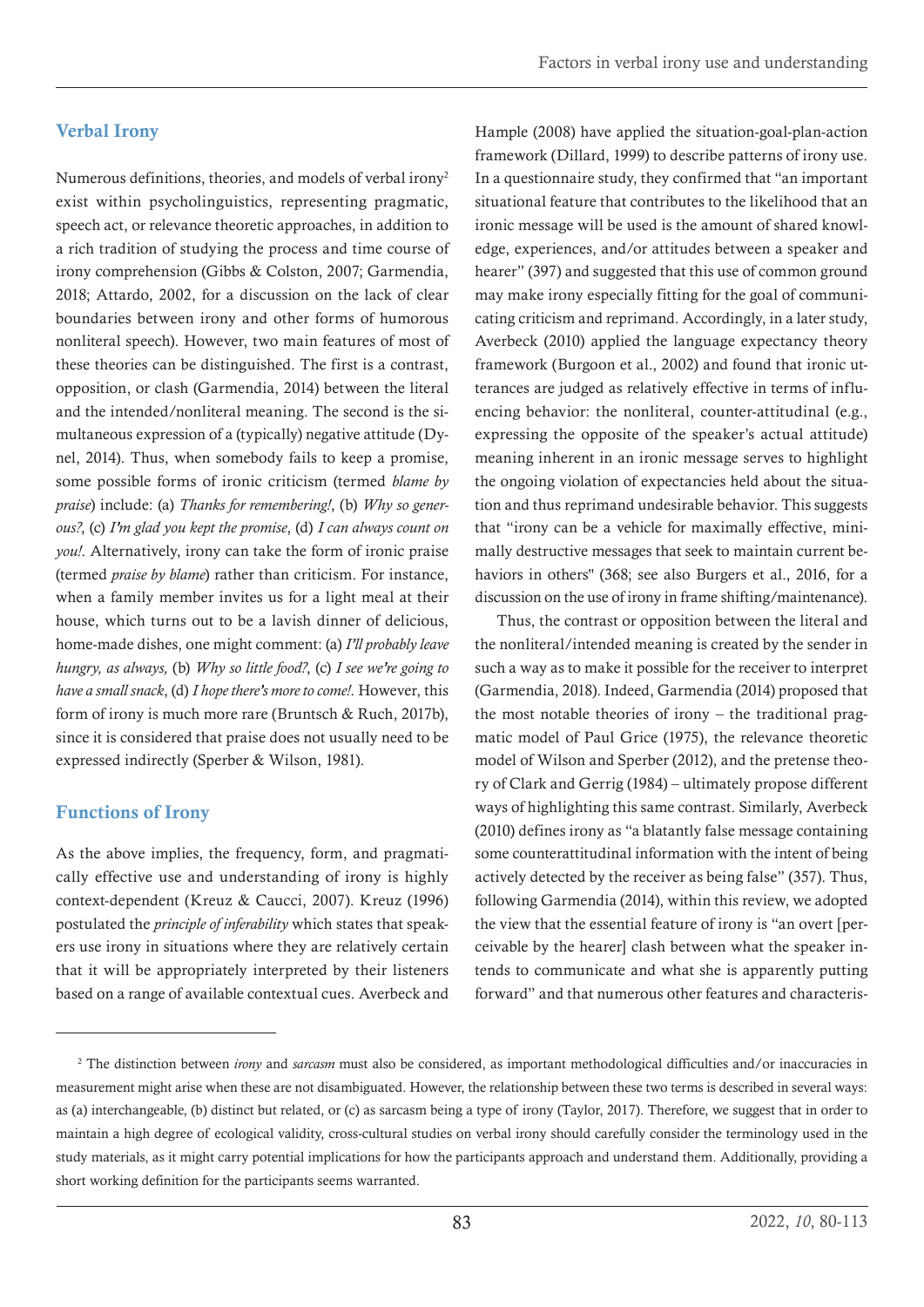## Verbal Irony

Numerous definitions, theories, and models of verbal irony[2] exist within psycholinguistics, representing pragmatic, speech act, or relevance theoretic approaches, in addition to a rich tradition of studying the process and time course of irony comprehension (Gibbs & Colston, 2007; Garmendia, 2018; Attardo, 2002, for a discussion on the lack of clear boundaries between irony and other forms of humorous nonliteral speech). However, two main features of most of these theories can be distinguished. The first is a contrast, opposition, or clash (Garmendia, 2014) between the literal and the intended/nonliteral meaning. The second is the simultaneous expression of a (typically) negative attitude (Dynel, 2014). Thus, when somebody fails to keep a promise, some possible forms of ironic criticism (termed *blame by praise*) include: (a) *Thanks for remembering!*, (b) *Why so generous?*, (c) *I'm glad you kept the promise*, (d) *I can always count on you!*. Alternatively, irony can take the form of ironic praise (termed *praise by blame*) rather than criticism. For instance, when a family member invites us for a light meal at their house, which turns out to be a lavish dinner of delicious, home-made dishes, one might comment: (a) *I'll probably leave hungry, as always,* (b) *Why so little food?*, (c) *I see we're going to have a small snack*, (d) *I hope there's more to come!*. However, this form of irony is much more rare (Bruntsch & Ruch, 2017b), since it is considered that praise does not usually need to be expressed indirectly (Sperber & Wilson, 1981).

## Functions of Irony

As the above implies, the frequency, form, and pragmatically effective use and understanding of irony is highly context-dependent (Kreuz & Caucci, 2007). Kreuz (1996) postulated the *principle of inferability* which states that speakers use irony in situations where they are relatively certain that it will be appropriately interpreted by their listeners based on a range of available contextual cues. Averbeck and Hample (2008) have applied the situation-goal-plan-action framework (Dillard, 1999) to describe patterns of irony use. In a questionnaire study, they confirmed that "an important situational feature that contributes to the likelihood that an ironic message will be used is the amount of shared knowledge, experiences, and/or attitudes between a speaker and hearer" (397) and suggested that this use of common ground may make irony especially fitting for the goal of communicating criticism and reprimand. Accordingly, in a later study, Averbeck (2010) applied the language expectancy theory framework (Burgoon et al., 2002) and found that ironic utterances are judged as relatively effective in terms of influencing behavior: the nonliteral, counter-attitudinal (e.g., expressing the opposite of the speaker's actual attitude) meaning inherent in an ironic message serves to highlight the ongoing violation of expectancies held about the situation and thus reprimand undesirable behavior. This suggests that "irony can be a vehicle for maximally effective, minimally destructive messages that seek to maintain current behaviors in others" (368; see also Burgers et al., 2016, for a discussion on the use of irony in frame shifting/maintenance).

Thus, the contrast or opposition between the literal and the nonliteral/intended meaning is created by the sender in such a way as to make it possible for the receiver to interpret (Garmendia, 2018). Indeed, Garmendia (2014) proposed that the most notable theories of irony – the traditional pragmatic model of Paul Grice (1975), the relevance theoretic model of Wilson and Sperber (2012), and the pretense theory of Clark and Gerrig (1984) – ultimately propose different ways of highlighting this same contrast. Similarly, Averbeck (2010) defines irony as "a blatantly false message containing some counterattitudinal information with the intent of being actively detected by the receiver as being false" (357). Thus, following Garmendia (2014), within this review, we adopted the view that the essential feature of irony is "an overt [perceivable by the hearer] clash between what the speaker intends to communicate and what she is apparently putting forward" and that numerous other features and characteris-

[2] The distinction between *irony* and *sarcasm* must also be considered, as important methodological difficulties and/or inaccuracies in measurement might arise when these are not disambiguated. However, the relationship between these two terms is described in several ways: as (a) interchangeable, (b) distinct but related, or (c) as sarcasm being a type of irony (Taylor, 2017). Therefore, we suggest that in order to maintain a high degree of ecological validity, cross-cultural studies on verbal irony should carefully consider the terminology used in the study materials, as it might carry potential implications for how the participants approach and understand them. Additionally, providing a short working definition for the participants seems warranted.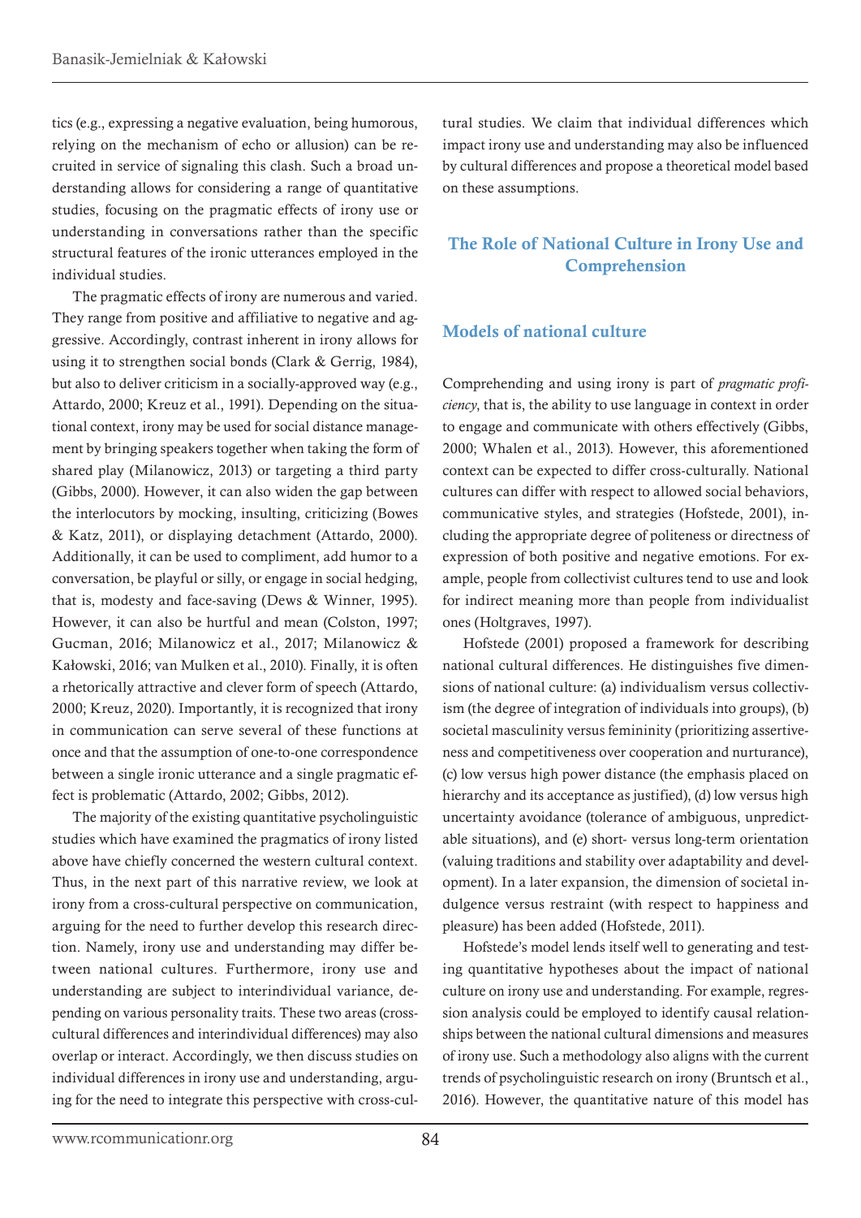tics (e.g., expressing a negative evaluation, being humorous, relying on the mechanism of echo or allusion) can be recruited in service of signaling this clash. Such a broad understanding allows for considering a range of quantitative studies, focusing on the pragmatic effects of irony use or understanding in conversations rather than the specific structural features of the ironic utterances employed in the individual studies.

The pragmatic effects of irony are numerous and varied. They range from positive and affiliative to negative and aggressive. Accordingly, contrast inherent in irony allows for using it to strengthen social bonds (Clark & Gerrig, 1984), but also to deliver criticism in a socially-approved way (e.g., Attardo, 2000; Kreuz et al., 1991). Depending on the situational context, irony may be used for social distance management by bringing speakers together when taking the form of shared play (Milanowicz, 2013) or targeting a third party (Gibbs, 2000). However, it can also widen the gap between the interlocutors by mocking, insulting, criticizing (Bowes & Katz, 2011), or displaying detachment (Attardo, 2000). Additionally, it can be used to compliment, add humor to a conversation, be playful or silly, or engage in social hedging, that is, modesty and face-saving (Dews & Winner, 1995). However, it can also be hurtful and mean (Colston, 1997; Gucman, 2016; Milanowicz et al., 2017; Milanowicz & Kałowski, 2016; van Mulken et al., 2010). Finally, it is often a rhetorically attractive and clever form of speech (Attardo, 2000; Kreuz, 2020). Importantly, it is recognized that irony in communication can serve several of these functions at once and that the assumption of one-to-one correspondence between a single ironic utterance and a single pragmatic effect is problematic (Attardo, 2002; Gibbs, 2012).

The majority of the existing quantitative psycholinguistic studies which have examined the pragmatics of irony listed above have chiefly concerned the western cultural context. Thus, in the next part of this narrative review, we look at irony from a cross-cultural perspective on communication, arguing for the need to further develop this research direction. Namely, irony use and understanding may differ between national cultures. Furthermore, irony use and understanding are subject to interindividual variance, depending on various personality traits. These two areas (cross-cultural differences and interindividual differences) may also overlap or interact. Accordingly, we then discuss studies on individual differences in irony use and understanding, arguing for the need to integrate this perspective with cross-cultural studies. We claim that individual differences which impact irony use and understanding may also be influenced by cultural differences and propose a theoretical model based on these assumptions.

## The Role of National Culture in Irony Use and Comprehension

### Models of national culture

Comprehending and using irony is part of *pragmatic proficiency*, that is, the ability to use language in context in order to engage and communicate with others effectively (Gibbs, 2000; Whalen et al., 2013). However, this aforementioned context can be expected to differ cross-culturally. National cultures can differ with respect to allowed social behaviors, communicative styles, and strategies (Hofstede, 2001), including the appropriate degree of politeness or directness of expression of both positive and negative emotions. For example, people from collectivist cultures tend to use and look for indirect meaning more than people from individualist ones (Holtgraves, 1997).

Hofstede (2001) proposed a framework for describing national cultural differences. He distinguishes five dimensions of national culture: (a) individualism versus collectivism (the degree of integration of individuals into groups), (b) societal masculinity versus femininity (prioritizing assertiveness and competitiveness over cooperation and nurturance), (c) low versus high power distance (the emphasis placed on hierarchy and its acceptance as justified), (d) low versus high uncertainty avoidance (tolerance of ambiguous, unpredictable situations), and (e) short- versus long-term orientation (valuing traditions and stability over adaptability and development). In a later expansion, the dimension of societal indulgence versus restraint (with respect to happiness and pleasure) has been added (Hofstede, 2011).

Hofstede's model lends itself well to generating and testing quantitative hypotheses about the impact of national culture on irony use and understanding. For example, regression analysis could be employed to identify causal relationships between the national cultural dimensions and measures of irony use. Such a methodology also aligns with the current trends of psycholinguistic research on irony (Bruntsch et al., 2016). However, the quantitative nature of this model has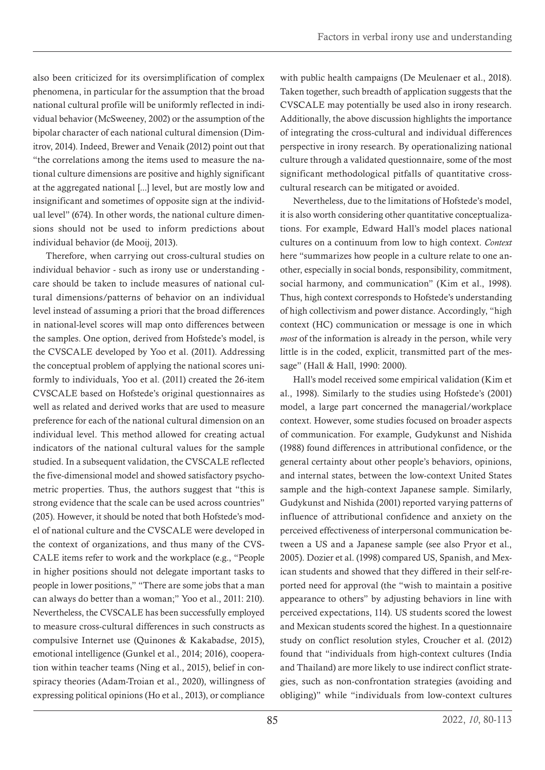also been criticized for its oversimplification of complex phenomena, in particular for the assumption that the broad national cultural profile will be uniformly reflected in individual behavior (McSweeney, 2002) or the assumption of the bipolar character of each national cultural dimension (Dimitrov, 2014). Indeed, Brewer and Venaik (2012) point out that "the correlations among the items used to measure the national culture dimensions are positive and highly significant at the aggregated national [...] level, but are mostly low and insignificant and sometimes of opposite sign at the individual level" (674). In other words, the national culture dimensions should not be used to inform predictions about individual behavior (de Mooij, 2013).

Therefore, when carrying out cross-cultural studies on individual behavior - such as irony use or understanding - care should be taken to include measures of national cultural dimensions/patterns of behavior on an individual level instead of assuming a priori that the broad differences in national-level scores will map onto differences between the samples. One option, derived from Hofstede's model, is the CVSCALE developed by Yoo et al. (2011). Addressing the conceptual problem of applying the national scores uniformly to individuals, Yoo et al. (2011) created the 26-item CVSCALE based on Hofstede's original questionnaires as well as related and derived works that are used to measure preference for each of the national cultural dimension on an individual level. This method allowed for creating actual indicators of the national cultural values for the sample studied. In a subsequent validation, the CVSCALE reflected the five-dimensional model and showed satisfactory psychometric properties. Thus, the authors suggest that "this is strong evidence that the scale can be used across countries" (205). However, it should be noted that both Hofstede's model of national culture and the CVSCALE were developed in the context of organizations, and thus many of the CVSCALE items refer to work and the workplace (e.g., "People in higher positions should not delegate important tasks to people in lower positions," "There are some jobs that a man can always do better than a woman;" Yoo et al., 2011: 210). Nevertheless, the CVSCALE has been successfully employed to measure cross-cultural differences in such constructs as compulsive Internet use (Quinones & Kakabadse, 2015), emotional intelligence (Gunkel et al., 2014; 2016), cooperation within teacher teams (Ning et al., 2015), belief in conspiracy theories (Adam-Troian et al., 2020), willingness of expressing political opinions (Ho et al., 2013), or compliance with public health campaigns (De Meulenaer et al., 2018). Taken together, such breadth of application suggests that the CVSCALE may potentially be used also in irony research. Additionally, the above discussion highlights the importance of integrating the cross-cultural and individual differences perspective in irony research. By operationalizing national culture through a validated questionnaire, some of the most significant methodological pitfalls of quantitative cross-cultural research can be mitigated or avoided.

Nevertheless, due to the limitations of Hofstede's model, it is also worth considering other quantitative conceptualizations. For example, Edward Hall's model places national cultures on a continuum from low to high context. *Context* here "summarizes how people in a culture relate to one another, especially in social bonds, responsibility, commitment, social harmony, and communication" (Kim et al., 1998). Thus, high context corresponds to Hofstede's understanding of high collectivism and power distance. Accordingly, "high context (HC) communication or message is one in which *most* of the information is already in the person, while very little is in the coded, explicit, transmitted part of the message" (Hall & Hall, 1990: 2000).

Hall's model received some empirical validation (Kim et al., 1998). Similarly to the studies using Hofstede's (2001) model, a large part concerned the managerial/workplace context. However, some studies focused on broader aspects of communication. For example, Gudykunst and Nishida (1988) found differences in attributional confidence, or the general certainty about other people's behaviors, opinions, and internal states, between the low-context United States sample and the high-context Japanese sample. Similarly, Gudykunst and Nishida (2001) reported varying patterns of influence of attributional confidence and anxiety on the perceived effectiveness of interpersonal communication between a US and a Japanese sample (see also Pryor et al., 2005). Dozier et al. (1998) compared US, Spanish, and Mexican students and showed that they differed in their self-reported need for approval (the "wish to maintain a positive appearance to others" by adjusting behaviors in line with perceived expectations, 114). US students scored the lowest and Mexican students scored the highest. In a questionnaire study on conflict resolution styles, Croucher et al. (2012) found that "individuals from high-context cultures (India and Thailand) are more likely to use indirect conflict strategies, such as non-confrontation strategies (avoiding and obliging)" while "individuals from low-context cultures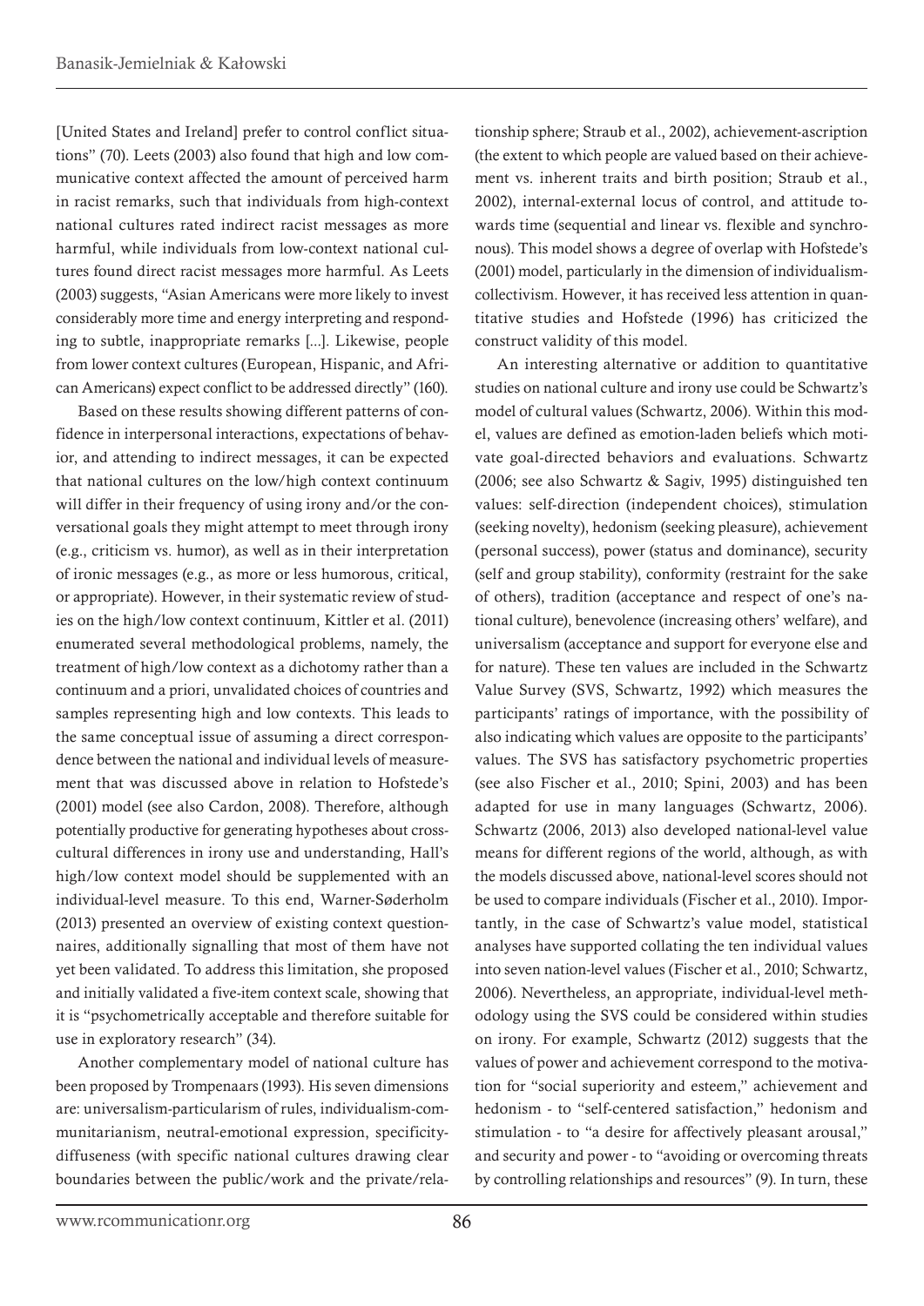[United States and Ireland] prefer to control conflict situations" (70). Leets (2003) also found that high and low communicative context affected the amount of perceived harm in racist remarks, such that individuals from high-context national cultures rated indirect racist messages as more harmful, while individuals from low-context national cultures found direct racist messages more harmful. As Leets (2003) suggests, "Asian Americans were more likely to invest considerably more time and energy interpreting and responding to subtle, inappropriate remarks [...]. Likewise, people from lower context cultures (European, Hispanic, and African Americans) expect conflict to be addressed directly" (160).

Based on these results showing different patterns of confidence in interpersonal interactions, expectations of behavior, and attending to indirect messages, it can be expected that national cultures on the low/high context continuum will differ in their frequency of using irony and/or the conversational goals they might attempt to meet through irony (e.g., criticism vs. humor), as well as in their interpretation of ironic messages (e.g., as more or less humorous, critical, or appropriate). However, in their systematic review of studies on the high/low context continuum, Kittler et al. (2011) enumerated several methodological problems, namely, the treatment of high/low context as a dichotomy rather than a continuum and a priori, unvalidated choices of countries and samples representing high and low contexts. This leads to the same conceptual issue of assuming a direct correspondence between the national and individual levels of measurement that was discussed above in relation to Hofstede's (2001) model (see also Cardon, 2008). Therefore, although potentially productive for generating hypotheses about cross-cultural differences in irony use and understanding, Hall's high/low context model should be supplemented with an individual-level measure. To this end, Warner-Søderholm (2013) presented an overview of existing context questionnaires, additionally signalling that most of them have not yet been validated. To address this limitation, she proposed and initially validated a five-item context scale, showing that it is "psychometrically acceptable and therefore suitable for use in exploratory research" (34).

Another complementary model of national culture has been proposed by Trompenaars (1993). His seven dimensions are: universalism-particularism of rules, individualism-communitarianism, neutral-emotional expression, specificity-diffuseness (with specific national cultures drawing clear boundaries between the public/work and the private/relationship sphere; Straub et al., 2002), achievement-ascription (the extent to which people are valued based on their achievement vs. inherent traits and birth position; Straub et al., 2002), internal-external locus of control, and attitude towards time (sequential and linear vs. flexible and synchronous). This model shows a degree of overlap with Hofstede's (2001) model, particularly in the dimension of individualism-collectivism. However, it has received less attention in quantitative studies and Hofstede (1996) has criticized the construct validity of this model.

An interesting alternative or addition to quantitative studies on national culture and irony use could be Schwartz's model of cultural values (Schwartz, 2006). Within this model, values are defined as emotion-laden beliefs which motivate goal-directed behaviors and evaluations. Schwartz (2006; see also Schwartz & Sagiv, 1995) distinguished ten values: self-direction (independent choices), stimulation (seeking novelty), hedonism (seeking pleasure), achievement (personal success), power (status and dominance), security (self and group stability), conformity (restraint for the sake of others), tradition (acceptance and respect of one's national culture), benevolence (increasing others' welfare), and universalism (acceptance and support for everyone else and for nature). These ten values are included in the Schwartz Value Survey (SVS, Schwartz, 1992) which measures the participants' ratings of importance, with the possibility of also indicating which values are opposite to the participants' values. The SVS has satisfactory psychometric properties (see also Fischer et al., 2010; Spini, 2003) and has been adapted for use in many languages (Schwartz, 2006). Schwartz (2006, 2013) also developed national-level value means for different regions of the world, although, as with the models discussed above, national-level scores should not be used to compare individuals (Fischer et al., 2010). Importantly, in the case of Schwartz's value model, statistical analyses have supported collating the ten individual values into seven nation-level values (Fischer et al., 2010; Schwartz, 2006). Nevertheless, an appropriate, individual-level methodology using the SVS could be considered within studies on irony. For example, Schwartz (2012) suggests that the values of power and achievement correspond to the motivation for "social superiority and esteem," achievement and hedonism - to "self-centered satisfaction," hedonism and stimulation - to "a desire for affectively pleasant arousal," and security and power - to "avoiding or overcoming threats by controlling relationships and resources" (9). In turn, these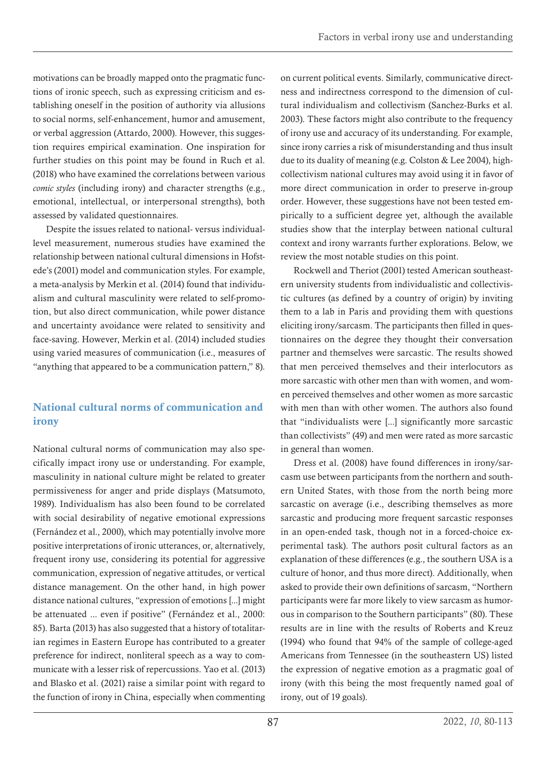motivations can be broadly mapped onto the pragmatic functions of ironic speech, such as expressing criticism and establishing oneself in the position of authority via allusions to social norms, self-enhancement, humor and amusement, or verbal aggression (Attardo, 2000). However, this suggestion requires empirical examination. One inspiration for further studies on this point may be found in Ruch et al. (2018) who have examined the correlations between various *comic styles* (including irony) and character strengths (e.g., emotional, intellectual, or interpersonal strengths), both assessed by validated questionnaires.

Despite the issues related to national- versus individual-level measurement, numerous studies have examined the relationship between national cultural dimensions in Hofstede's (2001) model and communication styles. For example, a meta-analysis by Merkin et al. (2014) found that individualism and cultural masculinity were related to self-promotion, but also direct communication, while power distance and uncertainty avoidance were related to sensitivity and face-saving. However, Merkin et al. (2014) included studies using varied measures of communication (i.e., measures of "anything that appeared to be a communication pattern," 8).

## National cultural norms of communication and irony

National cultural norms of communication may also specifically impact irony use or understanding. For example, masculinity in national culture might be related to greater permissiveness for anger and pride displays (Matsumoto, 1989). Individualism has also been found to be correlated with social desirability of negative emotional expressions (Fernández et al., 2000), which may potentially involve more positive interpretations of ironic utterances, or, alternatively, frequent irony use, considering its potential for aggressive communication, expression of negative attitudes, or vertical distance management. On the other hand, in high power distance national cultures, "expression of emotions [...] might be attenuated ... even if positive" (Fernández et al., 2000: 85). Barta (2013) has also suggested that a history of totalitarian regimes in Eastern Europe has contributed to a greater preference for indirect, nonliteral speech as a way to communicate with a lesser risk of repercussions. Yao et al. (2013) and Blasko et al. (2021) raise a similar point with regard to the function of irony in China, especially when commenting on current political events. Similarly, communicative directness and indirectness correspond to the dimension of cultural individualism and collectivism (Sanchez-Burks et al. 2003). These factors might also contribute to the frequency of irony use and accuracy of its understanding. For example, since irony carries a risk of misunderstanding and thus insult due to its duality of meaning (e.g. Colston & Lee 2004), high-collectivism national cultures may avoid using it in favor of more direct communication in order to preserve in-group order. However, these suggestions have not been tested empirically to a sufficient degree yet, although the available studies show that the interplay between national cultural context and irony warrants further explorations. Below, we review the most notable studies on this point.

Rockwell and Theriot (2001) tested American southeastern university students from individualistic and collectivistic cultures (as defined by a country of origin) by inviting them to a lab in Paris and providing them with questions eliciting irony/sarcasm. The participants then filled in questionnaires on the degree they thought their conversation partner and themselves were sarcastic. The results showed that men perceived themselves and their interlocutors as more sarcastic with other men than with women, and women perceived themselves and other women as more sarcastic with men than with other women. The authors also found that "individualists were [...] significantly more sarcastic than collectivists" (49) and men were rated as more sarcastic in general than women.

Dress et al. (2008) have found differences in irony/sarcasm use between participants from the northern and southern United States, with those from the north being more sarcastic on average (i.e., describing themselves as more sarcastic and producing more frequent sarcastic responses in an open-ended task, though not in a forced-choice experimental task). The authors posit cultural factors as an explanation of these differences (e.g., the southern USA is a culture of honor, and thus more direct). Additionally, when asked to provide their own definitions of sarcasm, "Northern participants were far more likely to view sarcasm as humorous in comparison to the Southern participants" (80). These results are in line with the results of Roberts and Kreuz (1994) who found that 94% of the sample of college-aged Americans from Tennessee (in the southeastern US) listed the expression of negative emotion as a pragmatic goal of irony (with this being the most frequently named goal of irony, out of 19 goals).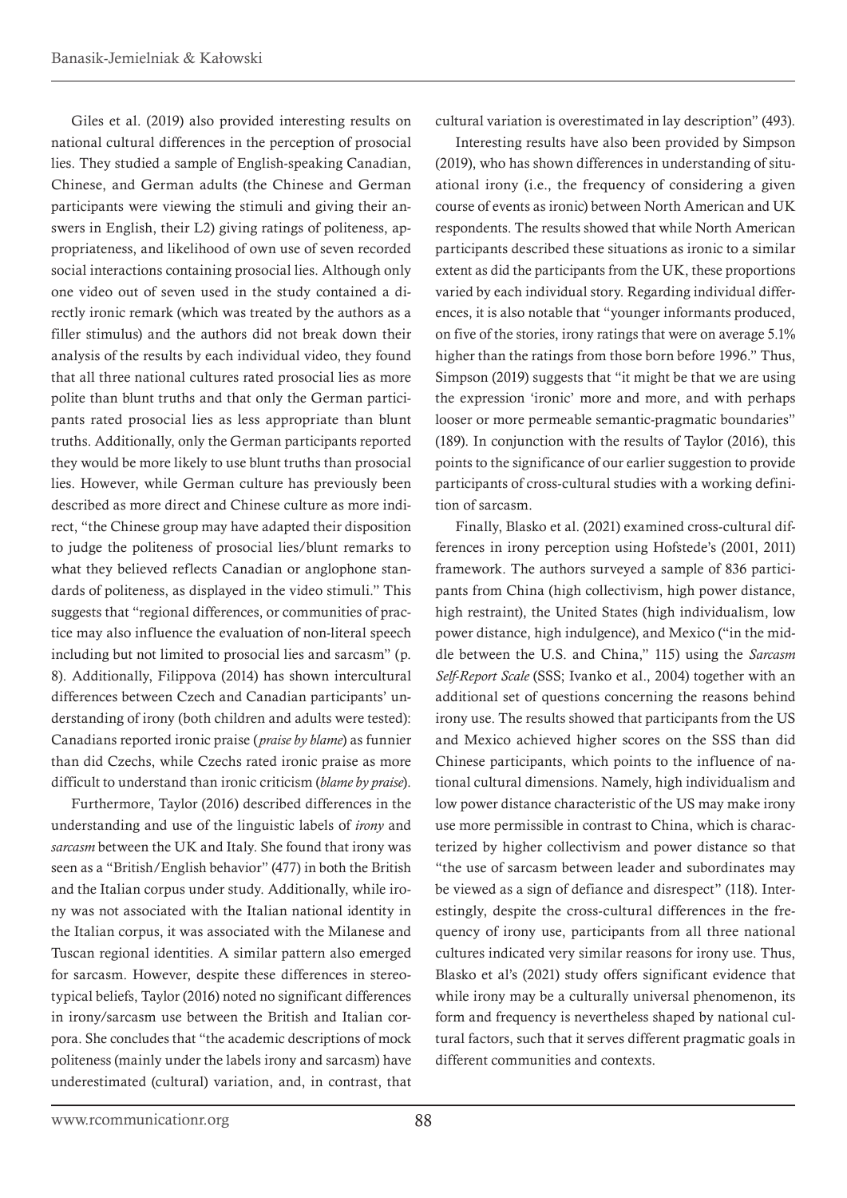Giles et al. (2019) also provided interesting results on national cultural differences in the perception of prosocial lies. They studied a sample of English-speaking Canadian, Chinese, and German adults (the Chinese and German participants were viewing the stimuli and giving their answers in English, their L2) giving ratings of politeness, appropriateness, and likelihood of own use of seven recorded social interactions containing prosocial lies. Although only one video out of seven used in the study contained a directly ironic remark (which was treated by the authors as a filler stimulus) and the authors did not break down their analysis of the results by each individual video, they found that all three national cultures rated prosocial lies as more polite than blunt truths and that only the German participants rated prosocial lies as less appropriate than blunt truths. Additionally, only the German participants reported they would be more likely to use blunt truths than prosocial lies. However, while German culture has previously been described as more direct and Chinese culture as more indirect, "the Chinese group may have adapted their disposition to judge the politeness of prosocial lies/blunt remarks to what they believed reflects Canadian or anglophone standards of politeness, as displayed in the video stimuli." This suggests that "regional differences, or communities of practice may also influence the evaluation of non-literal speech including but not limited to prosocial lies and sarcasm" (p. 8). Additionally, Filippova (2014) has shown intercultural differences between Czech and Canadian participants' understanding of irony (both children and adults were tested): Canadians reported ironic praise (*praise by blame*) as funnier than did Czechs, while Czechs rated ironic praise as more difficult to understand than ironic criticism (*blame by praise*).

Furthermore, Taylor (2016) described differences in the understanding and use of the linguistic labels of *irony* and *sarcasm* between the UK and Italy. She found that irony was seen as a "British/English behavior" (477) in both the British and the Italian corpus under study. Additionally, while irony was not associated with the Italian national identity in the Italian corpus, it was associated with the Milanese and Tuscan regional identities. A similar pattern also emerged for sarcasm. However, despite these differences in stereotypical beliefs, Taylor (2016) noted no significant differences in irony/sarcasm use between the British and Italian corpora. She concludes that "the academic descriptions of mock politeness (mainly under the labels irony and sarcasm) have underestimated (cultural) variation, and, in contrast, that cultural variation is overestimated in lay description" (493).

Interesting results have also been provided by Simpson (2019), who has shown differences in understanding of situational irony (i.e., the frequency of considering a given course of events as ironic) between North American and UK respondents. The results showed that while North American participants described these situations as ironic to a similar extent as did the participants from the UK, these proportions varied by each individual story. Regarding individual differences, it is also notable that "younger informants produced, on five of the stories, irony ratings that were on average 5.1% higher than the ratings from those born before 1996." Thus, Simpson (2019) suggests that "it might be that we are using the expression 'ironic' more and more, and with perhaps looser or more permeable semantic-pragmatic boundaries" (189). In conjunction with the results of Taylor (2016), this points to the significance of our earlier suggestion to provide participants of cross-cultural studies with a working definition of sarcasm.

Finally, Blasko et al. (2021) examined cross-cultural differences in irony perception using Hofstede's (2001, 2011) framework. The authors surveyed a sample of 836 participants from China (high collectivism, high power distance, high restraint), the United States (high individualism, low power distance, high indulgence), and Mexico ("in the middle between the U.S. and China," 115) using the *Sarcasm Self-Report Scale* (SSS; Ivanko et al., 2004) together with an additional set of questions concerning the reasons behind irony use. The results showed that participants from the US and Mexico achieved higher scores on the SSS than did Chinese participants, which points to the influence of national cultural dimensions. Namely, high individualism and low power distance characteristic of the US may make irony use more permissible in contrast to China, which is characterized by higher collectivism and power distance so that "the use of sarcasm between leader and subordinates may be viewed as a sign of defiance and disrespect" (118). Interestingly, despite the cross-cultural differences in the frequency of irony use, participants from all three national cultures indicated very similar reasons for irony use. Thus, Blasko et al's (2021) study offers significant evidence that while irony may be a culturally universal phenomenon, its form and frequency is nevertheless shaped by national cultural factors, such that it serves different pragmatic goals in different communities and contexts.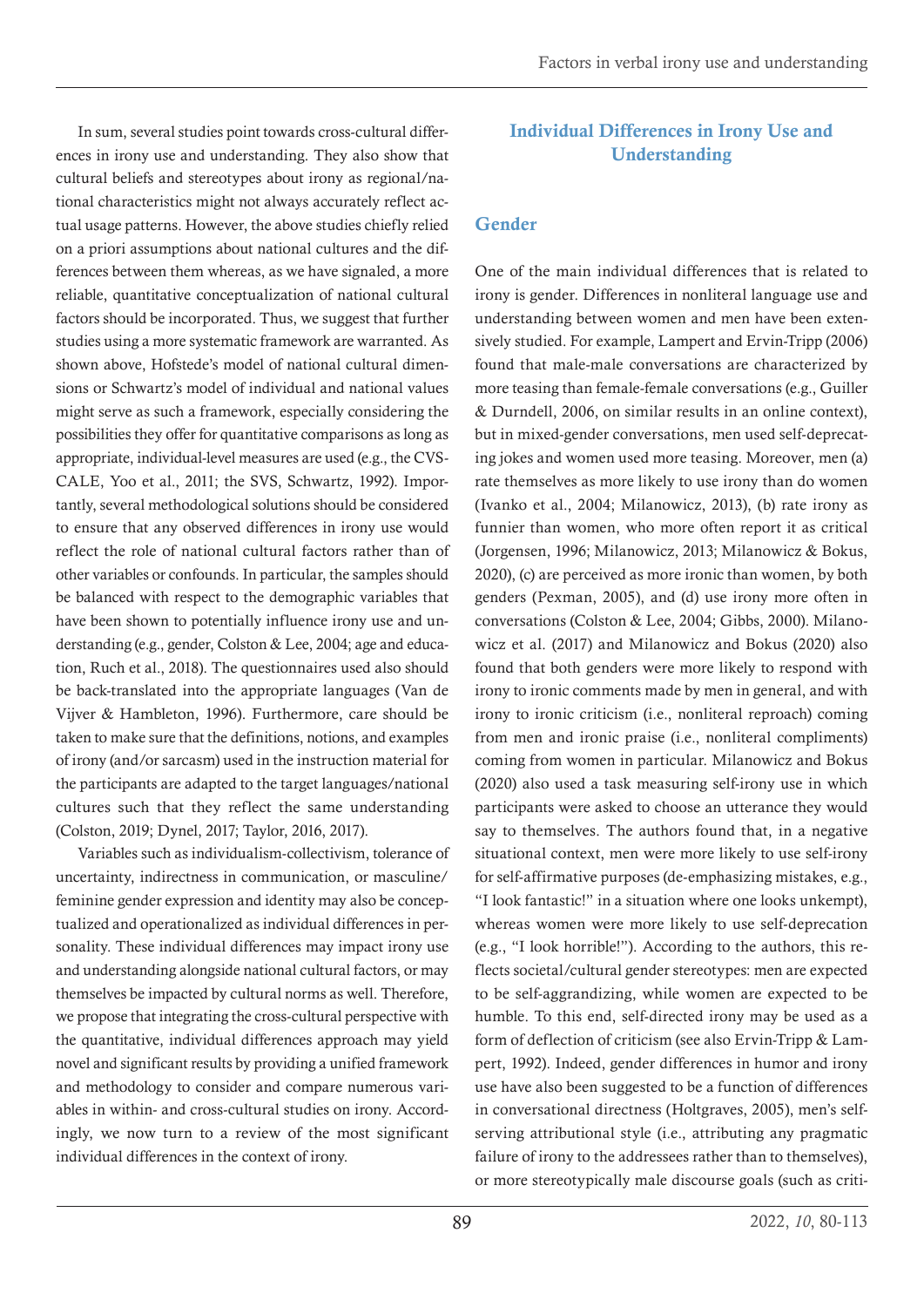In sum, several studies point towards cross-cultural differences in irony use and understanding. They also show that cultural beliefs and stereotypes about irony as regional/national characteristics might not always accurately reflect actual usage patterns. However, the above studies chiefly relied on a priori assumptions about national cultures and the differences between them whereas, as we have signaled, a more reliable, quantitative conceptualization of national cultural factors should be incorporated. Thus, we suggest that further studies using a more systematic framework are warranted. As shown above, Hofstede's model of national cultural dimensions or Schwartz's model of individual and national values might serve as such a framework, especially considering the possibilities they offer for quantitative comparisons as long as appropriate, individual-level measures are used (e.g., the CVSCALE, Yoo et al., 2011; the SVS, Schwartz, 1992). Importantly, several methodological solutions should be considered to ensure that any observed differences in irony use would reflect the role of national cultural factors rather than of other variables or confounds. In particular, the samples should be balanced with respect to the demographic variables that have been shown to potentially influence irony use and understanding (e.g., gender, Colston & Lee, 2004; age and education, Ruch et al., 2018). The questionnaires used also should be back-translated into the appropriate languages (Van de Vijver & Hambleton, 1996). Furthermore, care should be taken to make sure that the definitions, notions, and examples of irony (and/or sarcasm) used in the instruction material for the participants are adapted to the target languages/national cultures such that they reflect the same understanding (Colston, 2019; Dynel, 2017; Taylor, 2016, 2017).

Variables such as individualism-collectivism, tolerance of uncertainty, indirectness in communication, or masculine/feminine gender expression and identity may also be conceptualized and operationalized as individual differences in personality. These individual differences may impact irony use and understanding alongside national cultural factors, or may themselves be impacted by cultural norms as well. Therefore, we propose that integrating the cross-cultural perspective with the quantitative, individual differences approach may yield novel and significant results by providing a unified framework and methodology to consider and compare numerous variables in within- and cross-cultural studies on irony. Accordingly, we now turn to a review of the most significant individual differences in the context of irony.

## Individual Differences in Irony Use and Understanding

### Gender

One of the main individual differences that is related to irony is gender. Differences in nonliteral language use and understanding between women and men have been extensively studied. For example, Lampert and Ervin-Tripp (2006) found that male-male conversations are characterized by more teasing than female-female conversations (e.g., Guiller & Durndell, 2006, on similar results in an online context), but in mixed-gender conversations, men used self-deprecating jokes and women used more teasing. Moreover, men (a) rate themselves as more likely to use irony than do women (Ivanko et al., 2004; Milanowicz, 2013), (b) rate irony as funnier than women, who more often report it as critical (Jorgensen, 1996; Milanowicz, 2013; Milanowicz & Bokus, 2020), (c) are perceived as more ironic than women, by both genders (Pexman, 2005), and (d) use irony more often in conversations (Colston & Lee, 2004; Gibbs, 2000). Milanowicz et al. (2017) and Milanowicz and Bokus (2020) also found that both genders were more likely to respond with irony to ironic comments made by men in general, and with irony to ironic criticism (i.e., nonliteral reproach) coming from men and ironic praise (i.e., nonliteral compliments) coming from women in particular. Milanowicz and Bokus (2020) also used a task measuring self-irony use in which participants were asked to choose an utterance they would say to themselves. The authors found that, in a negative situational context, men were more likely to use self-irony for self-affirmative purposes (de-emphasizing mistakes, e.g., "I look fantastic!" in a situation where one looks unkempt), whereas women were more likely to use self-deprecation (e.g., "I look horrible!"). According to the authors, this reflects societal/cultural gender stereotypes: men are expected to be self-aggrandizing, while women are expected to be humble. To this end, self-directed irony may be used as a form of deflection of criticism (see also Ervin-Tripp & Lampert, 1992). Indeed, gender differences in humor and irony use have also been suggested to be a function of differences in conversational directness (Holtgraves, 2005), men's self-serving attributional style (i.e., attributing any pragmatic failure of irony to the addressees rather than to themselves), or more stereotypically male discourse goals (such as criti-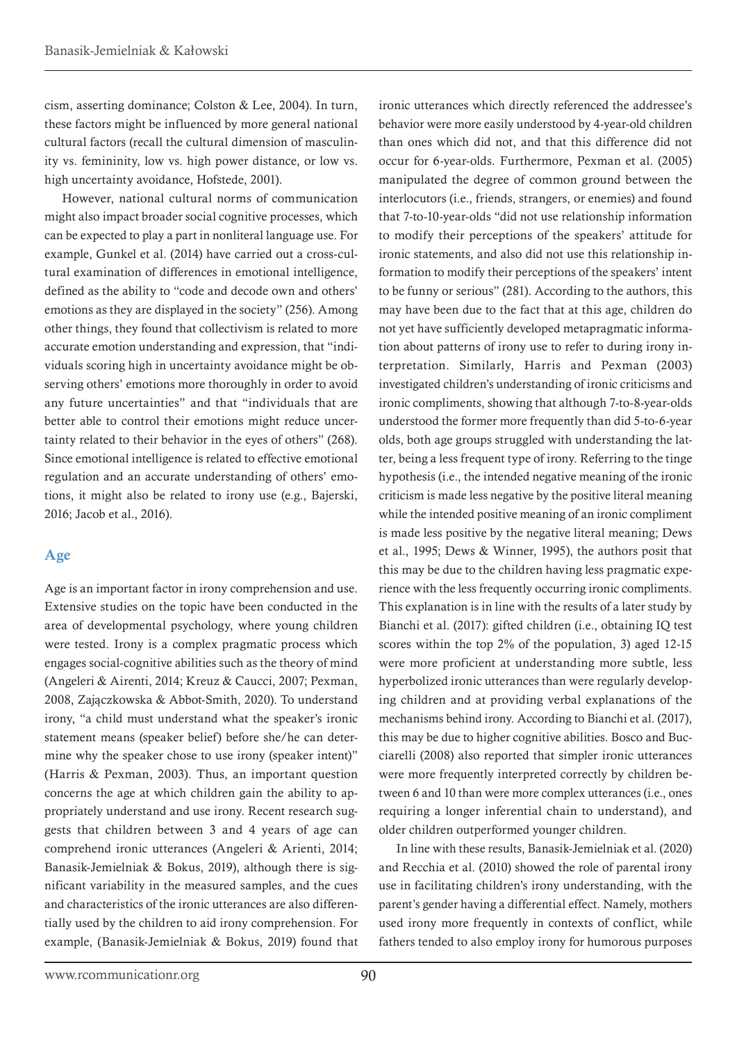cism, asserting dominance; Colston & Lee, 2004). In turn, these factors might be influenced by more general national cultural factors (recall the cultural dimension of masculinity vs. femininity, low vs. high power distance, or low vs. high uncertainty avoidance, Hofstede, 2001).

However, national cultural norms of communication might also impact broader social cognitive processes, which can be expected to play a part in nonliteral language use. For example, Gunkel et al. (2014) have carried out a cross-cultural examination of differences in emotional intelligence, defined as the ability to "code and decode own and others' emotions as they are displayed in the society" (256). Among other things, they found that collectivism is related to more accurate emotion understanding and expression, that "individuals scoring high in uncertainty avoidance might be observing others' emotions more thoroughly in order to avoid any future uncertainties" and that "individuals that are better able to control their emotions might reduce uncertainty related to their behavior in the eyes of others" (268). Since emotional intelligence is related to effective emotional regulation and an accurate understanding of others' emotions, it might also be related to irony use (e.g., Bajerski, 2016; Jacob et al., 2016).

## Age

Age is an important factor in irony comprehension and use. Extensive studies on the topic have been conducted in the area of developmental psychology, where young children were tested. Irony is a complex pragmatic process which engages social-cognitive abilities such as the theory of mind (Angeleri & Airenti, 2014; Kreuz & Caucci, 2007; Pexman, 2008, Zajączkowska & Abbot-Smith, 2020). To understand irony, "a child must understand what the speaker's ironic statement means (speaker belief) before she/he can determine why the speaker chose to use irony (speaker intent)" (Harris & Pexman, 2003). Thus, an important question concerns the age at which children gain the ability to appropriately understand and use irony. Recent research suggests that children between 3 and 4 years of age can comprehend ironic utterances (Angeleri & Arienti, 2014; Banasik-Jemielniak & Bokus, 2019), although there is significant variability in the measured samples, and the cues and characteristics of the ironic utterances are also differentially used by the children to aid irony comprehension. For example, (Banasik-Jemielniak & Bokus, 2019) found that ironic utterances which directly referenced the addressee's behavior were more easily understood by 4-year-old children than ones which did not, and that this difference did not occur for 6-year-olds. Furthermore, Pexman et al. (2005) manipulated the degree of common ground between the interlocutors (i.e., friends, strangers, or enemies) and found that 7-to-10-year-olds "did not use relationship information to modify their perceptions of the speakers' attitude for ironic statements, and also did not use this relationship information to modify their perceptions of the speakers' intent to be funny or serious" (281). According to the authors, this may have been due to the fact that at this age, children do not yet have sufficiently developed metapragmatic information about patterns of irony use to refer to during irony interpretation. Similarly, Harris and Pexman (2003) investigated children's understanding of ironic criticisms and ironic compliments, showing that although 7-to-8-year-olds understood the former more frequently than did 5-to-6-year olds, both age groups struggled with understanding the latter, being a less frequent type of irony. Referring to the tinge hypothesis (i.e., the intended negative meaning of the ironic criticism is made less negative by the positive literal meaning while the intended positive meaning of an ironic compliment is made less positive by the negative literal meaning; Dews et al., 1995; Dews & Winner, 1995), the authors posit that this may be due to the children having less pragmatic experience with the less frequently occurring ironic compliments. This explanation is in line with the results of a later study by Bianchi et al. (2017): gifted children (i.e., obtaining IQ test scores within the top 2% of the population, 3) aged 12-15 were more proficient at understanding more subtle, less hyperbolized ironic utterances than were regularly developing children and at providing verbal explanations of the mechanisms behind irony. According to Bianchi et al. (2017), this may be due to higher cognitive abilities. Bosco and Bucciarelli (2008) also reported that simpler ironic utterances were more frequently interpreted correctly by children between 6 and 10 than were more complex utterances (i.e., ones requiring a longer inferential chain to understand), and older children outperformed younger children.

In line with these results, Banasik-Jemielniak et al. (2020) and Recchia et al. (2010) showed the role of parental irony use in facilitating children's irony understanding, with the parent's gender having a differential effect. Namely, mothers used irony more frequently in contexts of conflict, while fathers tended to also employ irony for humorous purposes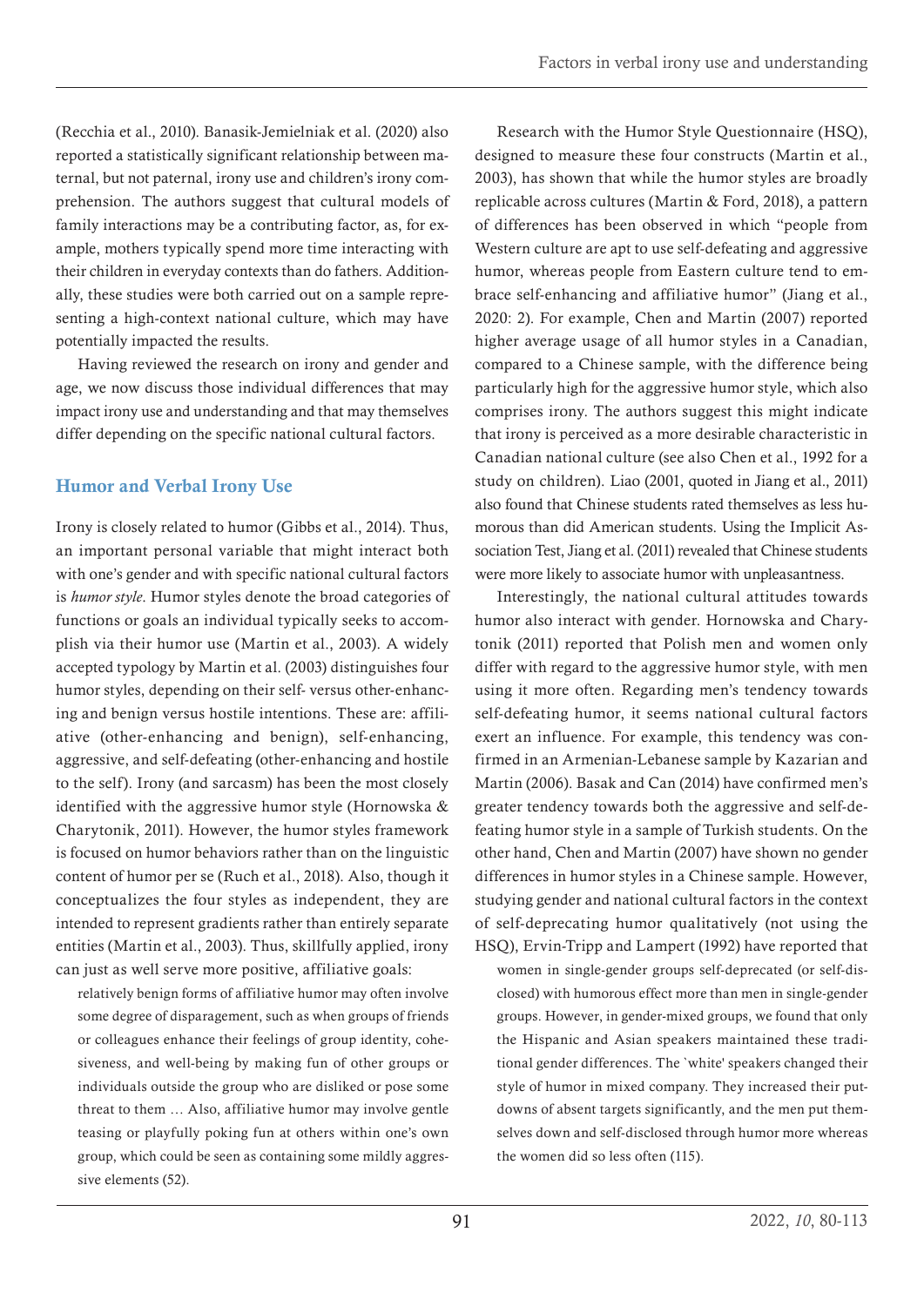(Recchia et al., 2010). Banasik-Jemielniak et al. (2020) also reported a statistically significant relationship between maternal, but not paternal, irony use and children's irony comprehension. The authors suggest that cultural models of family interactions may be a contributing factor, as, for example, mothers typically spend more time interacting with their children in everyday contexts than do fathers. Additionally, these studies were both carried out on a sample representing a high-context national culture, which may have potentially impacted the results.

Having reviewed the research on irony and gender and age, we now discuss those individual differences that may impact irony use and understanding and that may themselves differ depending on the specific national cultural factors.

## Humor and Verbal Irony Use

Irony is closely related to humor (Gibbs et al., 2014). Thus, an important personal variable that might interact both with one's gender and with specific national cultural factors is *humor style*. Humor styles denote the broad categories of functions or goals an individual typically seeks to accomplish via their humor use (Martin et al., 2003). A widely accepted typology by Martin et al. (2003) distinguishes four humor styles, depending on their self- versus other-enhancing and benign versus hostile intentions. These are: affiliative (other-enhancing and benign), self-enhancing, aggressive, and self-defeating (other-enhancing and hostile to the self). Irony (and sarcasm) has been the most closely identified with the aggressive humor style (Hornowska & Charytonik, 2011). However, the humor styles framework is focused on humor behaviors rather than on the linguistic content of humor per se (Ruch et al., 2018). Also, though it conceptualizes the four styles as independent, they are intended to represent gradients rather than entirely separate entities (Martin et al., 2003). Thus, skillfully applied, irony can just as well serve more positive, affiliative goals:

> relatively benign forms of affiliative humor may often involve some degree of disparagement, such as when groups of friends or colleagues enhance their feelings of group identity, cohesiveness, and well-being by making fun of other groups or individuals outside the group who are disliked or pose some threat to them … Also, affiliative humor may involve gentle teasing or playfully poking fun at others within one's own group, which could be seen as containing some mildly aggressive elements (52).

Research with the Humor Style Questionnaire (HSQ), designed to measure these four constructs (Martin et al., 2003), has shown that while the humor styles are broadly replicable across cultures (Martin & Ford, 2018), a pattern of differences has been observed in which "people from Western culture are apt to use self-defeating and aggressive humor, whereas people from Eastern culture tend to embrace self-enhancing and affiliative humor" (Jiang et al., 2020: 2). For example, Chen and Martin (2007) reported higher average usage of all humor styles in a Canadian, compared to a Chinese sample, with the difference being particularly high for the aggressive humor style, which also comprises irony. The authors suggest this might indicate that irony is perceived as a more desirable characteristic in Canadian national culture (see also Chen et al., 1992 for a study on children). Liao (2001, quoted in Jiang et al., 2011) also found that Chinese students rated themselves as less humorous than did American students. Using the Implicit Association Test, Jiang et al. (2011) revealed that Chinese students were more likely to associate humor with unpleasantness.

Interestingly, the national cultural attitudes towards humor also interact with gender. Hornowska and Charytonik (2011) reported that Polish men and women only differ with regard to the aggressive humor style, with men using it more often. Regarding men's tendency towards self-defeating humor, it seems national cultural factors exert an influence. For example, this tendency was confirmed in an Armenian-Lebanese sample by Kazarian and Martin (2006). Basak and Can (2014) have confirmed men's greater tendency towards both the aggressive and self-defeating humor style in a sample of Turkish students. On the other hand, Chen and Martin (2007) have shown no gender differences in humor styles in a Chinese sample. However, studying gender and national cultural factors in the context of self-deprecating humor qualitatively (not using the HSQ), Ervin-Tripp and Lampert (1992) have reported that

> women in single-gender groups self-deprecated (or self-disclosed) with humorous effect more than men in single-gender groups. However, in gender-mixed groups, we found that only the Hispanic and Asian speakers maintained these traditional gender differences. The `white' speakers changed their style of humor in mixed company. They increased their put-downs of absent targets significantly, and the men put themselves down and self-disclosed through humor more whereas the women did so less often (115).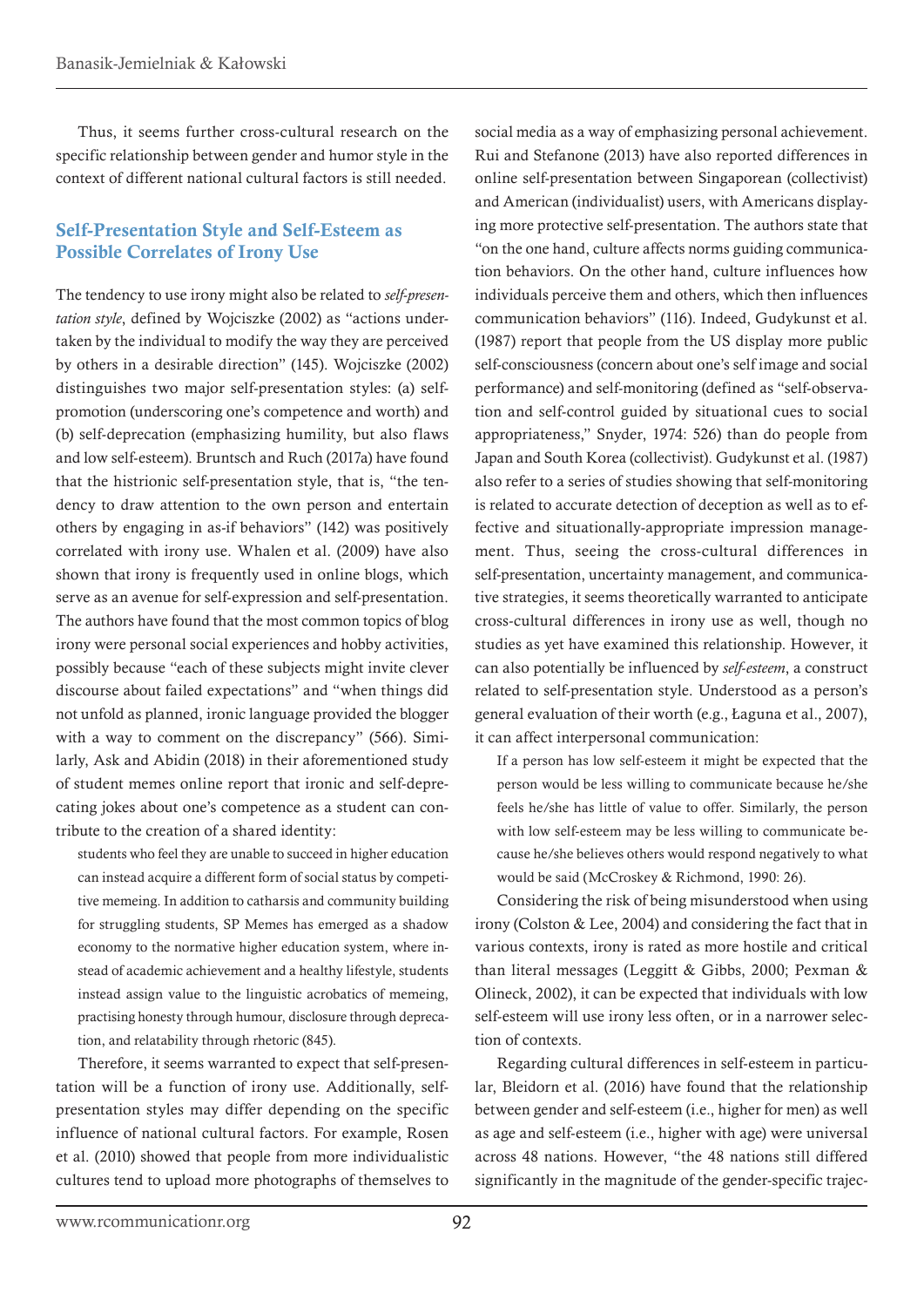Thus, it seems further cross-cultural research on the specific relationship between gender and humor style in the context of different national cultural factors is still needed.

## Self-Presentation Style and Self-Esteem as Possible Correlates of Irony Use

The tendency to use irony might also be related to *self-presentation style*, defined by Wojciszke (2002) as "actions undertaken by the individual to modify the way they are perceived by others in a desirable direction" (145). Wojciszke (2002) distinguishes two major self-presentation styles: (a) self-promotion (underscoring one's competence and worth) and (b) self-deprecation (emphasizing humility, but also flaws and low self-esteem). Bruntsch and Ruch (2017a) have found that the histrionic self-presentation style, that is, "the tendency to draw attention to the own person and entertain others by engaging in as-if behaviors" (142) was positively correlated with irony use. Whalen et al. (2009) have also shown that irony is frequently used in online blogs, which serve as an avenue for self-expression and self-presentation. The authors have found that the most common topics of blog irony were personal social experiences and hobby activities, possibly because "each of these subjects might invite clever discourse about failed expectations" and "when things did not unfold as planned, ironic language provided the blogger with a way to comment on the discrepancy" (566). Similarly, Ask and Abidin (2018) in their aforementioned study of student memes online report that ironic and self-deprecating jokes about one's competence as a student can contribute to the creation of a shared identity:

> students who feel they are unable to succeed in higher education can instead acquire a different form of social status by competitive memeing. In addition to catharsis and community building for struggling students, SP Memes has emerged as a shadow economy to the normative higher education system, where instead of academic achievement and a healthy lifestyle, students instead assign value to the linguistic acrobatics of memeing, practising honesty through humour, disclosure through deprecation, and relatability through rhetoric (845).

Therefore, it seems warranted to expect that self-presentation will be a function of irony use. Additionally, self-presentation styles may differ depending on the specific influence of national cultural factors. For example, Rosen et al. (2010) showed that people from more individualistic cultures tend to upload more photographs of themselves to social media as a way of emphasizing personal achievement. Rui and Stefanone (2013) have also reported differences in online self-presentation between Singaporean (collectivist) and American (individualist) users, with Americans displaying more protective self-presentation. The authors state that "on the one hand, culture affects norms guiding communication behaviors. On the other hand, culture influences how individuals perceive them and others, which then influences communication behaviors" (116). Indeed, Gudykunst et al. (1987) report that people from the US display more public self-consciousness (concern about one's self image and social performance) and self-monitoring (defined as "self-observation and self-control guided by situational cues to social appropriateness," Snyder, 1974: 526) than do people from Japan and South Korea (collectivist). Gudykunst et al. (1987) also refer to a series of studies showing that self-monitoring is related to accurate detection of deception as well as to effective and situationally-appropriate impression management. Thus, seeing the cross-cultural differences in self-presentation, uncertainty management, and communicative strategies, it seems theoretically warranted to anticipate cross-cultural differences in irony use as well, though no studies as yet have examined this relationship. However, it can also potentially be influenced by *self-esteem*, a construct related to self-presentation style. Understood as a person's general evaluation of their worth (e.g., Łaguna et al., 2007), it can affect interpersonal communication:

> If a person has low self-esteem it might be expected that the person would be less willing to communicate because he/she feels he/she has little of value to offer. Similarly, the person with low self-esteem may be less willing to communicate because he/she believes others would respond negatively to what would be said (McCroskey & Richmond, 1990: 26).

Considering the risk of being misunderstood when using irony (Colston & Lee, 2004) and considering the fact that in various contexts, irony is rated as more hostile and critical than literal messages (Leggitt & Gibbs, 2000; Pexman & Olineck, 2002), it can be expected that individuals with low self-esteem will use irony less often, or in a narrower selection of contexts.

Regarding cultural differences in self-esteem in particular, Bleidorn et al. (2016) have found that the relationship between gender and self-esteem (i.e., higher for men) as well as age and self-esteem (i.e., higher with age) were universal across 48 nations. However, "the 48 nations still differed significantly in the magnitude of the gender-specific trajec-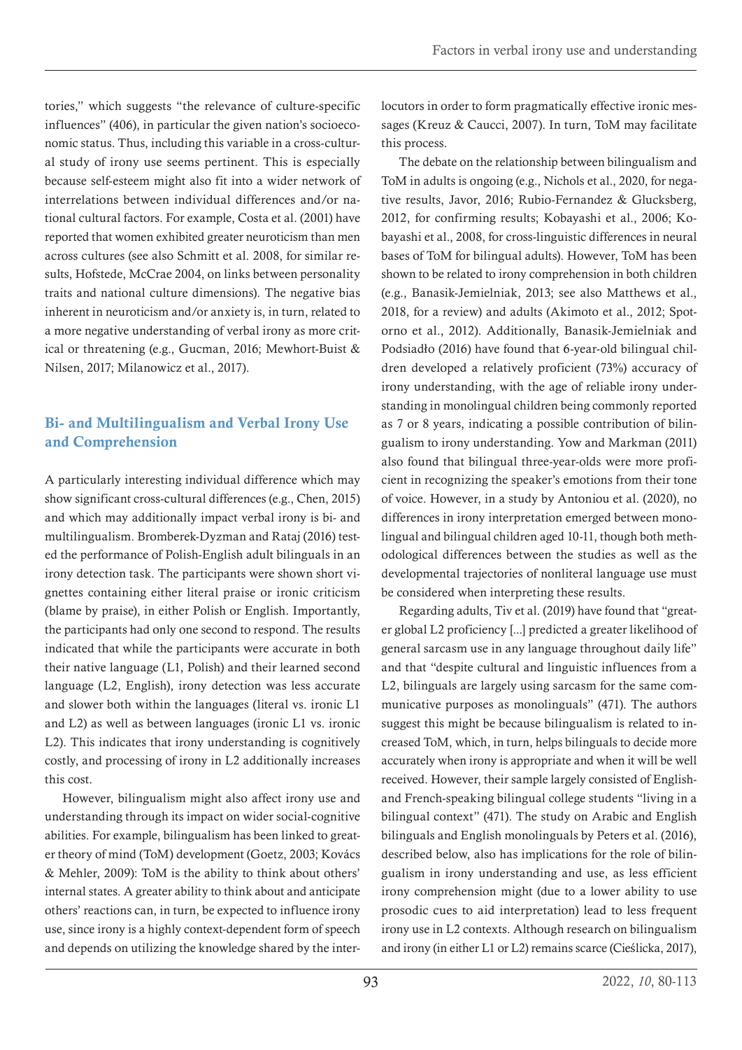tories," which suggests "the relevance of culture-specific influences" (406), in particular the given nation's socioeconomic status. Thus, including this variable in a cross-cultural study of irony use seems pertinent. This is especially because self-esteem might also fit into a wider network of interrelations between individual differences and/or national cultural factors. For example, Costa et al. (2001) have reported that women exhibited greater neuroticism than men across cultures (see also Schmitt et al. 2008, for similar results, Hofstede, McCrae 2004, on links between personality traits and national culture dimensions). The negative bias inherent in neuroticism and/or anxiety is, in turn, related to a more negative understanding of verbal irony as more critical or threatening (e.g., Gucman, 2016; Mewhort-Buist & Nilsen, 2017; Milanowicz et al., 2017).

## Bi- and Multilingualism and Verbal Irony Use and Comprehension

A particularly interesting individual difference which may show significant cross-cultural differences (e.g., Chen, 2015) and which may additionally impact verbal irony is bi- and multilingualism. Bromberek-Dyzman and Rataj (2016) tested the performance of Polish-English adult bilinguals in an irony detection task. The participants were shown short vignettes containing either literal praise or ironic criticism (blame by praise), in either Polish or English. Importantly, the participants had only one second to respond. The results indicated that while the participants were accurate in both their native language (L1, Polish) and their learned second language (L2, English), irony detection was less accurate and slower both within the languages (literal vs. ironic L1 and L2) as well as between languages (ironic L1 vs. ironic L2). This indicates that irony understanding is cognitively costly, and processing of irony in L2 additionally increases this cost.

However, bilingualism might also affect irony use and understanding through its impact on wider social-cognitive abilities. For example, bilingualism has been linked to greater theory of mind (ToM) development (Goetz, 2003; Kovács & Mehler, 2009): ToM is the ability to think about others' internal states. A greater ability to think about and anticipate others' reactions can, in turn, be expected to influence irony use, since irony is a highly context-dependent form of speech and depends on utilizing the knowledge shared by the interlocutors in order to form pragmatically effective ironic messages (Kreuz & Caucci, 2007). In turn, ToM may facilitate this process.

The debate on the relationship between bilingualism and ToM in adults is ongoing (e.g., Nichols et al., 2020, for negative results, Javor, 2016; Rubio-Fernandez & Glucksberg, 2012, for confirming results; Kobayashi et al., 2006; Kobayashi et al., 2008, for cross-linguistic differences in neural bases of ToM for bilingual adults). However, ToM has been shown to be related to irony comprehension in both children (e.g., Banasik-Jemielniak, 2013; see also Matthews et al., 2018, for a review) and adults (Akimoto et al., 2012; Spotorno et al., 2012). Additionally, Banasik-Jemielniak and Podsiadło (2016) have found that 6-year-old bilingual children developed a relatively proficient (73%) accuracy of irony understanding, with the age of reliable irony understanding in monolingual children being commonly reported as 7 or 8 years, indicating a possible contribution of bilingualism to irony understanding. Yow and Markman (2011) also found that bilingual three-year-olds were more proficient in recognizing the speaker's emotions from their tone of voice. However, in a study by Antoniou et al. (2020), no differences in irony interpretation emerged between monolingual and bilingual children aged 10-11, though both methodological differences between the studies as well as the developmental trajectories of nonliteral language use must be considered when interpreting these results.

Regarding adults, Tiv et al. (2019) have found that "greater global L2 proficiency [...] predicted a greater likelihood of general sarcasm use in any language throughout daily life" and that "despite cultural and linguistic influences from a L2, bilinguals are largely using sarcasm for the same communicative purposes as monolinguals" (471). The authors suggest this might be because bilingualism is related to increased ToM, which, in turn, helps bilinguals to decide more accurately when irony is appropriate and when it will be well received. However, their sample largely consisted of English- and French-speaking bilingual college students "living in a bilingual context" (471). The study on Arabic and English bilinguals and English monolinguals by Peters et al. (2016), described below, also has implications for the role of bilingualism in irony understanding and use, as less efficient irony comprehension might (due to a lower ability to use prosodic cues to aid interpretation) lead to less frequent irony use in L2 contexts. Although research on bilingualism and irony (in either L1 or L2) remains scarce (Cieślicka, 2017),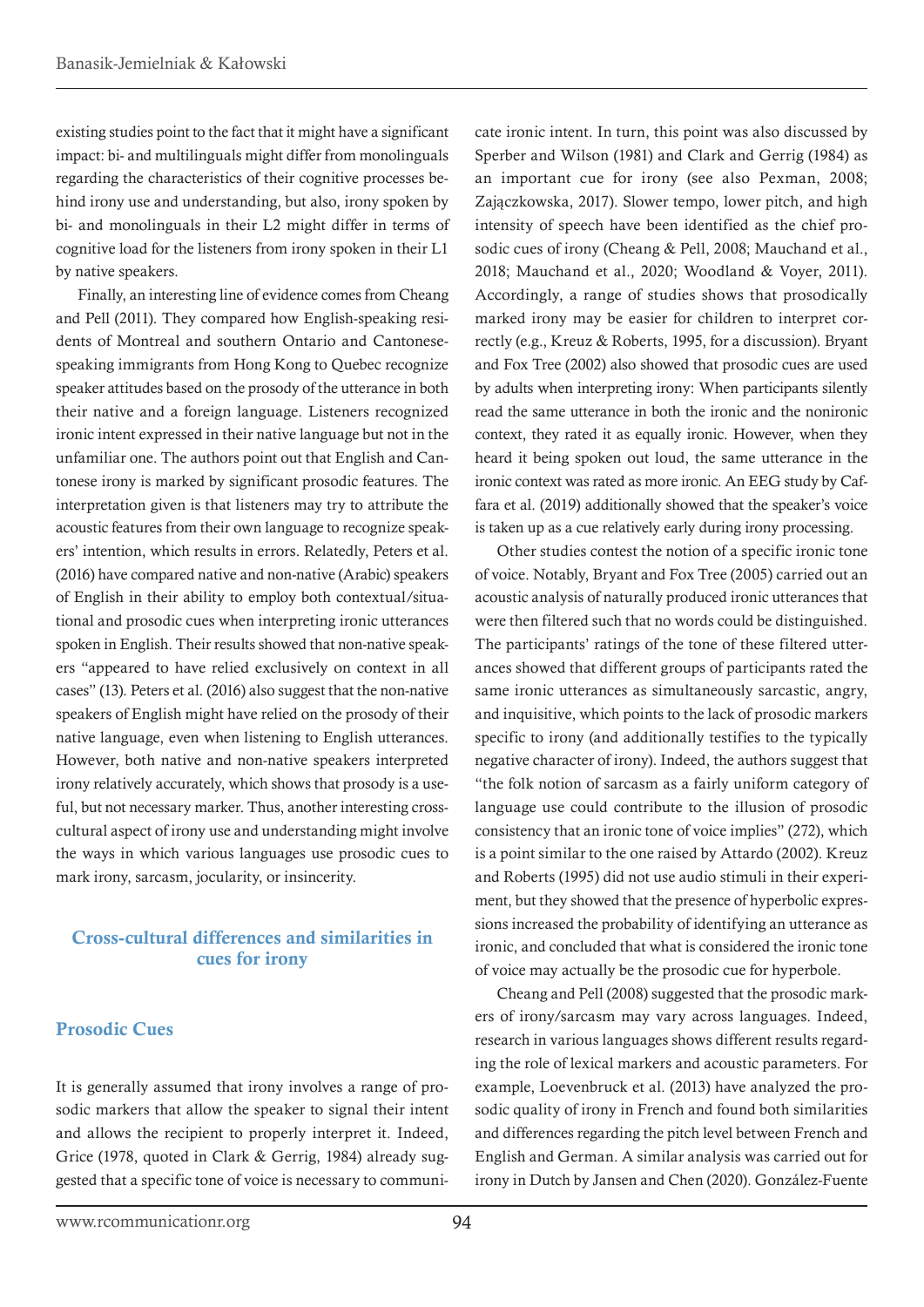existing studies point to the fact that it might have a significant impact: bi- and multilinguals might differ from monolinguals regarding the characteristics of their cognitive processes behind irony use and understanding, but also, irony spoken by bi- and monolinguals in their L2 might differ in terms of cognitive load for the listeners from irony spoken in their L1 by native speakers.

Finally, an interesting line of evidence comes from Cheang and Pell (2011). They compared how English-speaking residents of Montreal and southern Ontario and Cantonese-speaking immigrants from Hong Kong to Quebec recognize speaker attitudes based on the prosody of the utterance in both their native and a foreign language. Listeners recognized ironic intent expressed in their native language but not in the unfamiliar one. The authors point out that English and Cantonese irony is marked by significant prosodic features. The interpretation given is that listeners may try to attribute the acoustic features from their own language to recognize speakers' intention, which results in errors. Relatedly, Peters et al. (2016) have compared native and non-native (Arabic) speakers of English in their ability to employ both contextual/situational and prosodic cues when interpreting ironic utterances spoken in English. Their results showed that non-native speakers "appeared to have relied exclusively on context in all cases" (13). Peters et al. (2016) also suggest that the non-native speakers of English might have relied on the prosody of their native language, even when listening to English utterances. However, both native and non-native speakers interpreted irony relatively accurately, which shows that prosody is a useful, but not necessary marker. Thus, another interesting cross-cultural aspect of irony use and understanding might involve the ways in which various languages use prosodic cues to mark irony, sarcasm, jocularity, or insincerity.

## Cross-cultural differences and similarities in cues for irony

### Prosodic Cues

It is generally assumed that irony involves a range of prosodic markers that allow the speaker to signal their intent and allows the recipient to properly interpret it. Indeed, Grice (1978, quoted in Clark & Gerrig, 1984) already suggested that a specific tone of voice is necessary to communicate ironic intent. In turn, this point was also discussed by Sperber and Wilson (1981) and Clark and Gerrig (1984) as an important cue for irony (see also Pexman, 2008; Zajączkowska, 2017). Slower tempo, lower pitch, and high intensity of speech have been identified as the chief prosodic cues of irony (Cheang & Pell, 2008; Mauchand et al., 2018; Mauchand et al., 2020; Woodland & Voyer, 2011). Accordingly, a range of studies shows that prosodically marked irony may be easier for children to interpret correctly (e.g., Kreuz & Roberts, 1995, for a discussion). Bryant and Fox Tree (2002) also showed that prosodic cues are used by adults when interpreting irony: When participants silently read the same utterance in both the ironic and the nonironic context, they rated it as equally ironic. However, when they heard it being spoken out loud, the same utterance in the ironic context was rated as more ironic. An EEG study by Caffara et al. (2019) additionally showed that the speaker's voice is taken up as a cue relatively early during irony processing.

Other studies contest the notion of a specific ironic tone of voice. Notably, Bryant and Fox Tree (2005) carried out an acoustic analysis of naturally produced ironic utterances that were then filtered such that no words could be distinguished. The participants' ratings of the tone of these filtered utterances showed that different groups of participants rated the same ironic utterances as simultaneously sarcastic, angry, and inquisitive, which points to the lack of prosodic markers specific to irony (and additionally testifies to the typically negative character of irony). Indeed, the authors suggest that "the folk notion of sarcasm as a fairly uniform category of language use could contribute to the illusion of prosodic consistency that an ironic tone of voice implies" (272), which is a point similar to the one raised by Attardo (2002). Kreuz and Roberts (1995) did not use audio stimuli in their experiment, but they showed that the presence of hyperbolic expressions increased the probability of identifying an utterance as ironic, and concluded that what is considered the ironic tone of voice may actually be the prosodic cue for hyperbole.

Cheang and Pell (2008) suggested that the prosodic markers of irony/sarcasm may vary across languages. Indeed, research in various languages shows different results regarding the role of lexical markers and acoustic parameters. For example, Loevenbruck et al. (2013) have analyzed the prosodic quality of irony in French and found both similarities and differences regarding the pitch level between French and English and German. A similar analysis was carried out for irony in Dutch by Jansen and Chen (2020). González-Fuente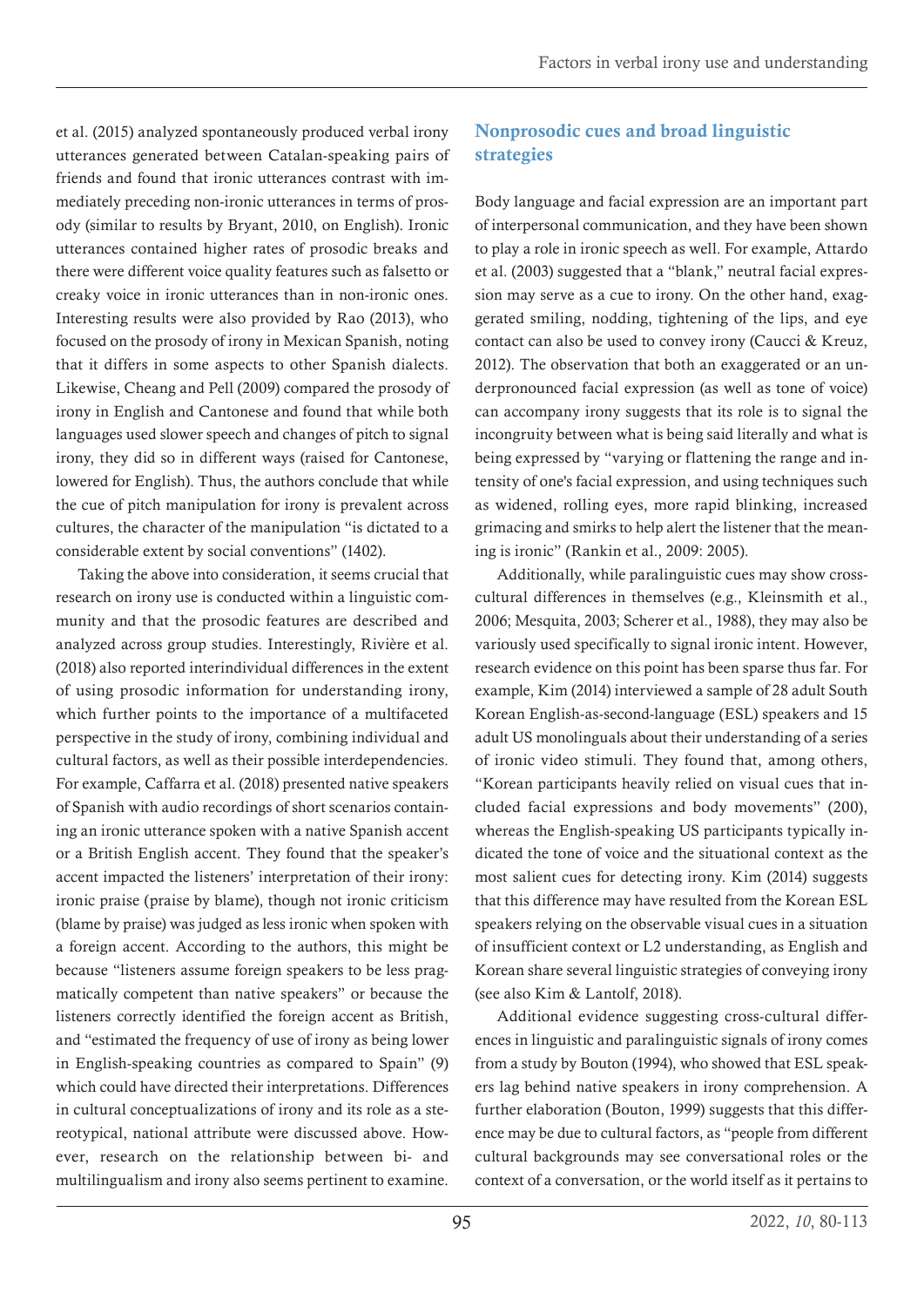et al. (2015) analyzed spontaneously produced verbal irony utterances generated between Catalan-speaking pairs of friends and found that ironic utterances contrast with immediately preceding non-ironic utterances in terms of prosody (similar to results by Bryant, 2010, on English). Ironic utterances contained higher rates of prosodic breaks and there were different voice quality features such as falsetto or creaky voice in ironic utterances than in non-ironic ones. Interesting results were also provided by Rao (2013), who focused on the prosody of irony in Mexican Spanish, noting that it differs in some aspects to other Spanish dialects. Likewise, Cheang and Pell (2009) compared the prosody of irony in English and Cantonese and found that while both languages used slower speech and changes of pitch to signal irony, they did so in different ways (raised for Cantonese, lowered for English). Thus, the authors conclude that while the cue of pitch manipulation for irony is prevalent across cultures, the character of the manipulation "is dictated to a considerable extent by social conventions" (1402).

Taking the above into consideration, it seems crucial that research on irony use is conducted within a linguistic community and that the prosodic features are described and analyzed across group studies. Interestingly, Rivière et al. (2018) also reported interindividual differences in the extent of using prosodic information for understanding irony, which further points to the importance of a multifaceted perspective in the study of irony, combining individual and cultural factors, as well as their possible interdependencies. For example, Caffarra et al. (2018) presented native speakers of Spanish with audio recordings of short scenarios containing an ironic utterance spoken with a native Spanish accent or a British English accent. They found that the speaker's accent impacted the listeners' interpretation of their irony: ironic praise (praise by blame), though not ironic criticism (blame by praise) was judged as less ironic when spoken with a foreign accent. According to the authors, this might be because "listeners assume foreign speakers to be less pragmatically competent than native speakers" or because the listeners correctly identified the foreign accent as British, and "estimated the frequency of use of irony as being lower in English-speaking countries as compared to Spain" (9) which could have directed their interpretations. Differences in cultural conceptualizations of irony and its role as a stereotypical, national attribute were discussed above. However, research on the relationship between bi- and multilingualism and irony also seems pertinent to examine.

## Nonprosodic cues and broad linguistic strategies

Body language and facial expression are an important part of interpersonal communication, and they have been shown to play a role in ironic speech as well. For example, Attardo et al. (2003) suggested that a "blank," neutral facial expression may serve as a cue to irony. On the other hand, exaggerated smiling, nodding, tightening of the lips, and eye contact can also be used to convey irony (Caucci & Kreuz, 2012). The observation that both an exaggerated or an underpronounced facial expression (as well as tone of voice) can accompany irony suggests that its role is to signal the incongruity between what is being said literally and what is being expressed by "varying or flattening the range and intensity of one's facial expression, and using techniques such as widened, rolling eyes, more rapid blinking, increased grimacing and smirks to help alert the listener that the meaning is ironic" (Rankin et al., 2009: 2005).

Additionally, while paralinguistic cues may show cross-cultural differences in themselves (e.g., Kleinsmith et al., 2006; Mesquita, 2003; Scherer et al., 1988), they may also be variously used specifically to signal ironic intent. However, research evidence on this point has been sparse thus far. For example, Kim (2014) interviewed a sample of 28 adult South Korean English-as-second-language (ESL) speakers and 15 adult US monolinguals about their understanding of a series of ironic video stimuli. They found that, among others, "Korean participants heavily relied on visual cues that included facial expressions and body movements" (200), whereas the English-speaking US participants typically indicated the tone of voice and the situational context as the most salient cues for detecting irony. Kim (2014) suggests that this difference may have resulted from the Korean ESL speakers relying on the observable visual cues in a situation of insufficient context or L2 understanding, as English and Korean share several linguistic strategies of conveying irony (see also Kim & Lantolf, 2018).

Additional evidence suggesting cross-cultural differences in linguistic and paralinguistic signals of irony comes from a study by Bouton (1994), who showed that ESL speakers lag behind native speakers in irony comprehension. A further elaboration (Bouton, 1999) suggests that this difference may be due to cultural factors, as "people from different cultural backgrounds may see conversational roles or the context of a conversation, or the world itself as it pertains to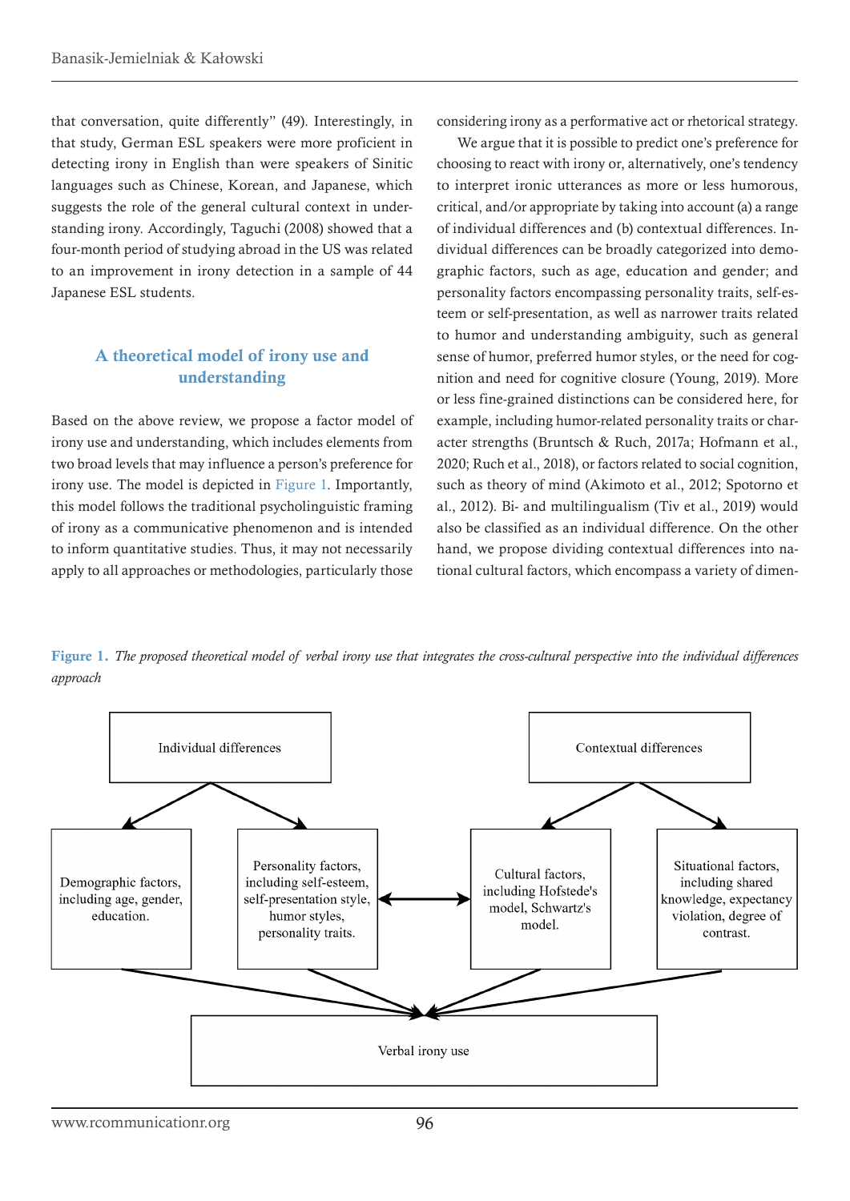that conversation, quite differently" (49). Interestingly, in that study, German ESL speakers were more proficient in detecting irony in English than were speakers of Sinitic languages such as Chinese, Korean, and Japanese, which suggests the role of the general cultural context in understanding irony. Accordingly, Taguchi (2008) showed that a four-month period of studying abroad in the US was related to an improvement in irony detection in a sample of 44 Japanese ESL students.

## A theoretical model of irony use and understanding

Based on the above review, we propose a factor model of irony use and understanding, which includes elements from two broad levels that may influence a person's preference for irony use. The model is depicted in Figure 1. Importantly, this model follows the traditional psycholinguistic framing of irony as a communicative phenomenon and is intended to inform quantitative studies. Thus, it may not necessarily apply to all approaches or methodologies, particularly those considering irony as a performative act or rhetorical strategy.

We argue that it is possible to predict one's preference for choosing to react with irony or, alternatively, one's tendency to interpret ironic utterances as more or less humorous, critical, and/or appropriate by taking into account (a) a range of individual differences and (b) contextual differences. Individual differences can be broadly categorized into demographic factors, such as age, education and gender; and personality factors encompassing personality traits, self-esteem or self-presentation, as well as narrower traits related to humor and understanding ambiguity, such as general sense of humor, preferred humor styles, or the need for cognition and need for cognitive closure (Young, 2019). More or less fine-grained distinctions can be considered here, for example, including humor-related personality traits or character strengths (Bruntsch & Ruch, 2017a; Hofmann et al., 2020; Ruch et al., 2018), or factors related to social cognition, such as theory of mind (Akimoto et al., 2012; Spotorno et al., 2012). Bi- and multilingualism (Tiv et al., 2019) would also be classified as an individual difference. On the other hand, we propose dividing contextual differences into national cultural factors, which encompass a variety of dimen-

**Figure 1.** *The proposed theoretical model of verbal irony use that integrates the cross-cultural perspective into the individual differences approach*

Individual differences → Demographic factors, including age, gender, education.; Personality factors, including self-esteem, self-presentation style, humor styles, personality traits.

Contextual differences → Cultural factors, including Hofstede's model, Schwartz's model.; Situational factors, including shared knowledge, expectancy violation, degree of contrast.

Personality factors ↔ Cultural factors

All four factors → Verbal irony use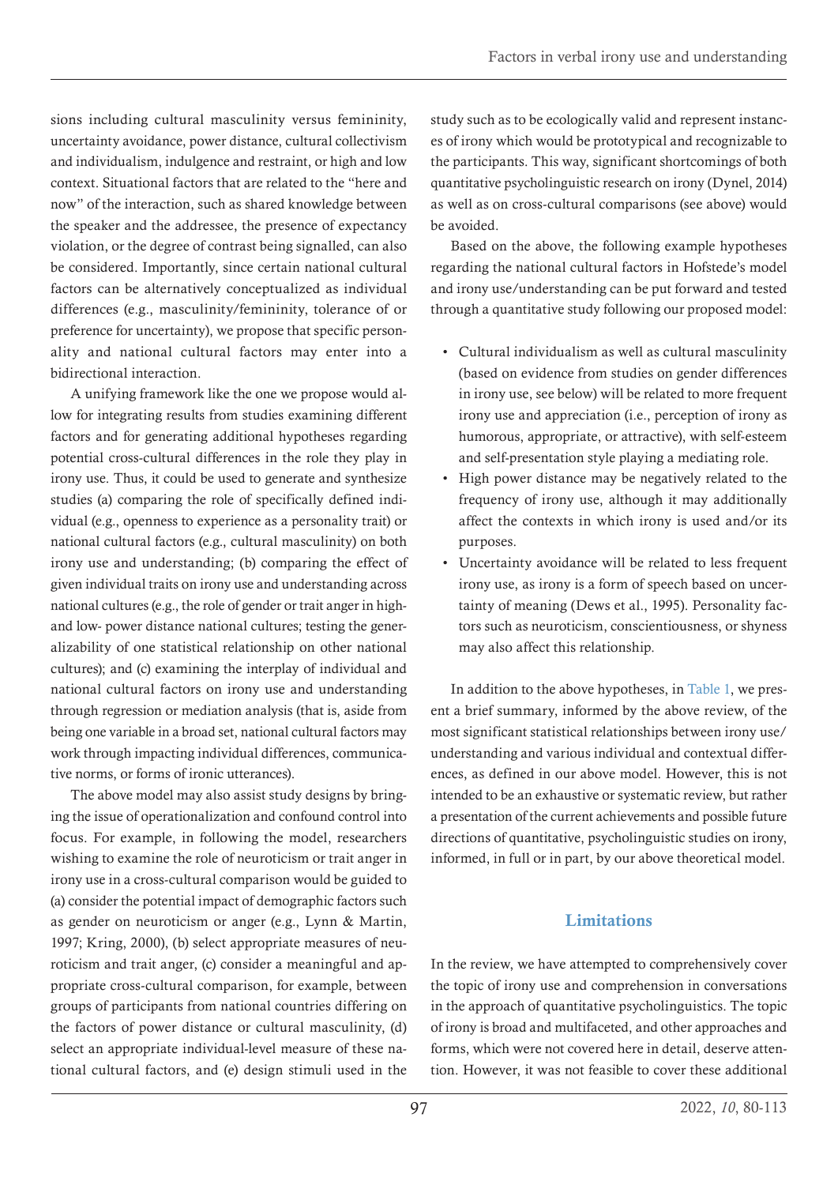sions including cultural masculinity versus femininity, uncertainty avoidance, power distance, cultural collectivism and individualism, indulgence and restraint, or high and low context. Situational factors that are related to the "here and now" of the interaction, such as shared knowledge between the speaker and the addressee, the presence of expectancy violation, or the degree of contrast being signalled, can also be considered. Importantly, since certain national cultural factors can be alternatively conceptualized as individual differences (e.g., masculinity/femininity, tolerance of or preference for uncertainty), we propose that specific personality and national cultural factors may enter into a bidirectional interaction.

A unifying framework like the one we propose would allow for integrating results from studies examining different factors and for generating additional hypotheses regarding potential cross-cultural differences in the role they play in irony use. Thus, it could be used to generate and synthesize studies (a) comparing the role of specifically defined individual (e.g., openness to experience as a personality trait) or national cultural factors (e.g., cultural masculinity) on both irony use and understanding; (b) comparing the effect of given individual traits on irony use and understanding across national cultures (e.g., the role of gender or trait anger in high- and low- power distance national cultures; testing the generalizability of one statistical relationship on other national cultures); and (c) examining the interplay of individual and national cultural factors on irony use and understanding through regression or mediation analysis (that is, aside from being one variable in a broad set, national cultural factors may work through impacting individual differences, communicative norms, or forms of ironic utterances).

The above model may also assist study designs by bringing the issue of operationalization and confound control into focus. For example, in following the model, researchers wishing to examine the role of neuroticism or trait anger in irony use in a cross-cultural comparison would be guided to (a) consider the potential impact of demographic factors such as gender on neuroticism or anger (e.g., Lynn & Martin, 1997; Kring, 2000), (b) select appropriate measures of neuroticism and trait anger, (c) consider a meaningful and appropriate cross-cultural comparison, for example, between groups of participants from national countries differing on the factors of power distance or cultural masculinity, (d) select an appropriate individual-level measure of these national cultural factors, and (e) design stimuli used in the study such as to be ecologically valid and represent instances of irony which would be prototypical and recognizable to the participants. This way, significant shortcomings of both quantitative psycholinguistic research on irony (Dynel, 2014) as well as on cross-cultural comparisons (see above) would be avoided.

Based on the above, the following example hypotheses regarding the national cultural factors in Hofstede's model and irony use/understanding can be put forward and tested through a quantitative study following our proposed model:

- Cultural individualism as well as cultural masculinity (based on evidence from studies on gender differences in irony use, see below) will be related to more frequent irony use and appreciation (i.e., perception of irony as humorous, appropriate, or attractive), with self-esteem and self-presentation style playing a mediating role.
- High power distance may be negatively related to the frequency of irony use, although it may additionally affect the contexts in which irony is used and/or its purposes.
- Uncertainty avoidance will be related to less frequent irony use, as irony is a form of speech based on uncertainty of meaning (Dews et al., 1995). Personality factors such as neuroticism, conscientiousness, or shyness may also affect this relationship.

In addition to the above hypotheses, in Table 1, we present a brief summary, informed by the above review, of the most significant statistical relationships between irony use/understanding and various individual and contextual differences, as defined in our above model. However, this is not intended to be an exhaustive or systematic review, but rather a presentation of the current achievements and possible future directions of quantitative, psycholinguistic studies on irony, informed, in full or in part, by our above theoretical model.

## Limitations

In the review, we have attempted to comprehensively cover the topic of irony use and comprehension in conversations in the approach of quantitative psycholinguistics. The topic of irony is broad and multifaceted, and other approaches and forms, which were not covered here in detail, deserve attention. However, it was not feasible to cover these additional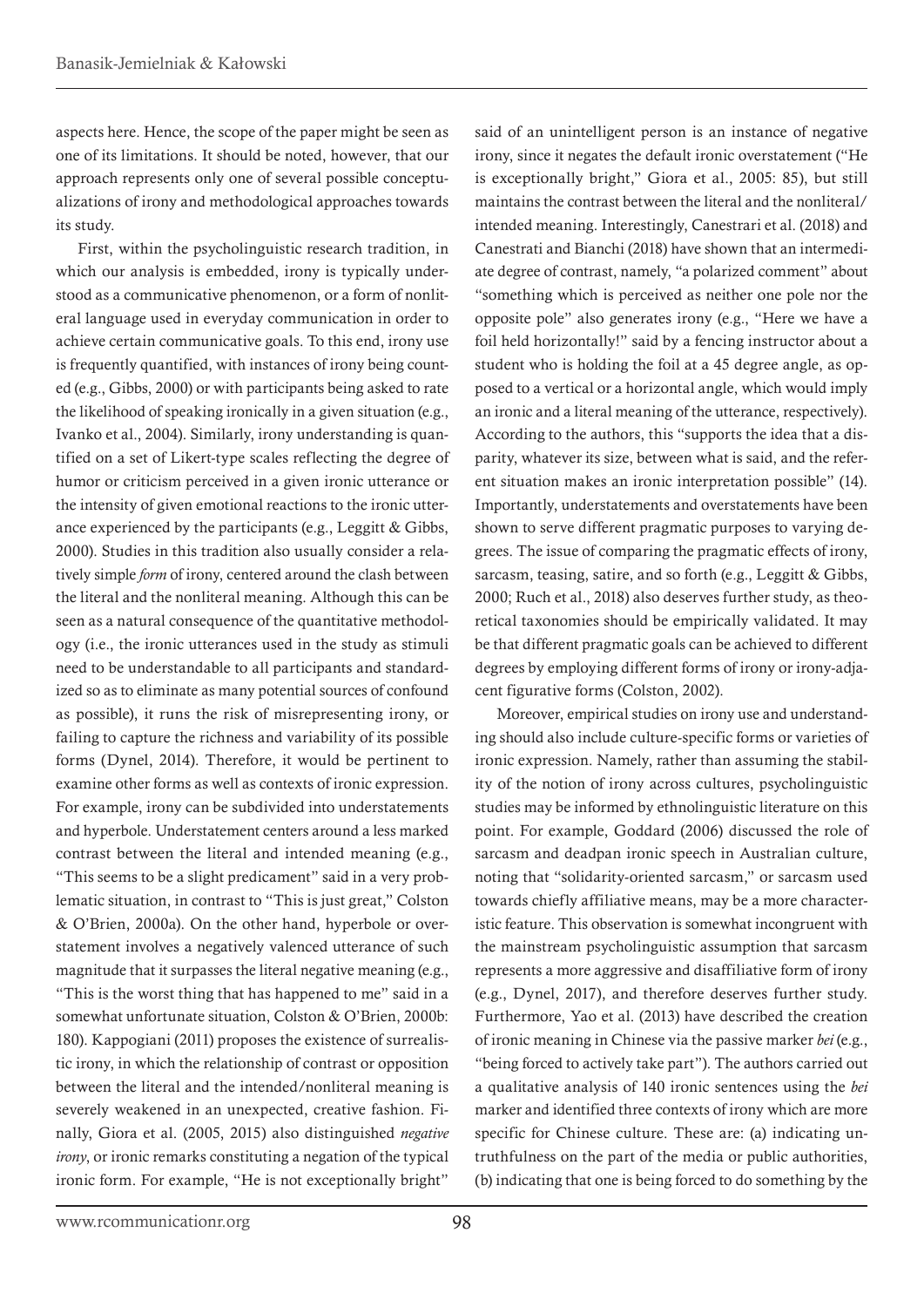aspects here. Hence, the scope of the paper might be seen as one of its limitations. It should be noted, however, that our approach represents only one of several possible conceptualizations of irony and methodological approaches towards its study.

First, within the psycholinguistic research tradition, in which our analysis is embedded, irony is typically understood as a communicative phenomenon, or a form of nonliteral language used in everyday communication in order to achieve certain communicative goals. To this end, irony use is frequently quantified, with instances of irony being counted (e.g., Gibbs, 2000) or with participants being asked to rate the likelihood of speaking ironically in a given situation (e.g., Ivanko et al., 2004). Similarly, irony understanding is quantified on a set of Likert-type scales reflecting the degree of humor or criticism perceived in a given ironic utterance or the intensity of given emotional reactions to the ironic utterance experienced by the participants (e.g., Leggitt & Gibbs, 2000). Studies in this tradition also usually consider a relatively simple *form* of irony, centered around the clash between the literal and the nonliteral meaning. Although this can be seen as a natural consequence of the quantitative methodology (i.e., the ironic utterances used in the study as stimuli need to be understandable to all participants and standardized so as to eliminate as many potential sources of confound as possible), it runs the risk of misrepresenting irony, or failing to capture the richness and variability of its possible forms (Dynel, 2014). Therefore, it would be pertinent to examine other forms as well as contexts of ironic expression. For example, irony can be subdivided into understatements and hyperbole. Understatement centers around a less marked contrast between the literal and intended meaning (e.g., "This seems to be a slight predicament" said in a very problematic situation, in contrast to "This is just great," Colston & O'Brien, 2000a). On the other hand, hyperbole or overstatement involves a negatively valenced utterance of such magnitude that it surpasses the literal negative meaning (e.g., "This is the worst thing that has happened to me" said in a somewhat unfortunate situation, Colston & O'Brien, 2000b: 180). Kappogiani (2011) proposes the existence of surrealistic irony, in which the relationship of contrast or opposition between the literal and the intended/nonliteral meaning is severely weakened in an unexpected, creative fashion. Finally, Giora et al. (2005, 2015) also distinguished *negative irony*, or ironic remarks constituting a negation of the typical ironic form. For example, "He is not exceptionally bright" said of an unintelligent person is an instance of negative irony, since it negates the default ironic overstatement ("He is exceptionally bright," Giora et al., 2005: 85), but still maintains the contrast between the literal and the nonliteral/intended meaning. Interestingly, Canestrari et al. (2018) and Canestrati and Bianchi (2018) have shown that an intermediate degree of contrast, namely, "a polarized comment" about "something which is perceived as neither one pole nor the opposite pole" also generates irony (e.g., "Here we have a foil held horizontally!" said by a fencing instructor about a student who is holding the foil at a 45 degree angle, as opposed to a vertical or a horizontal angle, which would imply an ironic and a literal meaning of the utterance, respectively). According to the authors, this "supports the idea that a disparity, whatever its size, between what is said, and the referent situation makes an ironic interpretation possible" (14). Importantly, understatements and overstatements have been shown to serve different pragmatic purposes to varying degrees. The issue of comparing the pragmatic effects of irony, sarcasm, teasing, satire, and so forth (e.g., Leggitt & Gibbs, 2000; Ruch et al., 2018) also deserves further study, as theoretical taxonomies should be empirically validated. It may be that different pragmatic goals can be achieved to different degrees by employing different forms of irony or irony-adjacent figurative forms (Colston, 2002).

Moreover, empirical studies on irony use and understanding should also include culture-specific forms or varieties of ironic expression. Namely, rather than assuming the stability of the notion of irony across cultures, psycholinguistic studies may be informed by ethnolinguistic literature on this point. For example, Goddard (2006) discussed the role of sarcasm and deadpan ironic speech in Australian culture, noting that "solidarity-oriented sarcasm," or sarcasm used towards chiefly affiliative means, may be a more characteristic feature. This observation is somewhat incongruent with the mainstream psycholinguistic assumption that sarcasm represents a more aggressive and disaffiliative form of irony (e.g., Dynel, 2017), and therefore deserves further study. Furthermore, Yao et al. (2013) have described the creation of ironic meaning in Chinese via the passive marker *bei* (e.g., "being forced to actively take part"). The authors carried out a qualitative analysis of 140 ironic sentences using the *bei* marker and identified three contexts of irony which are more specific for Chinese culture. These are: (a) indicating untruthfulness on the part of the media or public authorities, (b) indicating that one is being forced to do something by the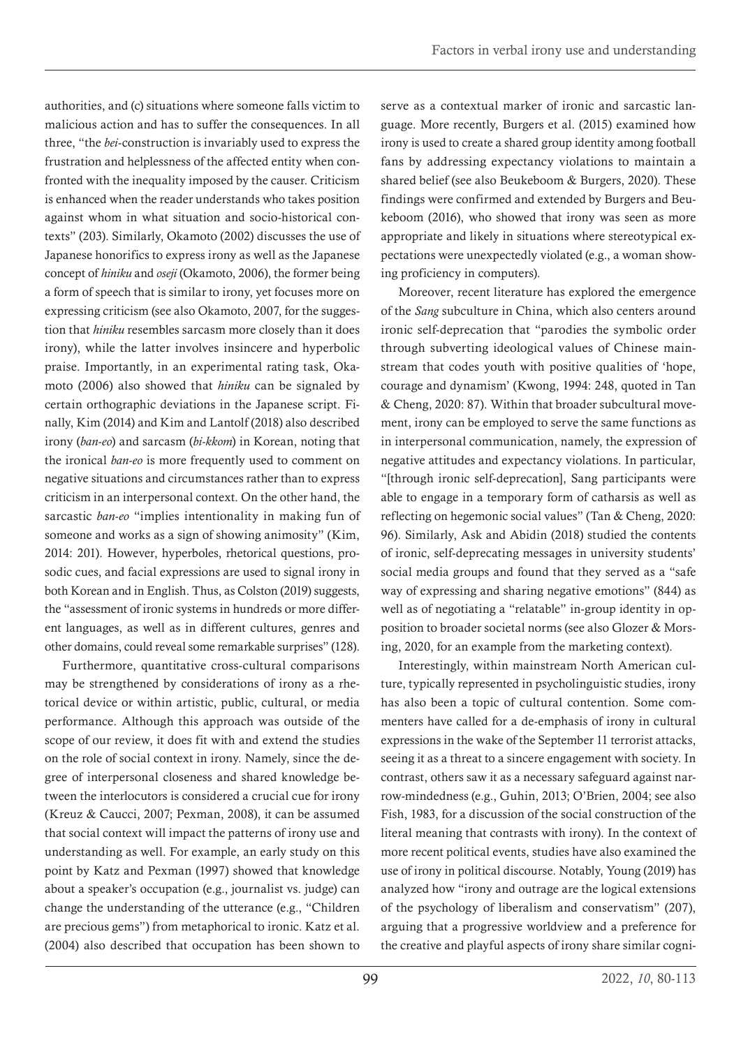authorities, and (c) situations where someone falls victim to malicious action and has to suffer the consequences. In all three, "the *bei*-construction is invariably used to express the frustration and helplessness of the affected entity when confronted with the inequality imposed by the causer. Criticism is enhanced when the reader understands who takes position against whom in what situation and socio-historical contexts" (203). Similarly, Okamoto (2002) discusses the use of Japanese honorifics to express irony as well as the Japanese concept of *hiniku* and *oseji* (Okamoto, 2006), the former being a form of speech that is similar to irony, yet focuses more on expressing criticism (see also Okamoto, 2007, for the suggestion that *hiniku* resembles sarcasm more closely than it does irony), while the latter involves insincere and hyperbolic praise. Importantly, in an experimental rating task, Okamoto (2006) also showed that *hiniku* can be signaled by certain orthographic deviations in the Japanese script. Finally, Kim (2014) and Kim and Lantolf (2018) also described irony (*ban-eo*) and sarcasm (*bi-kkom*) in Korean, noting that the ironical *ban-eo* is more frequently used to comment on negative situations and circumstances rather than to express criticism in an interpersonal context. On the other hand, the sarcastic *ban-eo* "implies intentionality in making fun of someone and works as a sign of showing animosity" (Kim, 2014: 201). However, hyperboles, rhetorical questions, prosodic cues, and facial expressions are used to signal irony in both Korean and in English. Thus, as Colston (2019) suggests, the "assessment of ironic systems in hundreds or more different languages, as well as in different cultures, genres and other domains, could reveal some remarkable surprises" (128).

Furthermore, quantitative cross-cultural comparisons may be strengthened by considerations of irony as a rhetorical device or within artistic, public, cultural, or media performance. Although this approach was outside of the scope of our review, it does fit with and extend the studies on the role of social context in irony. Namely, since the degree of interpersonal closeness and shared knowledge between the interlocutors is considered a crucial cue for irony (Kreuz & Caucci, 2007; Pexman, 2008), it can be assumed that social context will impact the patterns of irony use and understanding as well. For example, an early study on this point by Katz and Pexman (1997) showed that knowledge about a speaker's occupation (e.g., journalist vs. judge) can change the understanding of the utterance (e.g., "Children are precious gems") from metaphorical to ironic. Katz et al. (2004) also described that occupation has been shown to serve as a contextual marker of ironic and sarcastic language. More recently, Burgers et al. (2015) examined how irony is used to create a shared group identity among football fans by addressing expectancy violations to maintain a shared belief (see also Beukeboom & Burgers, 2020). These findings were confirmed and extended by Burgers and Beukeboom (2016), who showed that irony was seen as more appropriate and likely in situations where stereotypical expectations were unexpectedly violated (e.g., a woman showing proficiency in computers).

Moreover, recent literature has explored the emergence of the *Sang* subculture in China, which also centers around ironic self-deprecation that "parodies the symbolic order through subverting ideological values of Chinese mainstream that codes youth with positive qualities of 'hope, courage and dynamism' (Kwong, 1994: 248, quoted in Tan & Cheng, 2020: 87). Within that broader subcultural movement, irony can be employed to serve the same functions as in interpersonal communication, namely, the expression of negative attitudes and expectancy violations. In particular, "[through ironic self-deprecation], Sang participants were able to engage in a temporary form of catharsis as well as reflecting on hegemonic social values" (Tan & Cheng, 2020: 96). Similarly, Ask and Abidin (2018) studied the contents of ironic, self-deprecating messages in university students' social media groups and found that they served as a "safe way of expressing and sharing negative emotions" (844) as well as of negotiating a "relatable" in-group identity in opposition to broader societal norms (see also Glozer & Morsing, 2020, for an example from the marketing context).

Interestingly, within mainstream North American culture, typically represented in psycholinguistic studies, irony has also been a topic of cultural contention. Some commenters have called for a de-emphasis of irony in cultural expressions in the wake of the September 11 terrorist attacks, seeing it as a threat to a sincere engagement with society. In contrast, others saw it as a necessary safeguard against narrow-mindedness (e.g., Guhin, 2013; O'Brien, 2004; see also Fish, 1983, for a discussion of the social construction of the literal meaning that contrasts with irony). In the context of more recent political events, studies have also examined the use of irony in political discourse. Notably, Young (2019) has analyzed how "irony and outrage are the logical extensions of the psychology of liberalism and conservatism" (207), arguing that a progressive worldview and a preference for the creative and playful aspects of irony share similar cogni-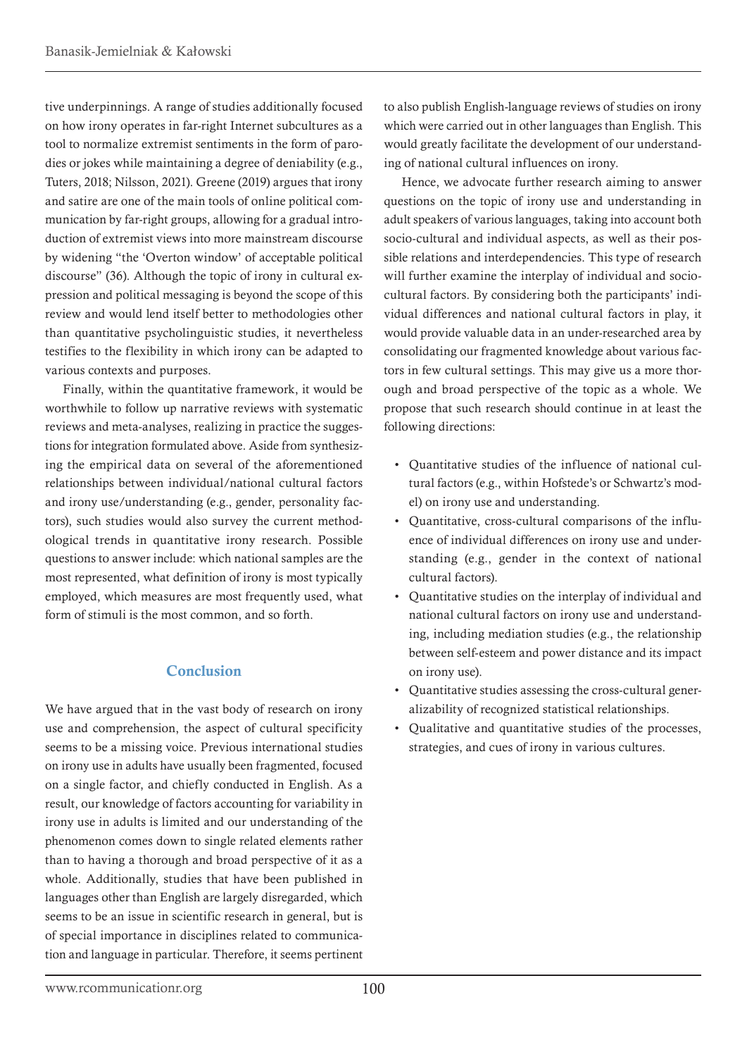tive underpinnings. A range of studies additionally focused on how irony operates in far-right Internet subcultures as a tool to normalize extremist sentiments in the form of parodies or jokes while maintaining a degree of deniability (e.g., Tuters, 2018; Nilsson, 2021). Greene (2019) argues that irony and satire are one of the main tools of online political communication by far-right groups, allowing for a gradual introduction of extremist views into more mainstream discourse by widening "the 'Overton window' of acceptable political discourse" (36). Although the topic of irony in cultural expression and political messaging is beyond the scope of this review and would lend itself better to methodologies other than quantitative psycholinguistic studies, it nevertheless testifies to the flexibility in which irony can be adapted to various contexts and purposes.

Finally, within the quantitative framework, it would be worthwhile to follow up narrative reviews with systematic reviews and meta-analyses, realizing in practice the suggestions for integration formulated above. Aside from synthesizing the empirical data on several of the aforementioned relationships between individual/national cultural factors and irony use/understanding (e.g., gender, personality factors), such studies would also survey the current methodological trends in quantitative irony research. Possible questions to answer include: which national samples are the most represented, what definition of irony is most typically employed, which measures are most frequently used, what form of stimuli is the most common, and so forth.

## Conclusion

We have argued that in the vast body of research on irony use and comprehension, the aspect of cultural specificity seems to be a missing voice. Previous international studies on irony use in adults have usually been fragmented, focused on a single factor, and chiefly conducted in English. As a result, our knowledge of factors accounting for variability in irony use in adults is limited and our understanding of the phenomenon comes down to single related elements rather than to having a thorough and broad perspective of it as a whole. Additionally, studies that have been published in languages other than English are largely disregarded, which seems to be an issue in scientific research in general, but is of special importance in disciplines related to communication and language in particular. Therefore, it seems pertinent to also publish English-language reviews of studies on irony which were carried out in other languages than English. This would greatly facilitate the development of our understanding of national cultural influences on irony.

Hence, we advocate further research aiming to answer questions on the topic of irony use and understanding in adult speakers of various languages, taking into account both socio-cultural and individual aspects, as well as their possible relations and interdependencies. This type of research will further examine the interplay of individual and socio-cultural factors. By considering both the participants' individual differences and national cultural factors in play, it would provide valuable data in an under-researched area by consolidating our fragmented knowledge about various factors in few cultural settings. This may give us a more thorough and broad perspective of the topic as a whole. We propose that such research should continue in at least the following directions:

- Quantitative studies of the influence of national cultural factors (e.g., within Hofstede's or Schwartz's model) on irony use and understanding.
- Quantitative, cross-cultural comparisons of the influence of individual differences on irony use and understanding (e.g., gender in the context of national cultural factors).
- Quantitative studies on the interplay of individual and national cultural factors on irony use and understanding, including mediation studies (e.g., the relationship between self-esteem and power distance and its impact on irony use).
- Quantitative studies assessing the cross-cultural generalizability of recognized statistical relationships.
- Qualitative and quantitative studies of the processes, strategies, and cues of irony in various cultures.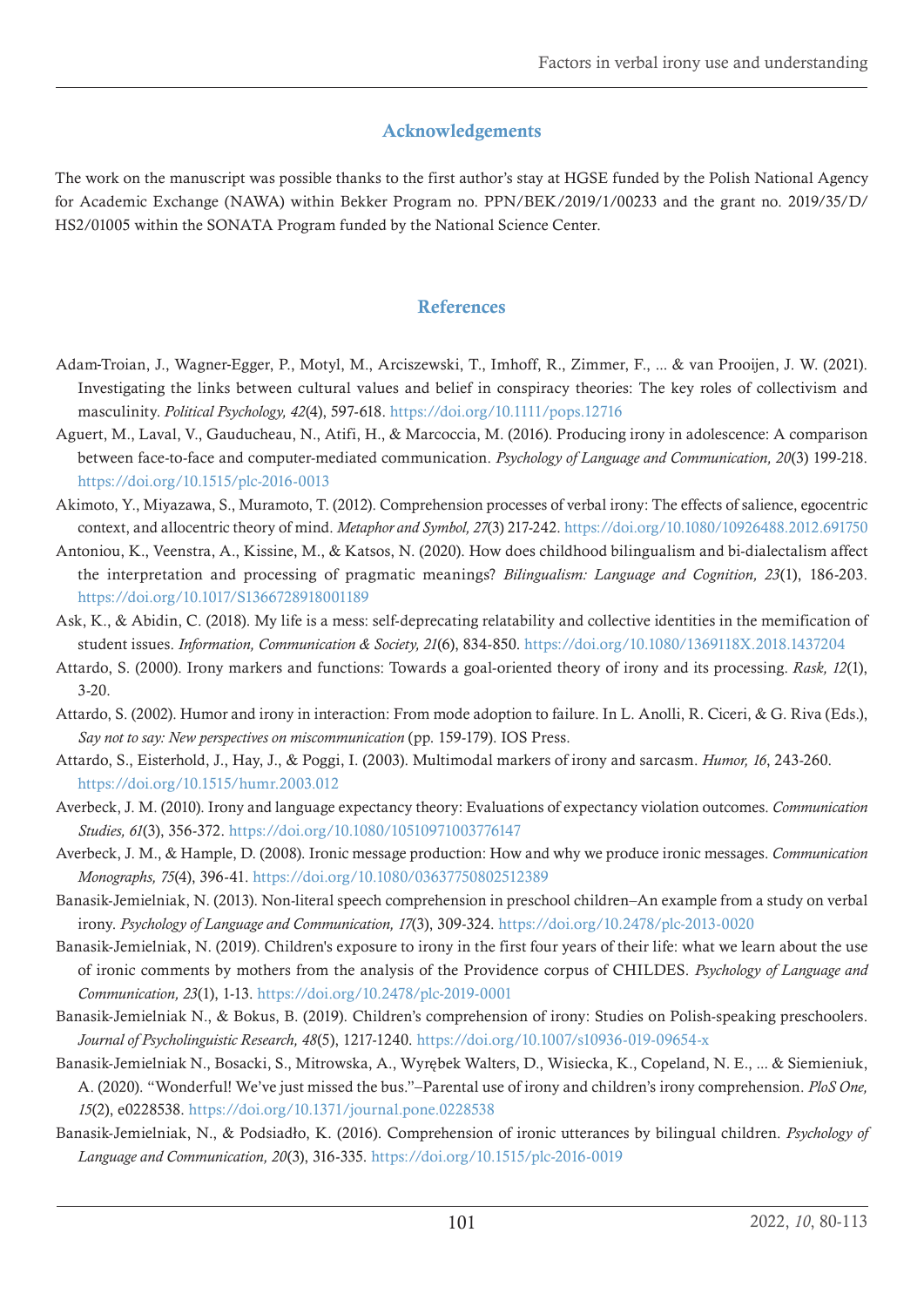## Acknowledgements

The work on the manuscript was possible thanks to the first author's stay at HGSE funded by the Polish National Agency for Academic Exchange (NAWA) within Bekker Program no. PPN/BEK/2019/1/00233 and the grant no. 2019/35/D/HS2/01005 within the SONATA Program funded by the National Science Center.

## References

Adam-Troian, J., Wagner-Egger, P., Motyl, M., Arciszewski, T., Imhoff, R., Zimmer, F., ... & van Prooijen, J. W. (2021). Investigating the links between cultural values and belief in conspiracy theories: The key roles of collectivism and masculinity. *Political Psychology, 42*(4), 597-618. https://doi.org/10.1111/pops.12716

Aguert, M., Laval, V., Gauducheau, N., Atifi, H., & Marcoccia, M. (2016). Producing irony in adolescence: A comparison between face-to-face and computer-mediated communication. *Psychology of Language and Communication, 20*(3) 199-218. https://doi.org/10.1515/plc-2016-0013

Akimoto, Y., Miyazawa, S., Muramoto, T. (2012). Comprehension processes of verbal irony: The effects of salience, egocentric context, and allocentric theory of mind. *Metaphor and Symbol, 27*(3) 217-242. https://doi.org/10.1080/10926488.2012.691750

Antoniou, K., Veenstra, A., Kissine, M., & Katsos, N. (2020). How does childhood bilingualism and bi-dialectalism affect the interpretation and processing of pragmatic meanings? *Bilingualism: Language and Cognition, 23*(1), 186-203. https://doi.org/10.1017/S1366728918001189

Ask, K., & Abidin, C. (2018). My life is a mess: self-deprecating relatability and collective identities in the memification of student issues. *Information, Communication & Society, 21*(6), 834-850. https://doi.org/10.1080/1369118X.2018.1437204

Attardo, S. (2000). Irony markers and functions: Towards a goal-oriented theory of irony and its processing. *Rask, 12*(1), 3-20.

Attardo, S. (2002). Humor and irony in interaction: From mode adoption to failure. In L. Anolli, R. Ciceri, & G. Riva (Eds.), *Say not to say: New perspectives on miscommunication* (pp. 159-179). IOS Press.

Attardo, S., Eisterhold, J., Hay, J., & Poggi, I. (2003). Multimodal markers of irony and sarcasm. *Humor, 16*, 243-260. https://doi.org/10.1515/humr.2003.012

Averbeck, J. M. (2010). Irony and language expectancy theory: Evaluations of expectancy violation outcomes. *Communication Studies, 61*(3), 356-372. https://doi.org/10.1080/10510971003776147

Averbeck, J. M., & Hample, D. (2008). Ironic message production: How and why we produce ironic messages. *Communication Monographs, 75*(4), 396-41. https://doi.org/10.1080/03637750802512389

Banasik-Jemielniak, N. (2013). Non-literal speech comprehension in preschool children–An example from a study on verbal irony. *Psychology of Language and Communication, 17*(3), 309-324. https://doi.org/10.2478/plc-2013-0020

Banasik-Jemielniak, N. (2019). Children's exposure to irony in the first four years of their life: what we learn about the use of ironic comments by mothers from the analysis of the Providence corpus of CHILDES. *Psychology of Language and Communication, 23*(1), 1-13. https://doi.org/10.2478/plc-2019-0001

Banasik-Jemielniak N., & Bokus, B. (2019). Children's comprehension of irony: Studies on Polish-speaking preschoolers. *Journal of Psycholinguistic Research, 48*(5), 1217-1240. https://doi.org/10.1007/s10936-019-09654-x

Banasik-Jemielniak N., Bosacki, S., Mitrowska, A., Wyrębek Walters, D., Wisiecka, K., Copeland, N. E., ... & Siemieniuk, A. (2020). "Wonderful! We've just missed the bus."–Parental use of irony and children's irony comprehension. *PloS One, 15*(2), e0228538. https://doi.org/10.1371/journal.pone.0228538

Banasik-Jemielniak, N., & Podsiadło, K. (2016). Comprehension of ironic utterances by bilingual children. *Psychology of Language and Communication, 20*(3), 316-335. https://doi.org/10.1515/plc-2016-0019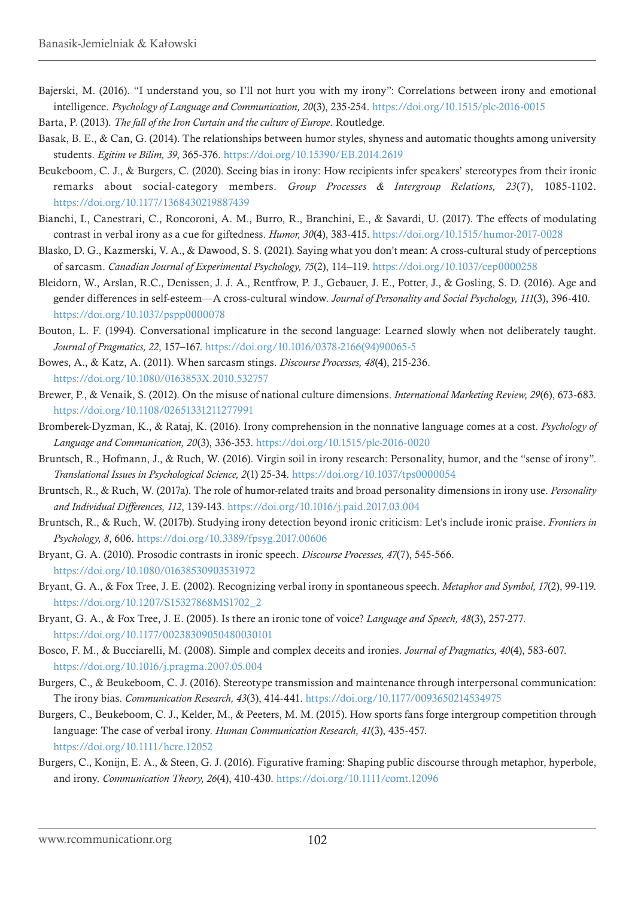Bajerski, M. (2016). "I understand you, so I'll not hurt you with my irony": Correlations between irony and emotional intelligence. *Psychology of Language and Communication, 20*(3), 235-254. https://doi.org/10.1515/plc-2016-0015

Barta, P. (2013). *The fall of the Iron Curtain and the culture of Europe*. Routledge.

Basak, B. E., & Can, G. (2014). The relationships between humor styles, shyness and automatic thoughts among university students. *Egitim ve Bilim, 39*, 365-376. https://doi.org/10.15390/EB.2014.2619

Beukeboom, C. J., & Burgers, C. (2020). Seeing bias in irony: How recipients infer speakers' stereotypes from their ironic remarks about social-category members. *Group Processes & Intergroup Relations, 23*(7), 1085-1102. https://doi.org/10.1177/1368430219887439

Bianchi, I., Canestrari, C., Roncoroni, A. M., Burro, R., Branchini, E., & Savardi, U. (2017). The effects of modulating contrast in verbal irony as a cue for giftedness. *Humor, 30*(4), 383-415. https://doi.org/10.1515/humor-2017-0028

Blasko, D. G., Kazmerski, V. A., & Dawood, S. S. (2021). Saying what you don't mean: A cross-cultural study of perceptions of sarcasm. *Canadian Journal of Experimental Psychology, 75*(2), 114–119. https://doi.org/10.1037/cep0000258

Bleidorn, W., Arslan, R.C., Denissen, J. J. A., Rentfrow, P. J., Gebauer, J. E., Potter, J., & Gosling, S. D. (2016). Age and gender differences in self-esteem—A cross-cultural window. *Journal of Personality and Social Psychology, 111*(3), 396-410. https://doi.org/10.1037/pspp0000078

Bouton, L. F. (1994). Conversational implicature in the second language: Learned slowly when not deliberately taught. *Journal of Pragmatics, 22*, 157–167. https://doi.org/10.1016/0378-2166(94)90065-5

Bowes, A., & Katz, A. (2011). When sarcasm stings. *Discourse Processes, 48*(4), 215-236. https://doi.org/10.1080/0163853X.2010.532757

Brewer, P., & Venaik, S. (2012). On the misuse of national culture dimensions. *International Marketing Review, 29*(6), 673-683. https://doi.org/10.1108/02651331211277991

Bromberek-Dyzman, K., & Rataj, K. (2016). Irony comprehension in the nonnative language comes at a cost. *Psychology of Language and Communication, 20*(3), 336-353. https://doi.org/10.1515/plc-2016-0020

Bruntsch, R., Hofmann, J., & Ruch, W. (2016). Virgin soil in irony research: Personality, humor, and the "sense of irony". *Translational Issues in Psychological Science, 2*(1) 25-34. https://doi.org/10.1037/tps0000054

Bruntsch, R., & Ruch, W. (2017a). The role of humor-related traits and broad personality dimensions in irony use. *Personality and Individual Differences, 112*, 139-143. https://doi.org/10.1016/j.paid.2017.03.004

Bruntsch, R., & Ruch, W. (2017b). Studying irony detection beyond ironic criticism: Let's include ironic praise. *Frontiers in Psychology, 8*, 606. https://doi.org/10.3389/fpsyg.2017.00606

Bryant, G. A. (2010). Prosodic contrasts in ironic speech. *Discourse Processes, 47*(7), 545-566. https://doi.org/10.1080/01638530903531972

Bryant, G. A., & Fox Tree, J. E. (2002). Recognizing verbal irony in spontaneous speech. *Metaphor and Symbol, 17*(2), 99-119. https://doi.org/10.1207/S15327868MS1702_2

Bryant, G. A., & Fox Tree, J. E. (2005). Is there an ironic tone of voice? *Language and Speech, 48*(3), 257-277. https://doi.org/10.1177/00238309050480030101

Bosco, F. M., & Bucciarelli, M. (2008). Simple and complex deceits and ironies. *Journal of Pragmatics, 40*(4), 583-607. https://doi.org/10.1016/j.pragma.2007.05.004

Burgers, C., & Beukeboom, C. J. (2016). Stereotype transmission and maintenance through interpersonal communication: The irony bias. *Communication Research, 43*(3), 414-441. https://doi.org/10.1177/0093650214534975

Burgers, C., Beukeboom, C. J., Kelder, M., & Peeters, M. M. (2015). How sports fans forge intergroup competition through language: The case of verbal irony. *Human Communication Research, 41*(3), 435-457. https://doi.org/10.1111/hcre.12052

Burgers, C., Konijn, E. A., & Steen, G. J. (2016). Figurative framing: Shaping public discourse through metaphor, hyperbole, and irony. *Communication Theory, 26*(4), 410-430. https://doi.org/10.1111/comt.12096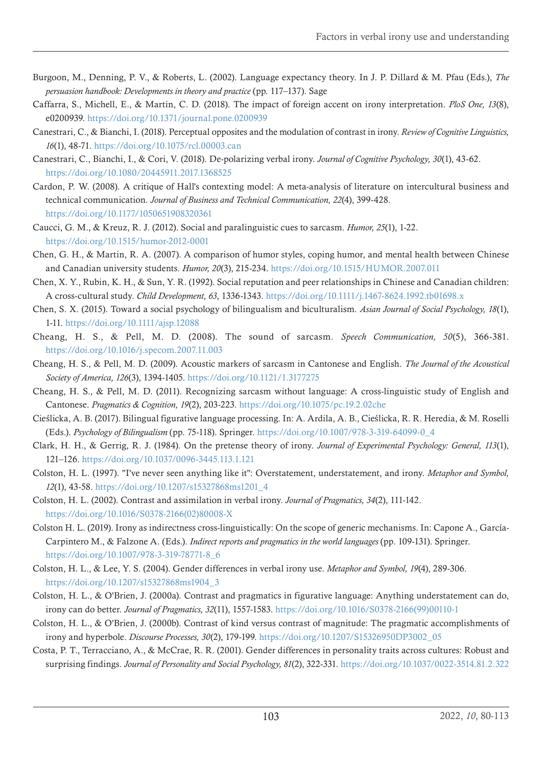Burgoon, M., Denning, P. V., & Roberts, L. (2002). Language expectancy theory. In J. P. Dillard & M. Pfau (Eds.), *The persuasion handbook: Developments in theory and practice* (pp. 117–137). Sage

Caffarra, S., Michell, E., & Martin, C. D. (2018). The impact of foreign accent on irony interpretation. *PloS One, 13*(8), e0200939. https://doi.org/10.1371/journal.pone.0200939

Canestrari, C., & Bianchi, I. (2018). Perceptual opposites and the modulation of contrast in irony. *Review of Cognitive Linguistics, 16*(1), 48-71. https://doi.org/10.1075/rcl.00003.can

Canestrari, C., Bianchi, I., & Cori, V. (2018). De-polarizing verbal irony. *Journal of Cognitive Psychology, 30*(1), 43-62. https://doi.org/10.1080/20445911.2017.1368525

Cardon, P. W. (2008). A critique of Hall's contexting model: A meta-analysis of literature on intercultural business and technical communication. *Journal of Business and Technical Communication, 22*(4), 399-428. https://doi.org/10.1177/1050651908320361

Caucci, G. M., & Kreuz, R. J. (2012). Social and paralinguistic cues to sarcasm. *Humor, 25*(1), 1-22. https://doi.org/10.1515/humor-2012-0001

Chen, G. H., & Martin, R. A. (2007). A comparison of humor styles, coping humor, and mental health between Chinese and Canadian university students. *Humor, 20*(3), 215-234. https://doi.org/10.1515/HUMOR.2007.011

Chen, X. Y., Rubin, K. H., & Sun, Y. R. (1992). Social reputation and peer relationships in Chinese and Canadian children: A cross-cultural study. *Child Development, 63*, 1336-1343. https://doi.org/10.1111/j.1467-8624.1992.tb01698.x

Chen, S. X. (2015). Toward a social psychology of bilingualism and biculturalism. *Asian Journal of Social Psychology, 18*(1), 1-11. https://doi.org/10.1111/ajsp.12088

Cheang, H. S., & Pell, M. D. (2008). The sound of sarcasm. *Speech Communication, 50*(5), 366-381. https://doi.org/10.1016/j.specom.2007.11.003

Cheang, H. S., & Pell, M. D. (2009). Acoustic markers of sarcasm in Cantonese and English. *The Journal of the Acoustical Society of America, 126*(3), 1394-1405. https://doi.org/10.1121/1.3177275

Cheang, H. S., & Pell, M. D. (2011). Recognizing sarcasm without language: A cross-linguistic study of English and Cantonese. *Pragmatics & Cognition, 19*(2), 203-223. https://doi.org/10.1075/pc.19.2.02che

Cieślicka, A. B. (2017). Bilingual figurative language processing. In: A. Ardila, A. B., Cieślicka, R. R. Heredia, & M. Roselli (Eds.). *Psychology of Bilingualism* (pp. 75-118). Springer. https://doi.org/10.1007/978-3-319-64099-0_4

Clark, H. H., & Gerrig, R. J. (1984). On the pretense theory of irony. *Journal of Experimental Psychology: General, 113*(1), 121–126. https://doi.org/10.1037/0096-3445.113.1.121

Colston, H. L. (1997). "I've never seen anything like it": Overstatement, understatement, and irony. *Metaphor and Symbol, 12*(1), 43-58. https://doi.org/10.1207/s15327868ms1201_4

Colston, H. L. (2002). Contrast and assimilation in verbal irony. *Journal of Pragmatics, 34*(2), 111-142. https://doi.org/10.1016/S0378-2166(02)80008-X

Colston H. L. (2019). Irony as indirectness cross-linguistically: On the scope of generic mechanisms. In: Capone A., García-Carpintero M., & Falzone A. (Eds.). *Indirect reports and pragmatics in the world languages* (pp. 109-131). Springer. https://doi.org/10.1007/978-3-319-78771-8_6

Colston, H. L., & Lee, Y. S. (2004). Gender differences in verbal irony use. *Metaphor and Symbol, 19*(4), 289-306. https://doi.org/10.1207/s15327868ms1904_3

Colston, H. L., & O'Brien, J. (2000a). Contrast and pragmatics in figurative language: Anything understatement can do, irony can do better. *Journal of Pragmatics, 32*(11), 1557-1583. https://doi.org/10.1016/S0378-2166(99)00110-1

Colston, H. L., & O'Brien, J. (2000b). Contrast of kind versus contrast of magnitude: The pragmatic accomplishments of irony and hyperbole. *Discourse Processes, 30*(2), 179-199. https://doi.org/10.1207/S15326950DP3002_05

Costa, P. T., Terracciano, A., & McCrae, R. R. (2001). Gender differences in personality traits across cultures: Robust and surprising findings. *Journal of Personality and Social Psychology, 81*(2), 322-331. https://doi.org/10.1037/0022-3514.81.2.322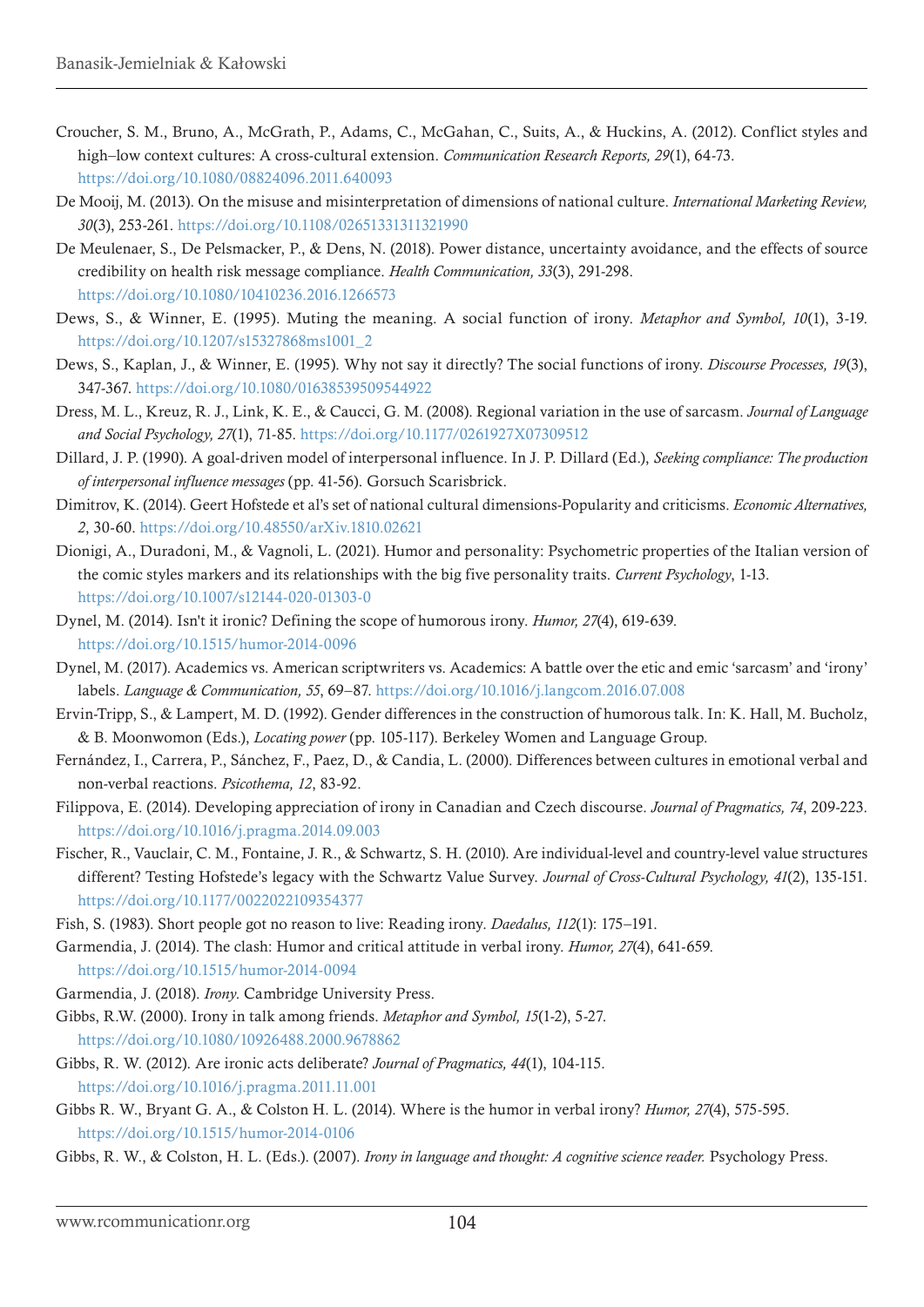Croucher, S. M., Bruno, A., McGrath, P., Adams, C., McGahan, C., Suits, A., & Huckins, A. (2012). Conflict styles and high–low context cultures: A cross-cultural extension. *Communication Research Reports, 29*(1), 64-73. https://doi.org/10.1080/08824096.2011.640093

De Mooij, M. (2013). On the misuse and misinterpretation of dimensions of national culture. *International Marketing Review, 30*(3), 253-261. https://doi.org/10.1108/02651331311321990

De Meulenaer, S., De Pelsmacker, P., & Dens, N. (2018). Power distance, uncertainty avoidance, and the effects of source credibility on health risk message compliance. *Health Communication, 33*(3), 291-298. https://doi.org/10.1080/10410236.2016.1266573

Dews, S., & Winner, E. (1995). Muting the meaning. A social function of irony. *Metaphor and Symbol, 10*(1), 3-19. https://doi.org/10.1207/s15327868ms1001_2

Dews, S., Kaplan, J., & Winner, E. (1995). Why not say it directly? The social functions of irony. *Discourse Processes, 19*(3), 347-367. https://doi.org/10.1080/01638539509544922

Dress, M. L., Kreuz, R. J., Link, K. E., & Caucci, G. M. (2008). Regional variation in the use of sarcasm. *Journal of Language and Social Psychology, 27*(1), 71-85. https://doi.org/10.1177/0261927X07309512

Dillard, J. P. (1990). A goal-driven model of interpersonal influence. In J. P. Dillard (Ed.), *Seeking compliance: The production of interpersonal influence messages* (pp. 41-56). Gorsuch Scarisbrick.

Dimitrov, K. (2014). Geert Hofstede et al's set of national cultural dimensions-Popularity and criticisms. *Economic Alternatives, 2*, 30-60. https://doi.org/10.48550/arXiv.1810.02621

Dionigi, A., Duradoni, M., & Vagnoli, L. (2021). Humor and personality: Psychometric properties of the Italian version of the comic styles markers and its relationships with the big five personality traits. *Current Psychology*, 1-13. https://doi.org/10.1007/s12144-020-01303-0

Dynel, M. (2014). Isn't it ironic? Defining the scope of humorous irony. *Humor, 27*(4), 619-639. https://doi.org/10.1515/humor-2014-0096

Dynel, M. (2017). Academics vs. American scriptwriters vs. Academics: A battle over the etic and emic 'sarcasm' and 'irony' labels. *Language & Communication, 55*, 69–87. https://doi.org/10.1016/j.langcom.2016.07.008

Ervin-Tripp, S., & Lampert, M. D. (1992). Gender differences in the construction of humorous talk. In: K. Hall, M. Bucholz, & B. Moonwomon (Eds.), *Locating power* (pp. 105-117). Berkeley Women and Language Group.

Fernández, I., Carrera, P., Sánchez, F., Paez, D., & Candia, L. (2000). Differences between cultures in emotional verbal and non-verbal reactions. *Psicothema, 12*, 83-92.

Filippova, E. (2014). Developing appreciation of irony in Canadian and Czech discourse. *Journal of Pragmatics, 74*, 209-223. https://doi.org/10.1016/j.pragma.2014.09.003

Fischer, R., Vauclair, C. M., Fontaine, J. R., & Schwartz, S. H. (2010). Are individual-level and country-level value structures different? Testing Hofstede's legacy with the Schwartz Value Survey. *Journal of Cross-Cultural Psychology, 41*(2), 135-151. https://doi.org/10.1177/0022022109354377

Fish, S. (1983). Short people got no reason to live: Reading irony. *Daedalus, 112*(1): 175–191.

Garmendia, J. (2014). The clash: Humor and critical attitude in verbal irony. *Humor, 27*(4), 641-659. https://doi.org/10.1515/humor-2014-0094

Garmendia, J. (2018). *Irony*. Cambridge University Press.

Gibbs, R.W. (2000). Irony in talk among friends. *Metaphor and Symbol, 15*(1-2), 5-27. https://doi.org/10.1080/10926488.2000.9678862

Gibbs, R. W. (2012). Are ironic acts deliberate? *Journal of Pragmatics, 44*(1), 104-115. https://doi.org/10.1016/j.pragma.2011.11.001

Gibbs R. W., Bryant G. A., & Colston H. L. (2014). Where is the humor in verbal irony? *Humor, 27*(4), 575-595. https://doi.org/10.1515/humor-2014-0106

Gibbs, R. W., & Colston, H. L. (Eds.). (2007). *Irony in language and thought: A cognitive science reader.* Psychology Press.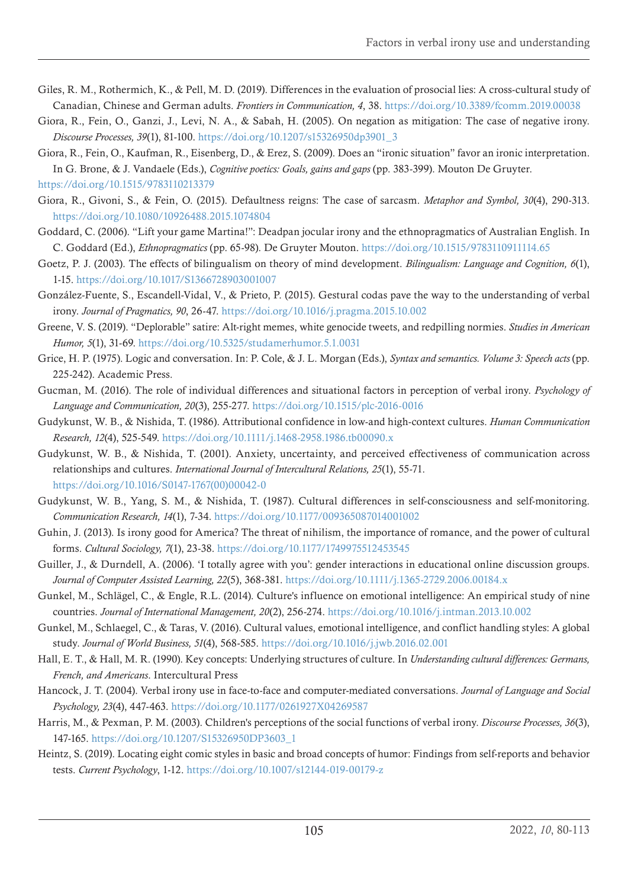Giles, R. M., Rothermich, K., & Pell, M. D. (2019). Differences in the evaluation of prosocial lies: A cross-cultural study of Canadian, Chinese and German adults. *Frontiers in Communication, 4*, 38. https://doi.org/10.3389/fcomm.2019.00038

Giora, R., Fein, O., Ganzi, J., Levi, N. A., & Sabah, H. (2005). On negation as mitigation: The case of negative irony. *Discourse Processes, 39*(1), 81-100. https://doi.org/10.1207/s15326950dp3901_3

Giora, R., Fein, O., Kaufman, R., Eisenberg, D., & Erez, S. (2009). Does an "ironic situation" favor an ironic interpretation. In G. Brone, & J. Vandaele (Eds.), *Cognitive poetics: Goals, gains and gaps* (pp. 383-399). Mouton De Gruyter. https://doi.org/10.1515/9783110213379

Giora, R., Givoni, S., & Fein, O. (2015). Defaultness reigns: The case of sarcasm. *Metaphor and Symbol, 30*(4), 290-313. https://doi.org/10.1080/10926488.2015.1074804

Goddard, C. (2006). "Lift your game Martina!": Deadpan jocular irony and the ethnopragmatics of Australian English. In C. Goddard (Ed.), *Ethnopragmatics* (pp. 65-98). De Gruyter Mouton. https://doi.org/10.1515/9783110911114.65

Goetz, P. J. (2003). The effects of bilingualism on theory of mind development. *Bilingualism: Language and Cognition, 6*(1), 1-15. https://doi.org/10.1017/S1366728903001007

González-Fuente, S., Escandell-Vidal, V., & Prieto, P. (2015). Gestural codas pave the way to the understanding of verbal irony. *Journal of Pragmatics, 90*, 26-47. https://doi.org/10.1016/j.pragma.2015.10.002

Greene, V. S. (2019). "Deplorable" satire: Alt-right memes, white genocide tweets, and redpilling normies. *Studies in American Humor, 5*(1), 31-69. https://doi.org/10.5325/studamerhumor.5.1.0031

Grice, H. P. (1975). Logic and conversation. In: P. Cole, & J. L. Morgan (Eds.), *Syntax and semantics. Volume 3: Speech acts* (pp. 225-242). Academic Press.

Gucman, M. (2016). The role of individual differences and situational factors in perception of verbal irony. *Psychology of Language and Communication, 20*(3), 255-277. https://doi.org/10.1515/plc-2016-0016

Gudykunst, W. B., & Nishida, T. (1986). Attributional confidence in low-and high-context cultures. *Human Communication Research, 12*(4), 525-549. https://doi.org/10.1111/j.1468-2958.1986.tb00090.x

Gudykunst, W. B., & Nishida, T. (2001). Anxiety, uncertainty, and perceived effectiveness of communication across relationships and cultures. *International Journal of Intercultural Relations, 25*(1), 55-71. https://doi.org/10.1016/S0147-1767(00)00042-0

Gudykunst, W. B., Yang, S. M., & Nishida, T. (1987). Cultural differences in self-consciousness and self-monitoring. *Communication Research, 14*(1), 7-34. https://doi.org/10.1177/009365087014001002

Guhin, J. (2013). Is irony good for America? The threat of nihilism, the importance of romance, and the power of cultural forms. *Cultural Sociology, 7*(1), 23-38. https://doi.org/10.1177/1749975512453545

Guiller, J., & Durndell, A. (2006). 'I totally agree with you': gender interactions in educational online discussion groups. *Journal of Computer Assisted Learning, 22*(5), 368-381. https://doi.org/10.1111/j.1365-2729.2006.00184.x

Gunkel, M., Schlägel, C., & Engle, R.L. (2014). Culture's influence on emotional intelligence: An empirical study of nine countries. *Journal of International Management, 20*(2), 256-274. https://doi.org/10.1016/j.intman.2013.10.002

Gunkel, M., Schlaegel, C., & Taras, V. (2016). Cultural values, emotional intelligence, and conflict handling styles: A global study. *Journal of World Business, 51*(4), 568-585. https://doi.org/10.1016/j.jwb.2016.02.001

Hall, E. T., & Hall, M. R. (1990). Key concepts: Underlying structures of culture. In *Understanding cultural differences: Germans, French, and Americans*. Intercultural Press

Hancock, J. T. (2004). Verbal irony use in face-to-face and computer-mediated conversations. *Journal of Language and Social Psychology, 23*(4), 447-463. https://doi.org/10.1177/0261927X04269587

Harris, M., & Pexman, P. M. (2003). Children's perceptions of the social functions of verbal irony. *Discourse Processes, 36*(3), 147-165. https://doi.org/10.1207/S15326950DP3603_1

Heintz, S. (2019). Locating eight comic styles in basic and broad concepts of humor: Findings from self-reports and behavior tests. *Current Psychology*, 1-12. https://doi.org/10.1007/s12144-019-00179-z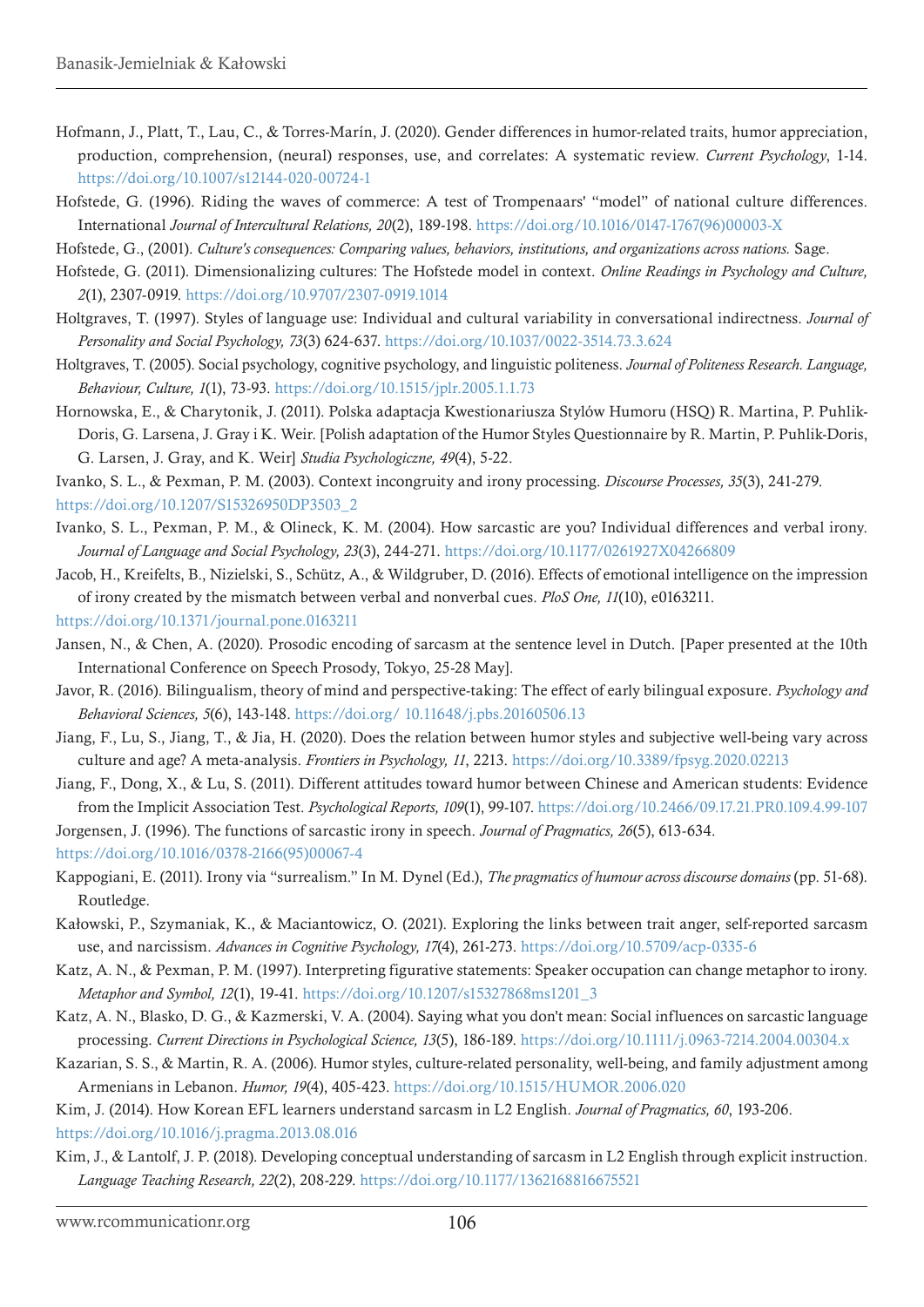Hofmann, J., Platt, T., Lau, C., & Torres-Marín, J. (2020). Gender differences in humor-related traits, humor appreciation, production, comprehension, (neural) responses, use, and correlates: A systematic review. *Current Psychology*, 1-14. https://doi.org/10.1007/s12144-020-00724-1

Hofstede, G. (1996). Riding the waves of commerce: A test of Trompenaars' "model" of national culture differences. International *Journal of Intercultural Relations, 20*(2), 189-198. https://doi.org/10.1016/0147-1767(96)00003-X

Hofstede, G., (2001). *Culture's consequences: Comparing values, behaviors, institutions, and organizations across nations.* Sage.

Hofstede, G. (2011). Dimensionalizing cultures: The Hofstede model in context. *Online Readings in Psychology and Culture, 2*(1), 2307-0919. https://doi.org/10.9707/2307-0919.1014

Holtgraves, T. (1997). Styles of language use: Individual and cultural variability in conversational indirectness. *Journal of Personality and Social Psychology, 73*(3) 624-637. https://doi.org/10.1037/0022-3514.73.3.624

Holtgraves, T. (2005). Social psychology, cognitive psychology, and linguistic politeness. *Journal of Politeness Research. Language, Behaviour, Culture, 1*(1), 73-93. https://doi.org/10.1515/jplr.2005.1.1.73

Hornowska, E., & Charytonik, J. (2011). Polska adaptacja Kwestionariusza Stylów Humoru (HSQ) R. Martina, P. Puhlik-Doris, G. Larsena, J. Gray i K. Weir. [Polish adaptation of the Humor Styles Questionnaire by R. Martin, P. Puhlik-Doris, G. Larsen, J. Gray, and K. Weir] *Studia Psychologiczne, 49*(4), 5-22.

Ivanko, S. L., & Pexman, P. M. (2003). Context incongruity and irony processing. *Discourse Processes, 35*(3), 241-279. https://doi.org/10.1207/S15326950DP3503_2

Ivanko, S. L., Pexman, P. M., & Olineck, K. M. (2004). How sarcastic are you? Individual differences and verbal irony. *Journal of Language and Social Psychology, 23*(3), 244-271. https://doi.org/10.1177/0261927X04266809

Jacob, H., Kreifelts, B., Nizielski, S., Schütz, A., & Wildgruber, D. (2016). Effects of emotional intelligence on the impression of irony created by the mismatch between verbal and nonverbal cues. *PloS One, 11*(10), e0163211. https://doi.org/10.1371/journal.pone.0163211

Jansen, N., & Chen, A. (2020). Prosodic encoding of sarcasm at the sentence level in Dutch. [Paper presented at the 10th International Conference on Speech Prosody, Tokyo, 25-28 May].

Javor, R. (2016). Bilingualism, theory of mind and perspective-taking: The effect of early bilingual exposure. *Psychology and Behavioral Sciences, 5*(6), 143-148. https://doi.org/ 10.11648/j.pbs.20160506.13

Jiang, F., Lu, S., Jiang, T., & Jia, H. (2020). Does the relation between humor styles and subjective well-being vary across culture and age? A meta-analysis. *Frontiers in Psychology, 11*, 2213. https://doi.org/10.3389/fpsyg.2020.02213

Jiang, F., Dong, X., & Lu, S. (2011). Different attitudes toward humor between Chinese and American students: Evidence from the Implicit Association Test. *Psychological Reports, 109*(1), 99-107. https://doi.org/10.2466/09.17.21.PR0.109.4.99-107

Jorgensen, J. (1996). The functions of sarcastic irony in speech. *Journal of Pragmatics, 26*(5), 613-634. https://doi.org/10.1016/0378-2166(95)00067-4

Kappogiani, E. (2011). Irony via "surrealism." In M. Dynel (Ed.), *The pragmatics of humour across discourse domains* (pp. 51-68). Routledge.

Kałowski, P., Szymaniak, K., & Maciantowicz, O. (2021). Exploring the links between trait anger, self-reported sarcasm use, and narcissism. *Advances in Cognitive Psychology, 17*(4), 261-273. https://doi.org/10.5709/acp-0335-6

Katz, A. N., & Pexman, P. M. (1997). Interpreting figurative statements: Speaker occupation can change metaphor to irony. *Metaphor and Symbol, 12*(1), 19-41. https://doi.org/10.1207/s15327868ms1201_3

Katz, A. N., Blasko, D. G., & Kazmerski, V. A. (2004). Saying what you don't mean: Social influences on sarcastic language processing. *Current Directions in Psychological Science, 13*(5), 186-189. https://doi.org/10.1111/j.0963-7214.2004.00304.x

Kazarian, S. S., & Martin, R. A. (2006). Humor styles, culture-related personality, well-being, and family adjustment among Armenians in Lebanon. *Humor, 19*(4), 405-423. https://doi.org/10.1515/HUMOR.2006.020

Kim, J. (2014). How Korean EFL learners understand sarcasm in L2 English. *Journal of Pragmatics, 60*, 193-206. https://doi.org/10.1016/j.pragma.2013.08.016

Kim, J., & Lantolf, J. P. (2018). Developing conceptual understanding of sarcasm in L2 English through explicit instruction. *Language Teaching Research, 22*(2), 208-229. https://doi.org/10.1177/1362168816675521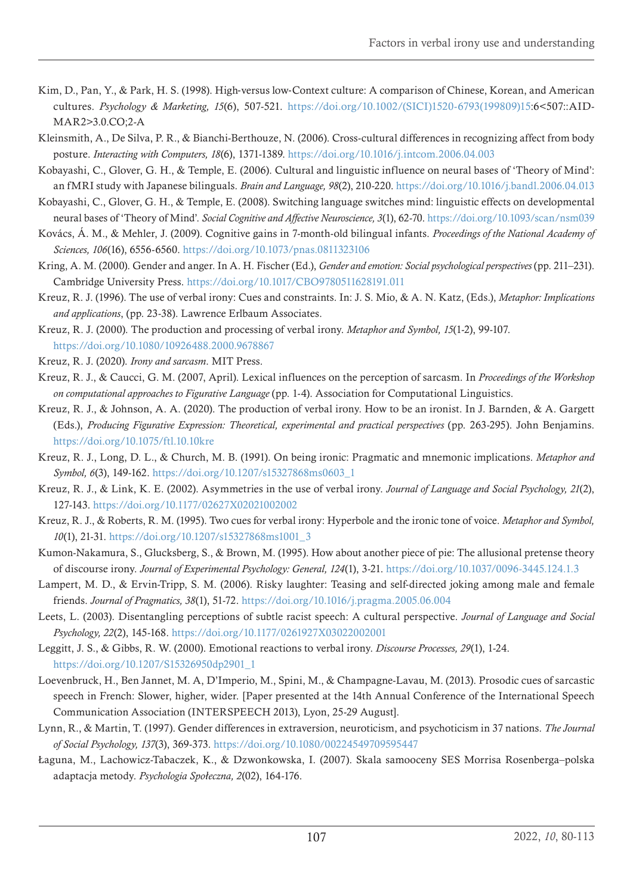Kim, D., Pan, Y., & Park, H. S. (1998). High-versus low-Context culture: A comparison of Chinese, Korean, and American cultures. *Psychology & Marketing, 15*(6), 507-521. https://doi.org/10.1002/(SICI)1520-6793(199809)15:6<507::AID-MAR2>3.0.CO;2-A

Kleinsmith, A., De Silva, P. R., & Bianchi-Berthouze, N. (2006). Cross-cultural differences in recognizing affect from body posture. *Interacting with Computers, 18*(6), 1371-1389. https://doi.org/10.1016/j.intcom.2006.04.003

Kobayashi, C., Glover, G. H., & Temple, E. (2006). Cultural and linguistic influence on neural bases of 'Theory of Mind': an fMRI study with Japanese bilinguals. *Brain and Language, 98*(2), 210-220. https://doi.org/10.1016/j.bandl.2006.04.013

Kobayashi, C., Glover, G. H., & Temple, E. (2008). Switching language switches mind: linguistic effects on developmental neural bases of 'Theory of Mind'. *Social Cognitive and Affective Neuroscience, 3*(1), 62-70. https://doi.org/10.1093/scan/nsm039

Kovács, Á. M., & Mehler, J. (2009). Cognitive gains in 7-month-old bilingual infants. *Proceedings of the National Academy of Sciences, 106*(16), 6556-6560. https://doi.org/10.1073/pnas.0811323106

Kring, A. M. (2000). Gender and anger. In A. H. Fischer (Ed.), *Gender and emotion: Social psychological perspectives* (pp. 211–231). Cambridge University Press. https://doi.org/10.1017/CBO9780511628191.011

Kreuz, R. J. (1996). The use of verbal irony: Cues and constraints. In: J. S. Mio, & A. N. Katz, (Eds.), *Metaphor: Implications and applications*, (pp. 23-38). Lawrence Erlbaum Associates.

Kreuz, R. J. (2000). The production and processing of verbal irony. *Metaphor and Symbol, 15*(1-2), 99-107. https://doi.org/10.1080/10926488.2000.9678867

Kreuz, R. J. (2020). *Irony and sarcasm*. MIT Press.

Kreuz, R. J., & Caucci, G. M. (2007, April). Lexical influences on the perception of sarcasm. In *Proceedings of the Workshop on computational approaches to Figurative Language* (pp. 1-4). Association for Computational Linguistics.

Kreuz, R. J., & Johnson, A. A. (2020). The production of verbal irony. How to be an ironist. In J. Barnden, & A. Gargett (Eds.), *Producing Figurative Expression: Theoretical, experimental and practical perspectives* (pp. 263-295). John Benjamins. https://doi.org/10.1075/ftl.10.10kre

Kreuz, R. J., Long, D. L., & Church, M. B. (1991). On being ironic: Pragmatic and mnemonic implications. *Metaphor and Symbol, 6*(3), 149-162. https://doi.org/10.1207/s15327868ms0603_1

Kreuz, R. J., & Link, K. E. (2002). Asymmetries in the use of verbal irony. *Journal of Language and Social Psychology, 21*(2), 127-143. https://doi.org/10.1177/02627X02021002002

Kreuz, R. J., & Roberts, R. M. (1995). Two cues for verbal irony: Hyperbole and the ironic tone of voice. *Metaphor and Symbol, 10*(1), 21-31. https://doi.org/10.1207/s15327868ms1001_3

Kumon-Nakamura, S., Glucksberg, S., & Brown, M. (1995). How about another piece of pie: The allusional pretense theory of discourse irony. *Journal of Experimental Psychology: General, 124*(1), 3-21. https://doi.org/10.1037/0096-3445.124.1.3

Lampert, M. D., & Ervin-Tripp, S. M. (2006). Risky laughter: Teasing and self-directed joking among male and female friends. *Journal of Pragmatics, 38*(1), 51-72. https://doi.org/10.1016/j.pragma.2005.06.004

Leets, L. (2003). Disentangling perceptions of subtle racist speech: A cultural perspective. *Journal of Language and Social Psychology, 22*(2), 145-168. https://doi.org/10.1177/0261927X03022002001

Leggitt, J. S., & Gibbs, R. W. (2000). Emotional reactions to verbal irony. *Discourse Processes, 29*(1), 1-24. https://doi.org/10.1207/S15326950dp2901_1

Loevenbruck, H., Ben Jannet, M. A, D'Imperio, M., Spini, M., & Champagne-Lavau, M. (2013). Prosodic cues of sarcastic speech in French: Slower, higher, wider. [Paper presented at the 14th Annual Conference of the International Speech Communication Association (INTERSPEECH 2013), Lyon, 25-29 August].

Lynn, R., & Martin, T. (1997). Gender differences in extraversion, neuroticism, and psychoticism in 37 nations. *The Journal of Social Psychology, 137*(3), 369-373. https://doi.org/10.1080/00224549709595447

Łaguna, M., Lachowicz-Tabaczek, K., & Dzwonkowska, I. (2007). Skala samooceny SES Morrisa Rosenberga–polska adaptacja metody. *Psychologia Społeczna, 2*(02), 164-176.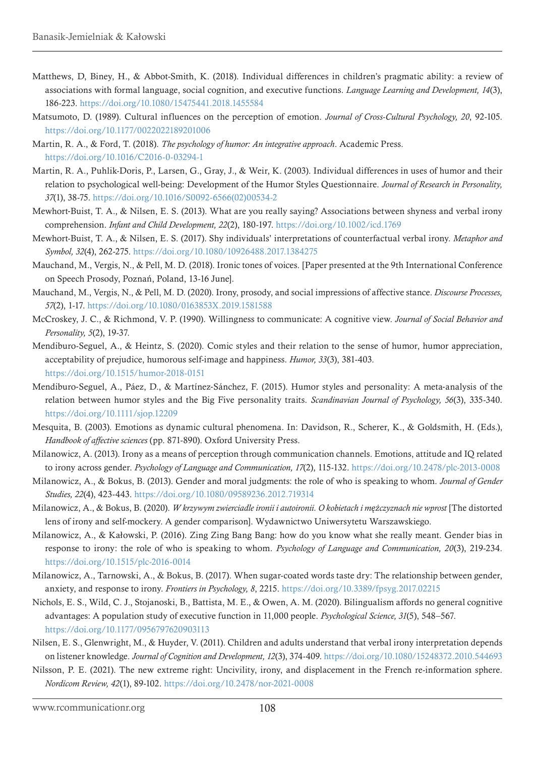Matthews, D, Biney, H., & Abbot-Smith, K. (2018). Individual differences in children's pragmatic ability: a review of associations with formal language, social cognition, and executive functions. *Language Learning and Development, 14*(3), 186-223. https://doi.org/10.1080/15475441.2018.1455584

Matsumoto, D. (1989). Cultural influences on the perception of emotion. *Journal of Cross-Cultural Psychology, 20*, 92-105. https://doi.org/10.1177/0022022189201006

Martin, R. A., & Ford, T. (2018). *The psychology of humor: An integrative approach*. Academic Press. https://doi.org/10.1016/C2016-0-03294-1

Martin, R. A., Puhlik-Doris, P., Larsen, G., Gray, J., & Weir, K. (2003). Individual differences in uses of humor and their relation to psychological well-being: Development of the Humor Styles Questionnaire. *Journal of Research in Personality, 37*(1), 38-75. https://doi.org/10.1016/S0092-6566(02)00534-2

Mewhort-Buist, T. A., & Nilsen, E. S. (2013). What are you really saying? Associations between shyness and verbal irony comprehension. *Infant and Child Development, 22*(2), 180-197. https://doi.org/10.1002/icd.1769

Mewhort-Buist, T. A., & Nilsen, E. S. (2017). Shy individuals' interpretations of counterfactual verbal irony. *Metaphor and Symbol, 32*(4), 262-275. https://doi.org/10.1080/10926488.2017.1384275

Mauchand, M., Vergis, N., & Pell, M. D. (2018). Ironic tones of voices. [Paper presented at the 9th International Conference on Speech Prosody, Poznań, Poland, 13-16 June].

Mauchand, M., Vergis, N., & Pell, M. D. (2020). Irony, prosody, and social impressions of affective stance. *Discourse Processes, 57*(2), 1-17. https://doi.org/10.1080/0163853X.2019.1581588

McCroskey, J. C., & Richmond, V. P. (1990). Willingness to communicate: A cognitive view. *Journal of Social Behavior and Personality, 5*(2), 19-37.

Mendiburo-Seguel, A., & Heintz, S. (2020). Comic styles and their relation to the sense of humor, humor appreciation, acceptability of prejudice, humorous self-image and happiness. *Humor, 33*(3), 381-403. https://doi.org/10.1515/humor-2018-0151

Mendiburo-Seguel, A., Páez, D., & Martínez-Sánchez, F. (2015). Humor styles and personality: A meta-analysis of the relation between humor styles and the Big Five personality traits. *Scandinavian Journal of Psychology, 56*(3), 335-340. https://doi.org/10.1111/sjop.12209

Mesquita, B. (2003). Emotions as dynamic cultural phenomena. In: Davidson, R., Scherer, K., & Goldsmith, H. (Eds.), *Handbook of affective sciences* (pp. 871-890). Oxford University Press.

Milanowicz, A. (2013). Irony as a means of perception through communication channels. Emotions, attitude and IQ related to irony across gender. *Psychology of Language and Communication, 17*(2), 115-132. https://doi.org/10.2478/plc-2013-0008

Milanowicz, A., & Bokus, B. (2013). Gender and moral judgments: the role of who is speaking to whom. *Journal of Gender Studies, 22*(4), 423-443. https://doi.org/10.1080/09589236.2012.719314

Milanowicz, A., & Bokus, B. (2020). *W krzywym zwierciadle ironii i autoironii. O kobietach i mężczyznach nie wprost* [The distorted lens of irony and self-mockery. A gender comparison]. Wydawnictwo Uniwersytetu Warszawskiego.

Milanowicz, A., & Kałowski, P. (2016). Zing Zing Bang Bang: how do you know what she really meant. Gender bias in response to irony: the role of who is speaking to whom. *Psychology of Language and Communication, 20*(3), 219-234. https://doi.org/10.1515/plc-2016-0014

Milanowicz, A., Tarnowski, A., & Bokus, B. (2017). When sugar-coated words taste dry: The relationship between gender, anxiety, and response to irony. *Frontiers in Psychology, 8*, 2215. https://doi.org/10.3389/fpsyg.2017.02215

Nichols, E. S., Wild, C. J., Stojanoski, B., Battista, M. E., & Owen, A. M. (2020). Bilingualism affords no general cognitive advantages: A population study of executive function in 11,000 people. *Psychological Science, 31*(5), 548–567. https://doi.org/10.1177/0956797620903113

Nilsen, E. S., Glenwright, M., & Huyder, V. (2011). Children and adults understand that verbal irony interpretation depends on listener knowledge. *Journal of Cognition and Development, 12*(3), 374-409. https://doi.org/10.1080/15248372.2010.544693

Nilsson, P. E. (2021). The new extreme right: Uncivility, irony, and displacement in the French re-information sphere. *Nordicom Review, 42*(1), 89-102. https://doi.org/10.2478/nor-2021-0008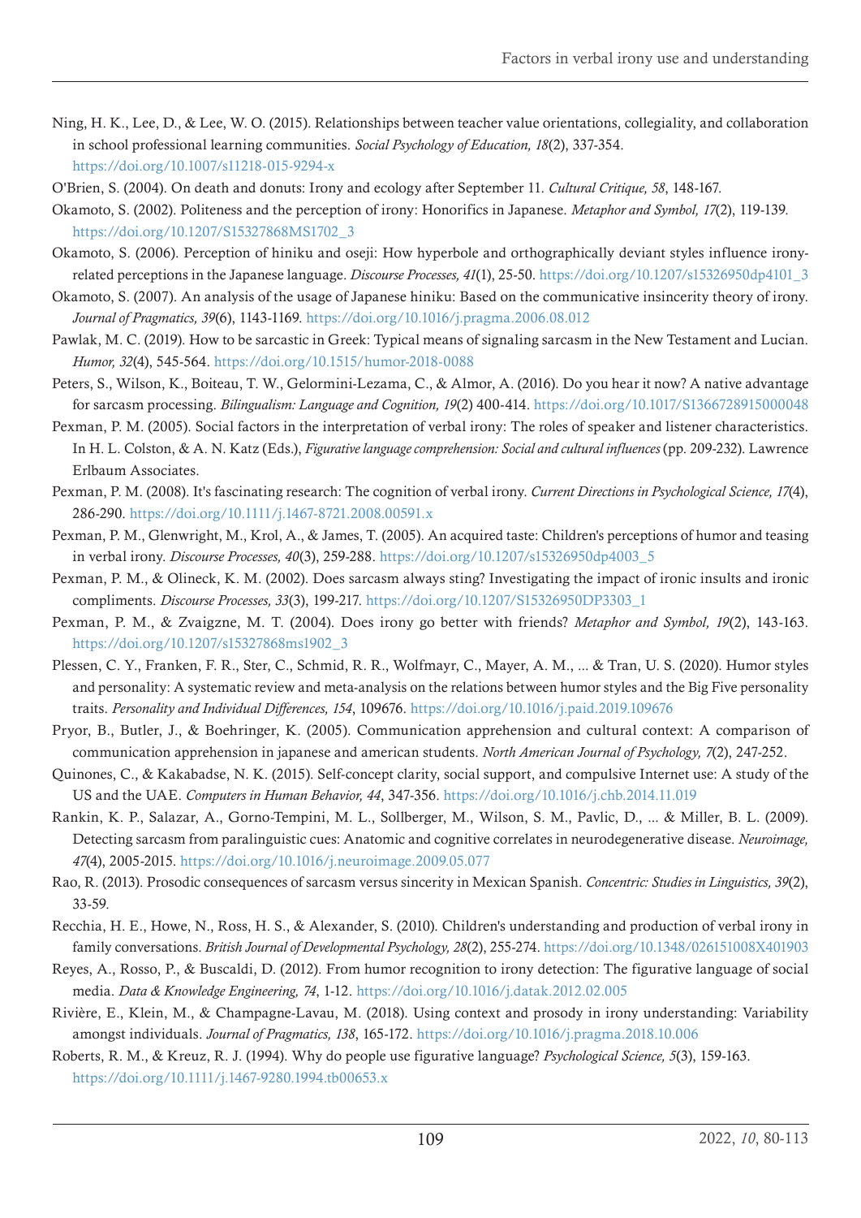Ning, H. K., Lee, D., & Lee, W. O. (2015). Relationships between teacher value orientations, collegiality, and collaboration in school professional learning communities. *Social Psychology of Education, 18*(2), 337-354. https://doi.org/10.1007/s11218-015-9294-x

O'Brien, S. (2004). On death and donuts: Irony and ecology after September 11. *Cultural Critique, 58*, 148-167.

Okamoto, S. (2002). Politeness and the perception of irony: Honorifics in Japanese. *Metaphor and Symbol, 17*(2), 119-139. https://doi.org/10.1207/S15327868MS1702_3

Okamoto, S. (2006). Perception of hiniku and oseji: How hyperbole and orthographically deviant styles influence irony-related perceptions in the Japanese language. *Discourse Processes, 41*(1), 25-50. https://doi.org/10.1207/s15326950dp4101_3

Okamoto, S. (2007). An analysis of the usage of Japanese hiniku: Based on the communicative insincerity theory of irony. *Journal of Pragmatics, 39*(6), 1143-1169. https://doi.org/10.1016/j.pragma.2006.08.012

Pawlak, M. C. (2019). How to be sarcastic in Greek: Typical means of signaling sarcasm in the New Testament and Lucian. *Humor, 32*(4), 545-564. https://doi.org/10.1515/humor-2018-0088

Peters, S., Wilson, K., Boiteau, T. W., Gelormini-Lezama, C., & Almor, A. (2016). Do you hear it now? A native advantage for sarcasm processing. *Bilingualism: Language and Cognition, 19*(2) 400-414. https://doi.org/10.1017/S1366728915000048

Pexman, P. M. (2005). Social factors in the interpretation of verbal irony: The roles of speaker and listener characteristics. In H. L. Colston, & A. N. Katz (Eds.), *Figurative language comprehension: Social and cultural influences* (pp. 209-232). Lawrence Erlbaum Associates.

Pexman, P. M. (2008). It's fascinating research: The cognition of verbal irony. *Current Directions in Psychological Science, 17*(4), 286-290. https://doi.org/10.1111/j.1467-8721.2008.00591.x

Pexman, P. M., Glenwright, M., Krol, A., & James, T. (2005). An acquired taste: Children's perceptions of humor and teasing in verbal irony. *Discourse Processes, 40*(3), 259-288. https://doi.org/10.1207/s15326950dp4003_5

Pexman, P. M., & Olineck, K. M. (2002). Does sarcasm always sting? Investigating the impact of ironic insults and ironic compliments. *Discourse Processes, 33*(3), 199-217. https://doi.org/10.1207/S15326950DP3303_1

Pexman, P. M., & Zvaigzne, M. T. (2004). Does irony go better with friends? *Metaphor and Symbol, 19*(2), 143-163. https://doi.org/10.1207/s15327868ms1902_3

Plessen, C. Y., Franken, F. R., Ster, C., Schmid, R. R., Wolfmayr, C., Mayer, A. M., ... & Tran, U. S. (2020). Humor styles and personality: A systematic review and meta-analysis on the relations between humor styles and the Big Five personality traits. *Personality and Individual Differences, 154*, 109676. https://doi.org/10.1016/j.paid.2019.109676

Pryor, B., Butler, J., & Boehringer, K. (2005). Communication apprehension and cultural context: A comparison of communication apprehension in japanese and american students. *North American Journal of Psychology, 7*(2), 247-252.

Quinones, C., & Kakabadse, N. K. (2015). Self-concept clarity, social support, and compulsive Internet use: A study of the US and the UAE. *Computers in Human Behavior, 44*, 347-356. https://doi.org/10.1016/j.chb.2014.11.019

Rankin, K. P., Salazar, A., Gorno-Tempini, M. L., Sollberger, M., Wilson, S. M., Pavlic, D., ... & Miller, B. L. (2009). Detecting sarcasm from paralinguistic cues: Anatomic and cognitive correlates in neurodegenerative disease. *Neuroimage, 47*(4), 2005-2015. https://doi.org/10.1016/j.neuroimage.2009.05.077

Rao, R. (2013). Prosodic consequences of sarcasm versus sincerity in Mexican Spanish. *Concentric: Studies in Linguistics, 39*(2), 33-59.

Recchia, H. E., Howe, N., Ross, H. S., & Alexander, S. (2010). Children's understanding and production of verbal irony in family conversations. *British Journal of Developmental Psychology, 28*(2), 255-274. https://doi.org/10.1348/026151008X401903

Reyes, A., Rosso, P., & Buscaldi, D. (2012). From humor recognition to irony detection: The figurative language of social media. *Data & Knowledge Engineering, 74*, 1-12. https://doi.org/10.1016/j.datak.2012.02.005

Rivière, E., Klein, M., & Champagne-Lavau, M. (2018). Using context and prosody in irony understanding: Variability amongst individuals. *Journal of Pragmatics, 138*, 165-172. https://doi.org/10.1016/j.pragma.2018.10.006

Roberts, R. M., & Kreuz, R. J. (1994). Why do people use figurative language? *Psychological Science, 5*(3), 159-163. https://doi.org/10.1111/j.1467-9280.1994.tb00653.x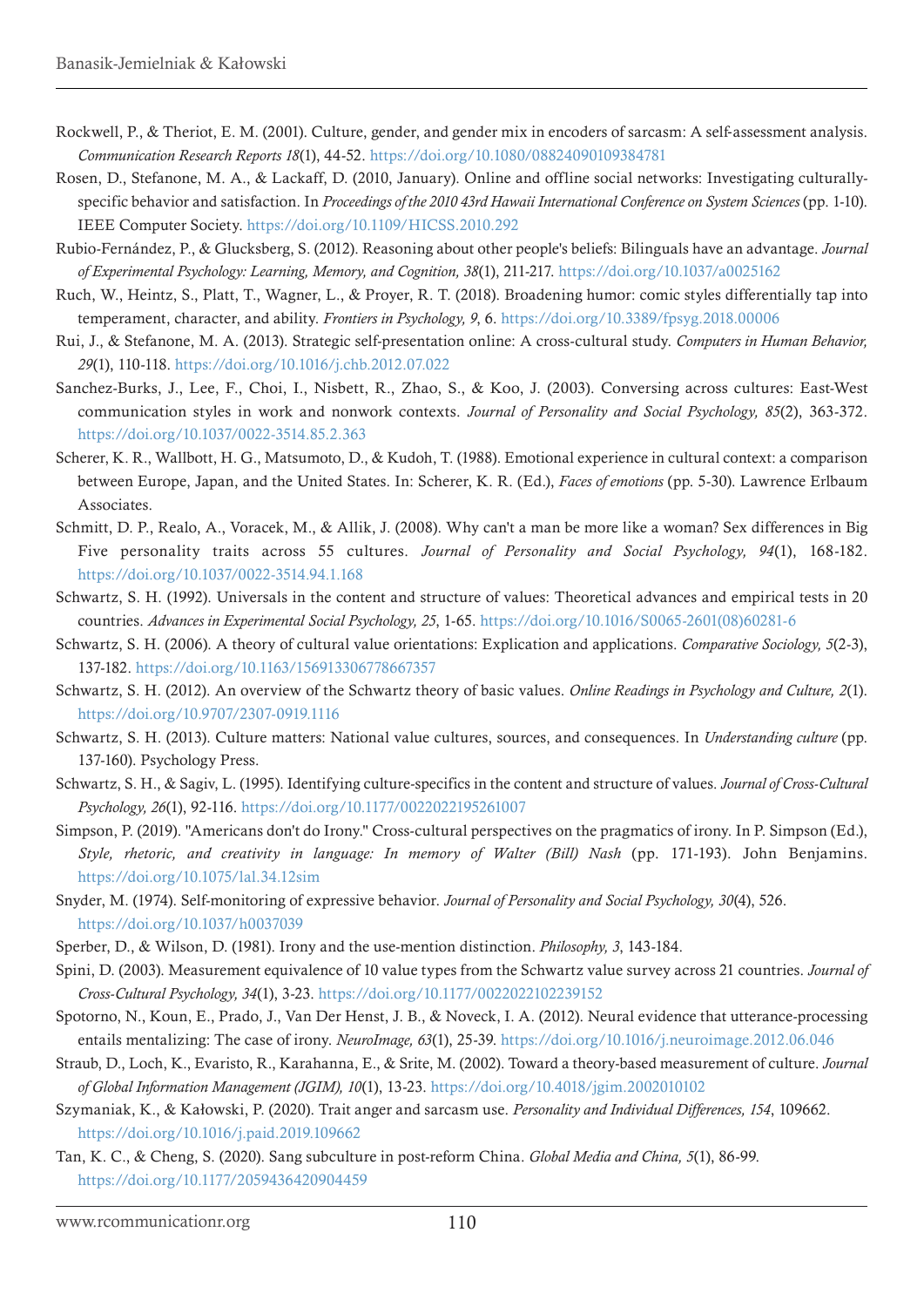Rockwell, P., & Theriot, E. M. (2001). Culture, gender, and gender mix in encoders of sarcasm: A self-assessment analysis. *Communication Research Reports 18*(1), 44-52. https://doi.org/10.1080/08824090109384781

Rosen, D., Stefanone, M. A., & Lackaff, D. (2010, January). Online and offline social networks: Investigating culturally-specific behavior and satisfaction. In *Proceedings of the 2010 43rd Hawaii International Conference on System Sciences* (pp. 1-10). IEEE Computer Society. https://doi.org/10.1109/HICSS.2010.292

Rubio-Fernández, P., & Glucksberg, S. (2012). Reasoning about other people's beliefs: Bilinguals have an advantage. *Journal of Experimental Psychology: Learning, Memory, and Cognition, 38*(1), 211-217. https://doi.org/10.1037/a0025162

Ruch, W., Heintz, S., Platt, T., Wagner, L., & Proyer, R. T. (2018). Broadening humor: comic styles differentially tap into temperament, character, and ability. *Frontiers in Psychology, 9*, 6. https://doi.org/10.3389/fpsyg.2018.00006

Rui, J., & Stefanone, M. A. (2013). Strategic self-presentation online: A cross-cultural study. *Computers in Human Behavior, 29*(1), 110-118. https://doi.org/10.1016/j.chb.2012.07.022

Sanchez-Burks, J., Lee, F., Choi, I., Nisbett, R., Zhao, S., & Koo, J. (2003). Conversing across cultures: East-West communication styles in work and nonwork contexts. *Journal of Personality and Social Psychology, 85*(2), 363-372. https://doi.org/10.1037/0022-3514.85.2.363

Scherer, K. R., Wallbott, H. G., Matsumoto, D., & Kudoh, T. (1988). Emotional experience in cultural context: a comparison between Europe, Japan, and the United States. In: Scherer, K. R. (Ed.), *Faces of emotions* (pp. 5-30). Lawrence Erlbaum Associates.

Schmitt, D. P., Realo, A., Voracek, M., & Allik, J. (2008). Why can't a man be more like a woman? Sex differences in Big Five personality traits across 55 cultures. *Journal of Personality and Social Psychology, 94*(1), 168-182. https://doi.org/10.1037/0022-3514.94.1.168

Schwartz, S. H. (1992). Universals in the content and structure of values: Theoretical advances and empirical tests in 20 countries. *Advances in Experimental Social Psychology, 25*, 1-65. https://doi.org/10.1016/S0065-2601(08)60281-6

Schwartz, S. H. (2006). A theory of cultural value orientations: Explication and applications. *Comparative Sociology, 5*(2-3), 137-182. https://doi.org/10.1163/156913306778667357

Schwartz, S. H. (2012). An overview of the Schwartz theory of basic values. *Online Readings in Psychology and Culture, 2*(1). https://doi.org/10.9707/2307-0919.1116

Schwartz, S. H. (2013). Culture matters: National value cultures, sources, and consequences. In *Understanding culture* (pp. 137-160). Psychology Press.

Schwartz, S. H., & Sagiv, L. (1995). Identifying culture-specifics in the content and structure of values. *Journal of Cross-Cultural Psychology, 26*(1), 92-116. https://doi.org/10.1177/0022022195261007

Simpson, P. (2019). "Americans don't do Irony." Cross-cultural perspectives on the pragmatics of irony. In P. Simpson (Ed.), *Style, rhetoric, and creativity in language: In memory of Walter (Bill) Nash* (pp. 171-193). John Benjamins. https://doi.org/10.1075/lal.34.12sim

Snyder, M. (1974). Self-monitoring of expressive behavior. *Journal of Personality and Social Psychology, 30*(4), 526. https://doi.org/10.1037/h0037039

Sperber, D., & Wilson, D. (1981). Irony and the use-mention distinction. *Philosophy, 3*, 143-184.

Spini, D. (2003). Measurement equivalence of 10 value types from the Schwartz value survey across 21 countries. *Journal of Cross-Cultural Psychology, 34*(1), 3-23. https://doi.org/10.1177/0022022102239152

Spotorno, N., Koun, E., Prado, J., Van Der Henst, J. B., & Noveck, I. A. (2012). Neural evidence that utterance-processing entails mentalizing: The case of irony. *NeuroImage, 63*(1), 25-39. https://doi.org/10.1016/j.neuroimage.2012.06.046

Straub, D., Loch, K., Evaristo, R., Karahanna, E., & Srite, M. (2002). Toward a theory-based measurement of culture. *Journal of Global Information Management (JGIM), 10*(1), 13-23. https://doi.org/10.4018/jgim.2002010102

Szymaniak, K., & Kałowski, P. (2020). Trait anger and sarcasm use. *Personality and Individual Differences, 154*, 109662. https://doi.org/10.1016/j.paid.2019.109662

Tan, K. C., & Cheng, S. (2020). Sang subculture in post-reform China. *Global Media and China, 5*(1), 86-99. https://doi.org/10.1177/2059436420904459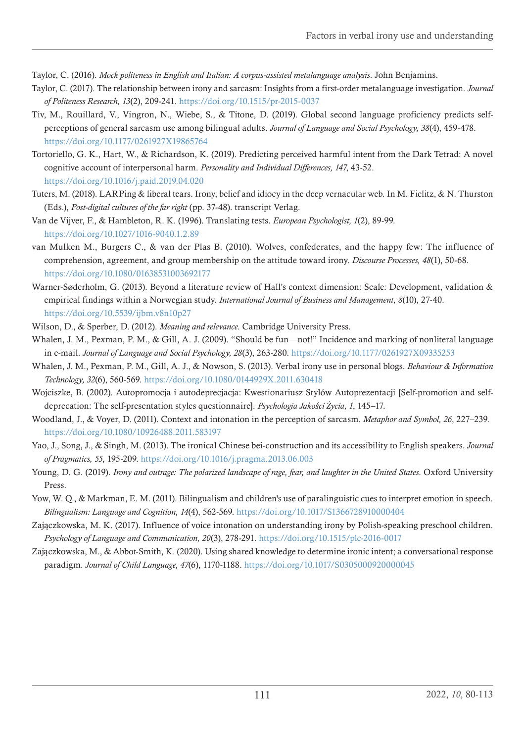Taylor, C. (2016). *Mock politeness in English and Italian: A corpus-assisted metalanguage analysis*. John Benjamins.

Taylor, C. (2017). The relationship between irony and sarcasm: Insights from a first-order metalanguage investigation. *Journal of Politeness Research, 13*(2), 209-241. https://doi.org/10.1515/pr-2015-0037

Tiv, M., Rouillard, V., Vingron, N., Wiebe, S., & Titone, D. (2019). Global second language proficiency predicts self-perceptions of general sarcasm use among bilingual adults. *Journal of Language and Social Psychology, 38*(4), 459-478. https://doi.org/10.1177/0261927X19865764

Tortoriello, G. K., Hart, W., & Richardson, K. (2019). Predicting perceived harmful intent from the Dark Tetrad: A novel cognitive account of interpersonal harm. *Personality and Individual Differences, 147*, 43-52. https://doi.org/10.1016/j.paid.2019.04.020

Tuters, M. (2018). LARPing & liberal tears. Irony, belief and idiocy in the deep vernacular web. In M. Fielitz, & N. Thurston (Eds.), *Post-digital cultures of the far right* (pp. 37-48). transcript Verlag.

Van de Vijver, F., & Hambleton, R. K. (1996). Translating tests. *European Psychologist, 1*(2), 89-99. https://doi.org/10.1027/1016-9040.1.2.89

van Mulken M., Burgers C., & van der Plas B. (2010). Wolves, confederates, and the happy few: The influence of comprehension, agreement, and group membership on the attitude toward irony. *Discourse Processes, 48*(1), 50-68. https://doi.org/10.1080/01638531003692177

Warner-Søderholm, G. (2013). Beyond a literature review of Hall's context dimension: Scale: Development, validation & empirical findings within a Norwegian study. *International Journal of Business and Management, 8*(10), 27-40. https://doi.org/10.5539/ijbm.v8n10p27

Wilson, D., & Sperber, D. (2012). *Meaning and relevance*. Cambridge University Press.

Whalen, J. M., Pexman, P. M., & Gill, A. J. (2009). "Should be fun—not!" Incidence and marking of nonliteral language in e-mail. *Journal of Language and Social Psychology, 28*(3), 263-280. https://doi.org/10.1177/0261927X09335253

Whalen, J. M., Pexman, P. M., Gill, A. J., & Nowson, S. (2013). Verbal irony use in personal blogs. *Behaviour & Information Technology, 32*(6), 560-569. https://doi.org/10.1080/0144929X.2011.630418

Wojciszke, B. (2002). Autopromocja i autodeprecjacja: Kwestionariusz Stylów Autoprezentacji [Self-promotion and self-deprecation: The self-presentation styles questionnaire]. *Psychologia Jakości Życia, 1*, 145–17.

Woodland, J., & Voyer, D. (2011). Context and intonation in the perception of sarcasm. *Metaphor and Symbol, 26*, 227–239. https://doi.org/10.1080/10926488.2011.583197

Yao, J., Song, J., & Singh, M. (2013). The ironical Chinese bei-construction and its accessibility to English speakers. *Journal of Pragmatics, 55*, 195-209. https://doi.org/10.1016/j.pragma.2013.06.003

Young, D. G. (2019). *Irony and outrage: The polarized landscape of rage, fear, and laughter in the United States*. Oxford University Press.

Yow, W. Q., & Markman, E. M. (2011). Bilingualism and children's use of paralinguistic cues to interpret emotion in speech. *Bilingualism: Language and Cognition, 14*(4), 562-569. https://doi.org/10.1017/S1366728910000404

Zajączkowska, M. K. (2017). Influence of voice intonation on understanding irony by Polish-speaking preschool children. *Psychology of Language and Communication, 20*(3), 278-291. https://doi.org/10.1515/plc-2016-0017

Zajączkowska, M., & Abbot-Smith, K. (2020). Using shared knowledge to determine ironic intent; a conversational response paradigm. *Journal of Child Language, 47*(6), 1170-1188. https://doi.org/10.1017/S0305000920000045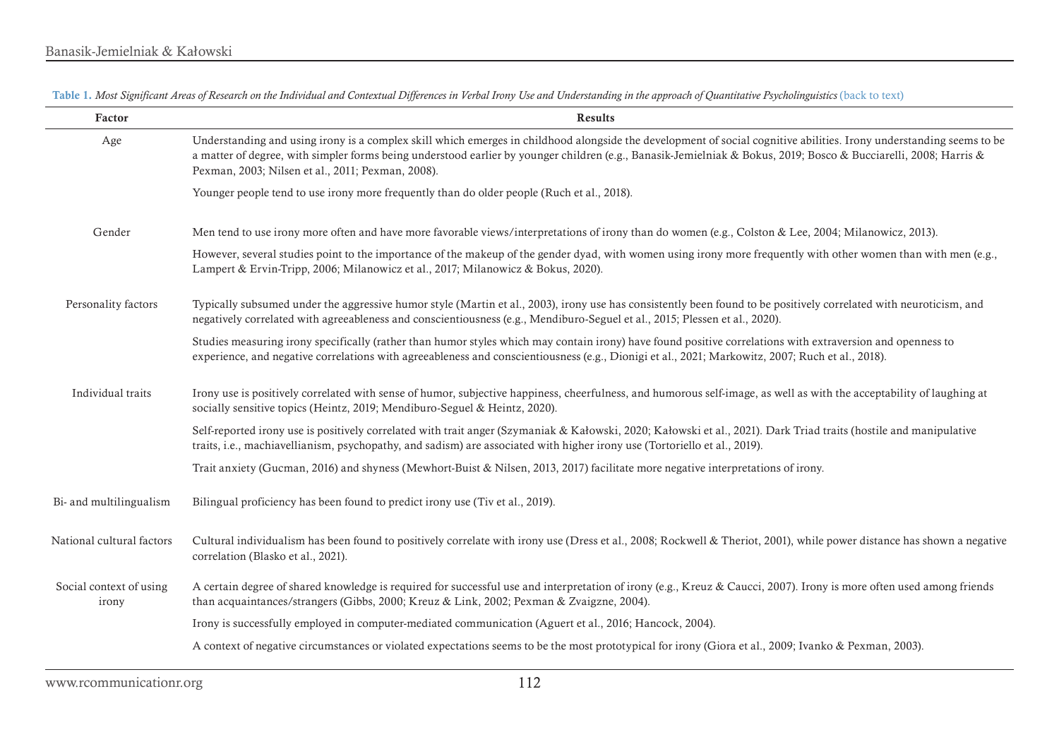**Table 1.** *Most Significant Areas of Research on the Individual and Contextual Differences in Verbal Irony Use and Understanding in the approach of Quantitative Psycholinguistics* (back to text)

| Factor | Results |
|---|---|
| Age | Understanding and using irony is a complex skill which emerges in childhood alongside the development of social cognitive abilities. Irony understanding seems to be a matter of degree, with simpler forms being understood earlier by younger children (e.g., Banasik-Jemielniak & Bokus, 2019; Bosco & Bucciarelli, 2008; Harris & Pexman, 2003; Nilsen et al., 2011; Pexman, 2008). |
| | Younger people tend to use irony more frequently than do older people (Ruch et al., 2018). |
| Gender | Men tend to use irony more often and have more favorable views/interpretations of irony than do women (e.g., Colston & Lee, 2004; Milanowicz, 2013). |
| | However, several studies point to the importance of the makeup of the gender dyad, with women using irony more frequently with other women than with men (e.g., Lampert & Ervin-Tripp, 2006; Milanowicz et al., 2017; Milanowicz & Bokus, 2020). |
| Personality factors | Typically subsumed under the aggressive humor style (Martin et al., 2003), irony use has consistently been found to be positively correlated with neuroticism, and negatively correlated with agreeableness and conscientiousness (e.g., Mendiburo-Seguel et al., 2015; Plessen et al., 2020). |
| | Studies measuring irony specifically (rather than humor styles which may contain irony) have found positive correlations with extraversion and openness to experience, and negative correlations with agreeableness and conscientiousness (e.g., Dionigi et al., 2021; Markowitz, 2007; Ruch et al., 2018). |
| Individual traits | Irony use is positively correlated with sense of humor, subjective happiness, cheerfulness, and humorous self-image, as well as with the acceptability of laughing at socially sensitive topics (Heintz, 2019; Mendiburo-Seguel & Heintz, 2020). |
| | Self-reported irony use is positively correlated with trait anger (Szymaniak & Kałowski, 2020; Kałowski et al., 2021). Dark Triad traits (hostile and manipulative traits, i.e., machiavellianism, psychopathy, and sadism) are associated with higher irony use (Tortoriello et al., 2019). |
| | Trait anxiety (Gucman, 2016) and shyness (Mewhort-Buist & Nilsen, 2013, 2017) facilitate more negative interpretations of irony. |
| Bi- and multilingualism | Bilingual proficiency has been found to predict irony use (Tiv et al., 2019). |
| National cultural factors | Cultural individualism has been found to positively correlate with irony use (Dress et al., 2008; Rockwell & Theriot, 2001), while power distance has shown a negative correlation (Blasko et al., 2021). |
| Social context of using irony | A certain degree of shared knowledge is required for successful use and interpretation of irony (e.g., Kreuz & Caucci, 2007). Irony is more often used among friends than acquaintances/strangers (Gibbs, 2000; Kreuz & Link, 2002; Pexman & Zvaigzne, 2004). |
| | Irony is successfully employed in computer-mediated communication (Aguert et al., 2016; Hancock, 2004). |
| | A context of negative circumstances or violated expectations seems to be the most prototypical for irony (Giora et al., 2009; Ivanko & Pexman, 2003). |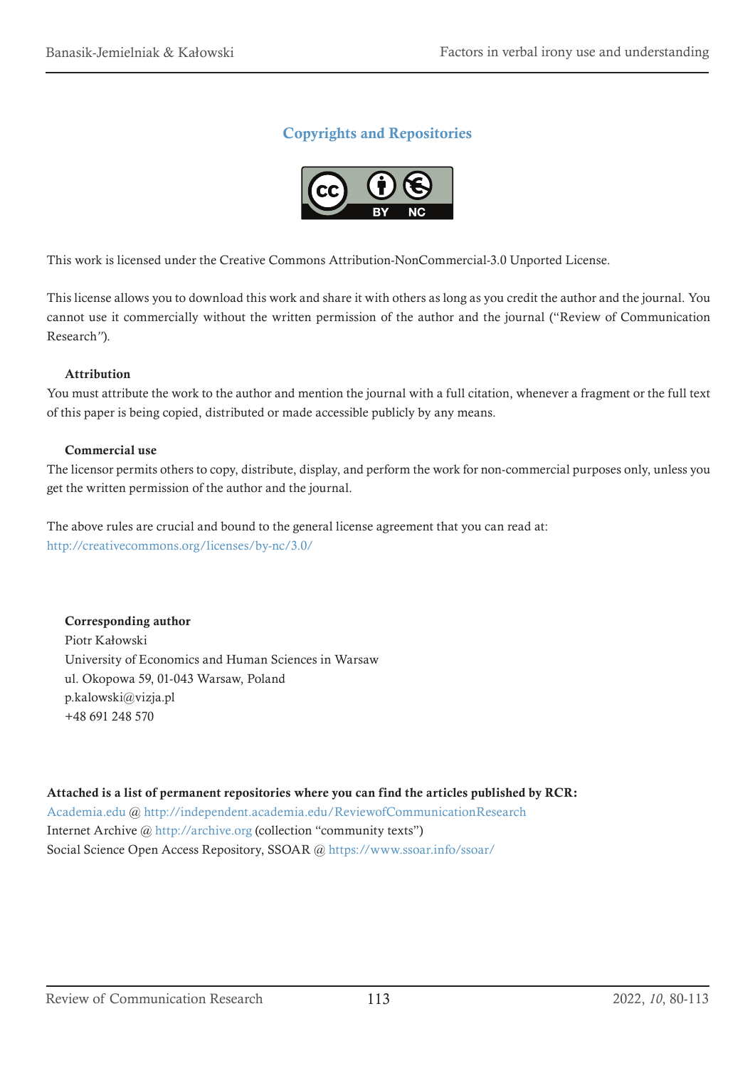## Copyrights and Repositories

This work is licensed under the Creative Commons Attribution-NonCommercial-3.0 Unported License.

This license allows you to download this work and share it with others as long as you credit the author and the journal. You cannot use it commercially without the written permission of the author and the journal ("Review of Communication Research").

**Attribution**

You must attribute the work to the author and mention the journal with a full citation, whenever a fragment or the full text of this paper is being copied, distributed or made accessible publicly by any means.

**Commercial use**

The licensor permits others to copy, distribute, display, and perform the work for non-commercial purposes only, unless you get the written permission of the author and the journal.

The above rules are crucial and bound to the general license agreement that you can read at:
http://creativecommons.org/licenses/by-nc/3.0/

**Corresponding author**

Piotr Kałowski
University of Economics and Human Sciences in Warsaw
ul. Okopowa 59, 01-043 Warsaw, Poland
p.kalowski@vizja.pl
+48 691 248 570

**Attached is a list of permanent repositories where you can find the articles published by RCR:**

Academia.edu @ http://independent.academia.edu/ReviewofCommunicationResearch
Internet Archive @ http://archive.org (collection "community texts")
Social Science Open Access Repository, SSOAR @ https://www.ssoar.info/ssoar/